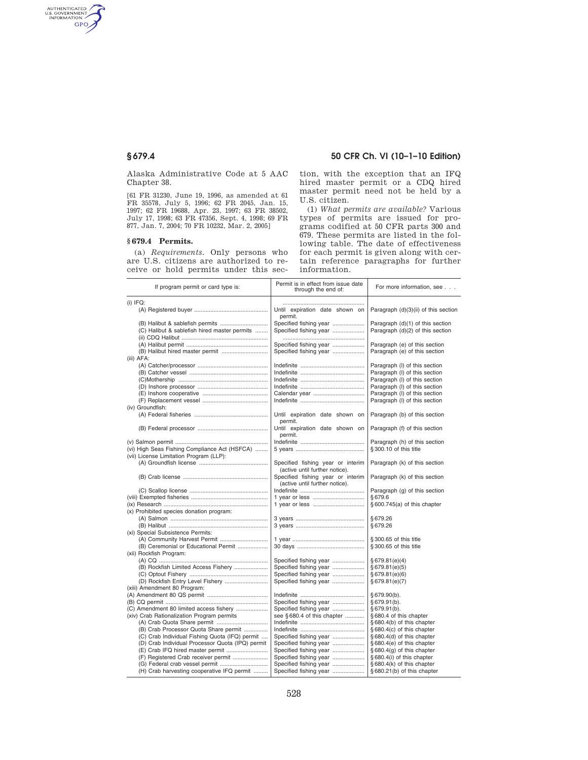Alaska Administrative Code at 5 AAC Chapter 38.

[61 FR 31230, June 19, 1996, as amended at 61 FR 35578, July 5, 1996; 62 FR 2045, Jan. 15, 1997; 62 FR 19688, Apr. 23, 1997; 63 FR 38502, July 17, 1998; 63 FR 47356, Sept. 4, 1998; 69 FR 877, Jan. 7, 2004; 70 FR 10232, Mar. 2, 2005]

## § 679.4 Permits.

(a) *Requirements.* Only persons who are U.S. citizens are authorized to receive or hold permits under this section, with the exception that an IFQ hired master permit or a CDQ hired master permit need not be held by a U.S. citizen.

(1) *What permits are available?* Various types of permits are issued for programs codified at 50 CFR parts 300 and 679. These permits are listed in the following table. The date of effectiveness for each permit is given along with certain reference paragraphs for further information.

| If program permit or card type is: | Permit is in effect from issue date through the end of: | For more information, see . . . |
|---|---|---|
| (i) IFQ: | | |
| (A) Registered buyer | Until expiration date shown on permit. | Paragraph (d)(3)(ii) of this section |
| (B) Halibut & sablefish permits | Specified fishing year | Paragraph (d)(1) of this section |
| (C) Halibut & sablefish hired master permits | Specified fishing year | Paragraph (d)(2) of this section |
| (ii) CDQ Halibut | | |
| (A) Halibut permit | Specified fishing year | Paragraph (e) of this section |
| (B) Halibut hired master permit | Specified fishing year | Paragraph (e) of this section |
| (iii) AFA: | | |
| (A) Catcher/processor | Indefinite | Paragraph (l) of this section |
| (B) Catcher vessel | Indefinite | Paragraph (l) of this section |
| (C)Mothership | Indefinite | Paragraph (l) of this section |
| (D) Inshore processor | Indefinite | Paragraph (l) of this section |
| (E) Inshore cooperative | Calendar year | Paragraph (l) of this section |
| (F) Replacement vessel | Indefinite | Paragraph (l) of this section |
| (iv) Groundfish: | | |
| (A) Federal fisheries | Until expiration date shown on permit. | Paragraph (b) of this section |
| (B) Federal processor | Until expiration date shown on permit. | Paragraph (f) of this section |
| (v) Salmon permit | Indefinite | Paragraph (h) of this section |
| (vi) High Seas Fishing Compliance Act (HSFCA) | 5 years | § 300.10 of this title |
| (vii) License Limitation Program (LLP): | | |
| (A) Groundfish license | Specified fishing year or interim (active until further notice). | Paragraph (k) of this section |
| (B) Crab license | Specified fishing year or interim (active until further notice). | Paragraph (k) of this section |
| (C) Scallop license | Indefinite | Paragraph (g) of this section |
| (viii) Exempted fisheries | 1 year or less | § 679.6 |
| (ix) Research | 1 year or less | § 600.745(a) of this chapter |
| (x) Prohibited species donation program: | | |
| (A) Salmon | 3 years | § 679.26 |
| (B) Halibut | 3 years | § 679.26 |
| (xi) Special Subsistence Permits: | | |
| (A) Community Harvest Permit | 1 year | § 300.65 of this title |
| (B) Ceremonial or Educational Permit | 30 days | § 300.65 of this title |
| (xii) Rockfish Program: | | |
| (A) CQ | Specified fishing year | § 679.81(e)(4) |
| (B) Rockfish Limited Access Fishery | Specified fishing year | § 679.81(e)(5) |
| (C) Optout Fishery | Specified fishing year | § 679.81(e)(6) |
| (D) Rockfish Entry Level Fishery | Specified fishing year | § 679.81(e)(7) |
| (xiii) Amendment 80 Program: | | |
| (A) Amendment 80 QS permit | Indefinite | § 679.90(b). |
| (B) CQ permit | Specified fishing year | § 679.91(b). |
| (C) Amendment 80 limited access fishery | Specified fishing year | § 679.91(b). |
| (xiv) Crab Rationalization Program permits | see § 680.4 of this chapter | § 680.4 of this chapter |
| (A) Crab Quota Share permit | Indefinite | § 680.4(b) of this chapter |
| (B) Crab Processor Quota Share permit | Indefinite | § 680.4(c) of this chapter |
| (C) Crab Individual Fishing Quota (IFQ) permit | Specified fishing year | § 680.4(d) of this chapter |
| (D) Crab Individual Processor Quota (IPQ) permit | Specified fishing year | § 680.4(e) of this chapter |
| (E) Crab IFQ hired master permit | Specified fishing year | § 680.4(g) of this chapter |
| (F) Registered Crab receiver permit | Specified fishing year | § 680.4(i) of this chapter |
| (G) Federal crab vessel permit | Specified fishing year | § 680.4(k) of this chapter |
| (H) Crab harvesting cooperative IFQ permit | Specified fishing year | § 680.21(b) of this chapter |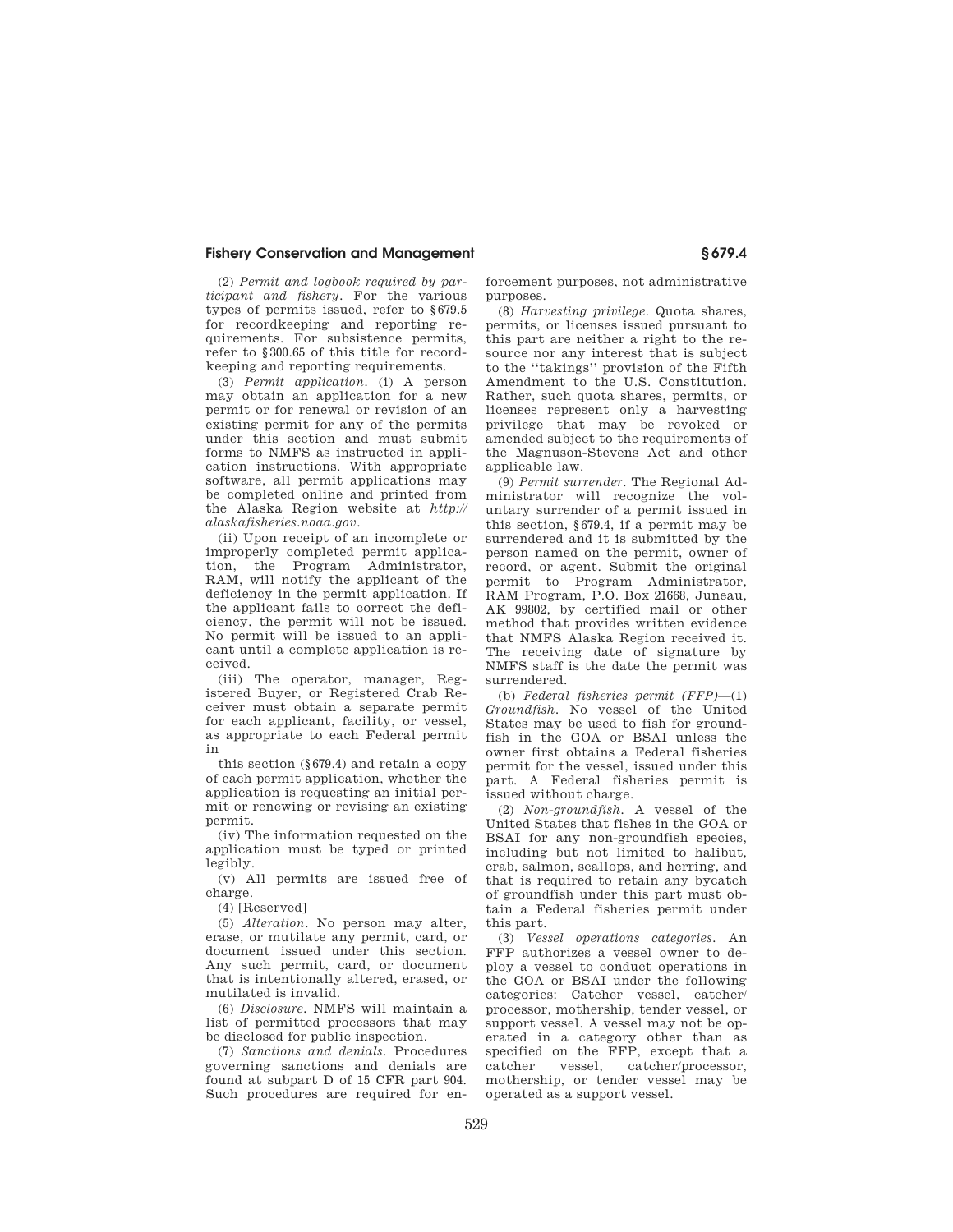(2) *Permit and logbook required by participant and fishery*. For the various types of permits issued, refer to §679.5 for recordkeeping and reporting requirements. For subsistence permits, refer to §300.65 of this title for recordkeeping and reporting requirements.

(3) *Permit application*. (i) A person may obtain an application for a new permit or for renewal or revision of an existing permit for any of the permits under this section and must submit forms to NMFS as instructed in application instructions. With appropriate software, all permit applications may be completed online and printed from the Alaska Region website at *http://alaskafisheries.noaa.gov*.

(ii) Upon receipt of an incomplete or improperly completed permit application, the Program Administrator, RAM, will notify the applicant of the deficiency in the permit application. If the applicant fails to correct the deficiency, the permit will not be issued. No permit will be issued to an applicant until a complete application is received.

(iii) The operator, manager, Registered Buyer, or Registered Crab Receiver must obtain a separate permit for each applicant, facility, or vessel, as appropriate to each Federal permit in this section (§679.4) and retain a copy of each permit application, whether the application is requesting an initial permit or renewing or revising an existing permit.

(iv) The information requested on the application must be typed or printed legibly.

(v) All permits are issued free of charge.

(4) [Reserved]

(5) *Alteration*. No person may alter, erase, or mutilate any permit, card, or document issued under this section. Any such permit, card, or document that is intentionally altered, erased, or mutilated is invalid.

(6) *Disclosure*. NMFS will maintain a list of permitted processors that may be disclosed for public inspection.

(7) *Sanctions and denials*. Procedures governing sanctions and denials are found at subpart D of 15 CFR part 904. Such procedures are required for enforcement purposes, not administrative purposes.

(8) *Harvesting privilege*. Quota shares, permits, or licenses issued pursuant to this part are neither a right to the resource nor any interest that is subject to the "takings" provision of the Fifth Amendment to the U.S. Constitution. Rather, such quota shares, permits, or licenses represent only a harvesting privilege that may be revoked or amended subject to the requirements of the Magnuson-Stevens Act and other applicable law.

(9) *Permit surrender*. The Regional Administrator will recognize the voluntary surrender of a permit issued in this section, §679.4, if a permit may be surrendered and it is submitted by the person named on the permit, owner of record, or agent. Submit the original permit to Program Administrator, RAM Program, P.O. Box 21668, Juneau, AK 99802, by certified mail or other method that provides written evidence that NMFS Alaska Region received it. The receiving date of signature by NMFS staff is the date the permit was surrendered.

(b) *Federal fisheries permit (FFP)*—(1) *Groundfish*. No vessel of the United States may be used to fish for groundfish in the GOA or BSAI unless the owner first obtains a Federal fisheries permit for the vessel, issued under this part. A Federal fisheries permit is issued without charge.

(2) *Non-groundfish*. A vessel of the United States that fishes in the GOA or BSAI for any non-groundfish species, including but not limited to halibut, crab, salmon, scallops, and herring, and that is required to retain any bycatch of groundfish under this part must obtain a Federal fisheries permit under this part.

(3) *Vessel operations categories*. An FFP authorizes a vessel owner to deploy a vessel to conduct operations in the GOA or BSAI under the following categories: Catcher vessel, catcher/processor, mothership, tender vessel, or support vessel. A vessel may not be operated in a category other than as specified on the FFP, except that a catcher vessel, catcher/processor, mothership, or tender vessel may be operated as a support vessel.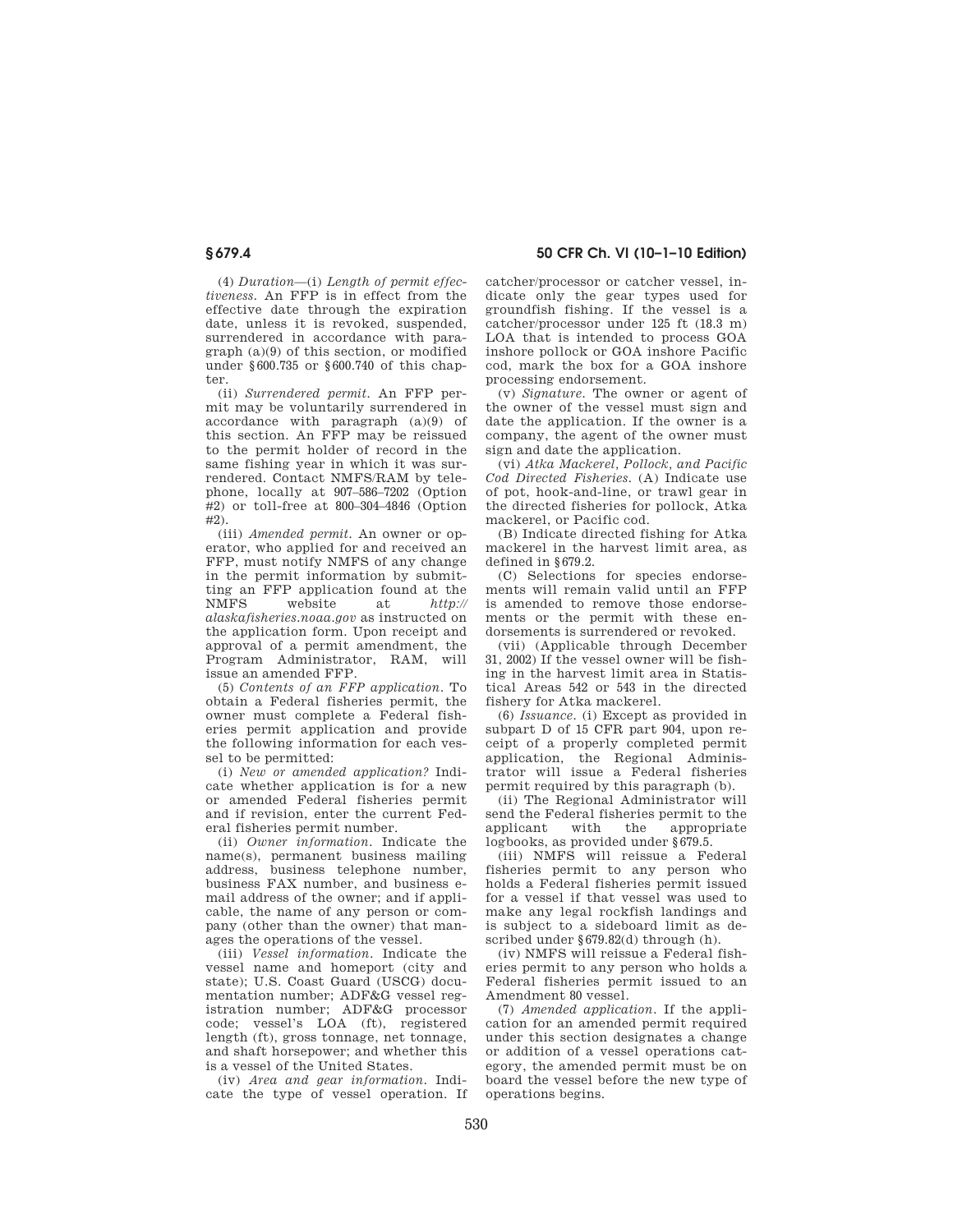(4) *Duration*—(i) *Length of permit effectiveness.* An FFP is in effect from the effective date through the expiration date, unless it is revoked, suspended, surrendered in accordance with paragraph (a)(9) of this section, or modified under §600.735 or §600.740 of this chapter.

(ii) *Surrendered permit.* An FFP permit may be voluntarily surrendered in accordance with paragraph (a)(9) of this section. An FFP may be reissued to the permit holder of record in the same fishing year in which it was surrendered. Contact NMFS/RAM by telephone, locally at 907–586–7202 (Option #2) or toll-free at 800–304–4846 (Option #2).

(iii) *Amended permit.* An owner or operator, who applied for and received an FFP, must notify NMFS of any change in the permit information by submitting an FFP application found at the NMFS website at *http://alaskafisheries.noaa.gov* as instructed on the application form. Upon receipt and approval of a permit amendment, the Program Administrator, RAM, will issue an amended FFP.

(5) *Contents of an FFP application.* To obtain a Federal fisheries permit, the owner must complete a Federal fisheries permit application and provide the following information for each vessel to be permitted:

(i) *New or amended application?* Indicate whether application is for a new or amended Federal fisheries permit and if revision, enter the current Federal fisheries permit number.

(ii) *Owner information.* Indicate the name(s), permanent business mailing address, business telephone number, business FAX number, and business e-mail address of the owner; and if applicable, the name of any person or company (other than the owner) that manages the operations of the vessel.

(iii) *Vessel information.* Indicate the vessel name and homeport (city and state); U.S. Coast Guard (USCG) documentation number; ADF&G vessel registration number; ADF&G processor code; vessel's LOA (ft), registered length (ft), gross tonnage, net tonnage, and shaft horsepower; and whether this is a vessel of the United States.

(iv) *Area and gear information.* Indicate the type of vessel operation. If catcher/processor or catcher vessel, indicate only the gear types used for groundfish fishing. If the vessel is a catcher/processor under 125 ft (18.3 m) LOA that is intended to process GOA inshore pollock or GOA inshore Pacific cod, mark the box for a GOA inshore processing endorsement.

(v) *Signature.* The owner or agent of the owner of the vessel must sign and date the application. If the owner is a company, the agent of the owner must sign and date the application.

(vi) *Atka Mackerel, Pollock, and Pacific Cod Directed Fisheries.* (A) Indicate use of pot, hook-and-line, or trawl gear in the directed fisheries for pollock, Atka mackerel, or Pacific cod.

(B) Indicate directed fishing for Atka mackerel in the harvest limit area, as defined in §679.2.

(C) Selections for species endorsements will remain valid until an FFP is amended to remove those endorsements or the permit with these endorsements is surrendered or revoked.

(vii) (Applicable through December 31, 2002) If the vessel owner will be fishing in the harvest limit area in Statistical Areas 542 or 543 in the directed fishery for Atka mackerel.

(6) *Issuance.* (i) Except as provided in subpart D of 15 CFR part 904, upon receipt of a properly completed permit application, the Regional Administrator will issue a Federal fisheries permit required by this paragraph (b).

(ii) The Regional Administrator will send the Federal fisheries permit to the applicant with the appropriate logbooks, as provided under §679.5.

(iii) NMFS will reissue a Federal fisheries permit to any person who holds a Federal fisheries permit issued for a vessel if that vessel was used to make any legal rockfish landings and is subject to a sideboard limit as described under §679.82(d) through (h).

(iv) NMFS will reissue a Federal fisheries permit to any person who holds a Federal fisheries permit issued to an Amendment 80 vessel.

(7) *Amended application.* If the application for an amended permit required under this section designates a change or addition of a vessel operations category, the amended permit must be on board the vessel before the new type of operations begins.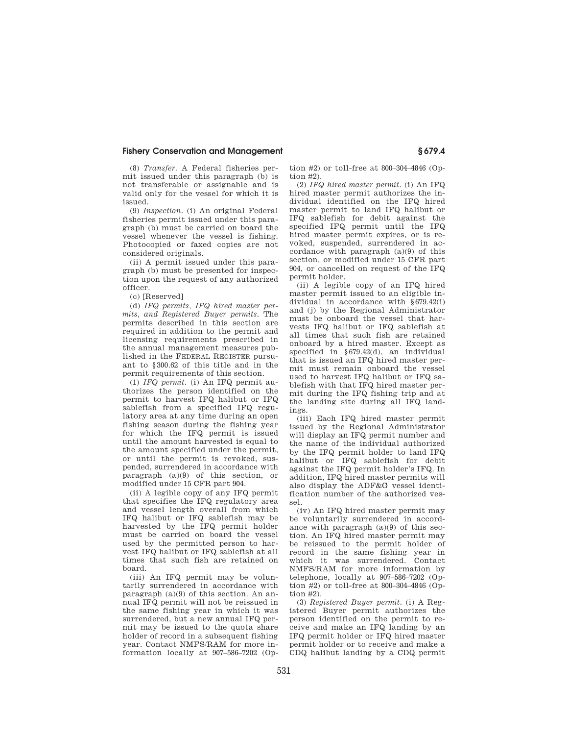(8) *Transfer*. A Federal fisheries permit issued under this paragraph (b) is not transferable or assignable and is valid only for the vessel for which it is issued.

(9) *Inspection*. (i) An original Federal fisheries permit issued under this paragraph (b) must be carried on board the vessel whenever the vessel is fishing. Photocopied or faxed copies are not considered originals.

(ii) A permit issued under this paragraph (b) must be presented for inspection upon the request of any authorized officer.

(c) [Reserved]

(d) *IFQ permits, IFQ hired master permits, and Registered Buyer permits*. The permits described in this section are required in addition to the permit and licensing requirements prescribed in the annual management measures published in the FEDERAL REGISTER pursuant to §300.62 of this title and in the permit requirements of this section.

(1) *IFQ permit*. (i) An IFQ permit authorizes the person identified on the permit to harvest IFQ halibut or IFQ sablefish from a specified IFQ regulatory area at any time during an open fishing season during the fishing year for which the IFQ permit is issued until the amount harvested is equal to the amount specified under the permit, or until the permit is revoked, suspended, surrendered in accordance with paragraph (a)(9) of this section, or modified under 15 CFR part 904.

(ii) A legible copy of any IFQ permit that specifies the IFQ regulatory area and vessel length overall from which IFQ halibut or IFQ sablefish may be harvested by the IFQ permit holder must be carried on board the vessel used by the permitted person to harvest IFQ halibut or IFQ sablefish at all times that such fish are retained on board.

(iii) An IFQ permit may be voluntarily surrendered in accordance with paragraph (a)(9) of this section. An annual IFQ permit will not be reissued in the same fishing year in which it was surrendered, but a new annual IFQ permit may be issued to the quota share holder of record in a subsequent fishing year. Contact NMFS/RAM for more information locally at 907–586–7202 (Option #2) or toll-free at 800–304–4846 (Option #2).

(2) *IFQ hired master permit*. (i) An IFQ hired master permit authorizes the individual identified on the IFQ hired master permit to land IFQ halibut or IFQ sablefish for debit against the specified IFQ permit until the IFQ hired master permit expires, or is revoked, suspended, surrendered in accordance with paragraph (a)(9) of this section, or modified under 15 CFR part 904, or cancelled on request of the IFQ permit holder.

(ii) A legible copy of an IFQ hired master permit issued to an eligible individual in accordance with §679.42(i) and (j) by the Regional Administrator must be onboard the vessel that harvests IFQ halibut or IFQ sablefish at all times that such fish are retained onboard by a hired master. Except as specified in §679.42(d), an individual that is issued an IFQ hired master permit must remain onboard the vessel used to harvest IFQ halibut or IFQ sablefish with that IFQ hired master permit during the IFQ fishing trip and at the landing site during all IFQ landings.

(iii) Each IFQ hired master permit issued by the Regional Administrator will display an IFQ permit number and the name of the individual authorized by the IFQ permit holder to land IFQ halibut or IFQ sablefish for debit against the IFQ permit holder's IFQ. In addition, IFQ hired master permits will also display the ADF&G vessel identification number of the authorized vessel.

(iv) An IFQ hired master permit may be voluntarily surrendered in accordance with paragraph (a)(9) of this section. An IFQ hired master permit may be reissued to the permit holder of record in the same fishing year in which it was surrendered. Contact NMFS/RAM for more information by telephone, locally at 907–586–7202 (Option #2) or toll-free at 800–304–4846 (Option #2).

(3) *Registered Buyer permit*. (i) A Registered Buyer permit authorizes the person identified on the permit to receive and make an IFQ landing by an IFQ permit holder or IFQ hired master permit holder or to receive and make a CDQ halibut landing by a CDQ permit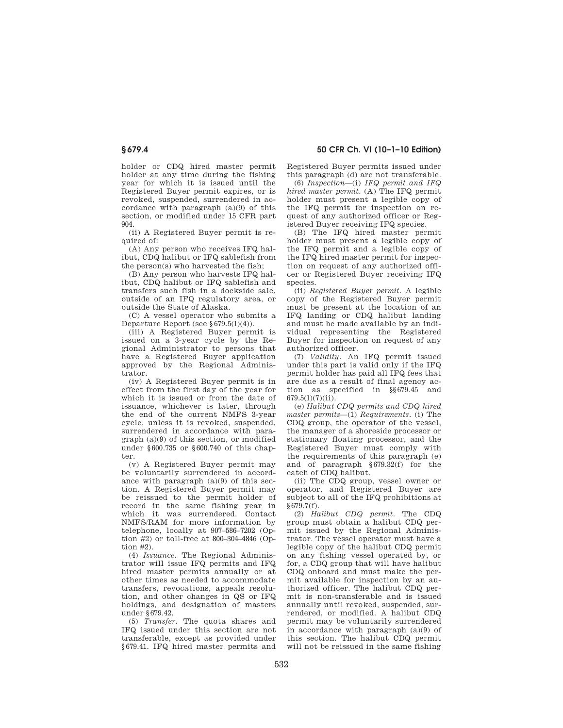holder or CDQ hired master permit holder at any time during the fishing year for which it is issued until the Registered Buyer permit expires, or is revoked, suspended, surrendered in accordance with paragraph (a)(9) of this section, or modified under 15 CFR part 904.

(ii) A Registered Buyer permit is required of:

(A) Any person who receives IFQ halibut, CDQ halibut or IFQ sablefish from the person(s) who harvested the fish;

(B) Any person who harvests IFQ halibut, CDQ halibut or IFQ sablefish and transfers such fish in a dockside sale, outside of an IFQ regulatory area, or outside the State of Alaska.

(C) A vessel operator who submits a Departure Report (see §679.5(l)(4)).

(iii) A Registered Buyer permit is issued on a 3-year cycle by the Regional Administrator to persons that have a Registered Buyer application approved by the Regional Administrator.

(iv) A Registered Buyer permit is in effect from the first day of the year for which it is issued or from the date of issuance, whichever is later, through the end of the current NMFS 3-year cycle, unless it is revoked, suspended, surrendered in accordance with paragraph (a)(9) of this section, or modified under §600.735 or §600.740 of this chapter.

(v) A Registered Buyer permit may be voluntarily surrendered in accordance with paragraph (a)(9) of this section. A Registered Buyer permit may be reissued to the permit holder of record in the same fishing year in which it was surrendered. Contact NMFS/RAM for more information by telephone, locally at 907–586–7202 (Option #2) or toll-free at 800–304–4846 (Option #2).

(4) *Issuance.* The Regional Administrator will issue IFQ permits and IFQ hired master permits annually or at other times as needed to accommodate transfers, revocations, appeals resolution, and other changes in QS or IFQ holdings, and designation of masters under §679.42.

(5) *Transfer.* The quota shares and IFQ issued under this section are not transferable, except as provided under §679.41. IFQ hired master permits and Registered Buyer permits issued under this paragraph (d) are not transferable.

(6) *Inspection*—(i) *IFQ permit and IFQ hired master permit.* (A) The IFQ permit holder must present a legible copy of the IFQ permit for inspection on request of any authorized officer or Registered Buyer receiving IFQ species.

(B) The IFQ hired master permit holder must present a legible copy of the IFQ permit and a legible copy of the IFQ hired master permit for inspection on request of any authorized officer or Registered Buyer receiving IFQ species.

(ii) *Registered Buyer permit.* A legible copy of the Registered Buyer permit must be present at the location of an IFQ landing or CDQ halibut landing and must be made available by an individual representing the Registered Buyer for inspection on request of any authorized officer.

(7) *Validity.* An IFQ permit issued under this part is valid only if the IFQ permit holder has paid all IFQ fees that are due as a result of final agency action as specified in §§679.45 and 679.5(l)(7)(ii).

(e) *Halibut CDQ permits and CDQ hired master permits*—(1) *Requirements.* (i) The CDQ group, the operator of the vessel, the manager of a shoreside processor or stationary floating processor, and the Registered Buyer must comply with the requirements of this paragraph (e) and of paragraph §679.32(f) for the catch of CDQ halibut.

(ii) The CDQ group, vessel owner or operator, and Registered Buyer are subject to all of the IFQ prohibitions at §679.7(f).

(2) *Halibut CDQ permit.* The CDQ group must obtain a halibut CDQ permit issued by the Regional Administrator. The vessel operator must have a legible copy of the halibut CDQ permit on any fishing vessel operated by, or for, a CDQ group that will have halibut CDQ onboard and must make the permit available for inspection by an authorized officer. The halibut CDQ permit is non-transferable and is issued annually until revoked, suspended, surrendered, or modified. A halibut CDQ permit may be voluntarily surrendered in accordance with paragraph (a)(9) of this section. The halibut CDQ permit will not be reissued in the same fishing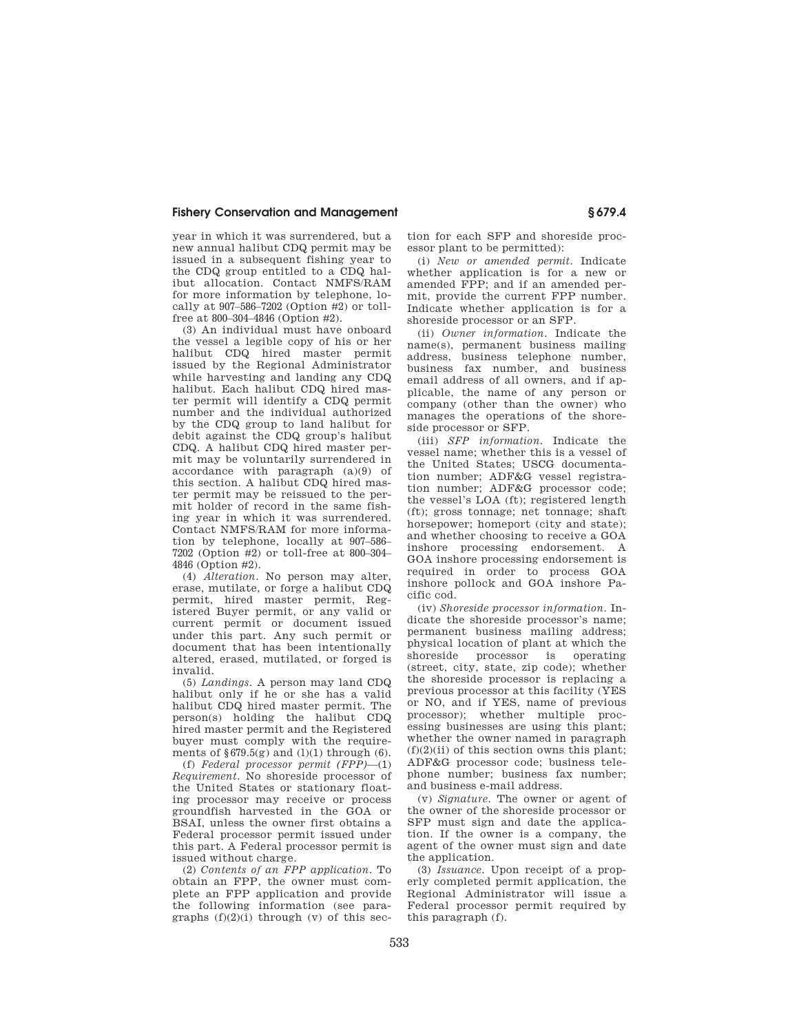year in which it was surrendered, but a new annual halibut CDQ permit may be issued in a subsequent fishing year to the CDQ group entitled to a CDQ halibut allocation. Contact NMFS/RAM for more information by telephone, locally at 907–586–7202 (Option #2) or toll-free at 800–304–4846 (Option #2).

(3) An individual must have onboard the vessel a legible copy of his or her halibut CDQ hired master permit issued by the Regional Administrator while harvesting and landing any CDQ halibut. Each halibut CDQ hired master permit will identify a CDQ permit number and the individual authorized by the CDQ group to land halibut for debit against the CDQ group's halibut CDQ. A halibut CDQ hired master permit may be voluntarily surrendered in accordance with paragraph (a)(9) of this section. A halibut CDQ hired master permit may be reissued to the permit holder of record in the same fishing year in which it was surrendered. Contact NMFS/RAM for more information by telephone, locally at 907–586–7202 (Option #2) or toll-free at 800–304–4846 (Option #2).

(4) *Alteration*. No person may alter, erase, mutilate, or forge a halibut CDQ permit, hired master permit, Registered Buyer permit, or any valid or current permit or document issued under this part. Any such permit or document that has been intentionally altered, erased, mutilated, or forged is invalid.

(5) *Landings*. A person may land CDQ halibut only if he or she has a valid halibut CDQ hired master permit. The person(s) holding the halibut CDQ hired master permit and the Registered buyer must comply with the requirements of §679.5(g) and (l)(1) through (6).

(f) *Federal processor permit (FPP)*—(1) *Requirement*. No shoreside processor of the United States or stationary floating processor may receive or process groundfish harvested in the GOA or BSAI, unless the owner first obtains a Federal processor permit issued under this part. A Federal processor permit is issued without charge.

(2) *Contents of an FPP application*. To obtain an FPP, the owner must complete an FPP application and provide the following information (see paragraphs (f)(2)(i) through (v) of this section for each SFP and shoreside processor plant to be permitted):

(i) *New or amended permit*. Indicate whether application is for a new or amended FPP; and if an amended permit, provide the current FPP number. Indicate whether application is for a shoreside processor or an SFP.

(ii) *Owner information*. Indicate the name(s), permanent business mailing address, business telephone number, business fax number, and business email address of all owners, and if applicable, the name of any person or company (other than the owner) who manages the operations of the shoreside processor or SFP.

(iii) *SFP information*. Indicate the vessel name; whether this is a vessel of the United States; USCG documentation number; ADF&G vessel registration number; ADF&G processor code; the vessel's LOA (ft); registered length (ft); gross tonnage; net tonnage; shaft horsepower; homeport (city and state); and whether choosing to receive a GOA inshore processing endorsement. A GOA inshore processing endorsement is required in order to process GOA inshore pollock and GOA inshore Pacific cod.

(iv) *Shoreside processor information*. Indicate the shoreside processor's name; permanent business mailing address; physical location of plant at which the shoreside processor is operating (street, city, state, zip code); whether the shoreside processor is replacing a previous processor at this facility (YES or NO, and if YES, name of previous processor); whether multiple processing businesses are using this plant; whether the owner named in paragraph (f)(2)(ii) of this section owns this plant; ADF&G processor code; business telephone number; business fax number; and business e-mail address.

(v) *Signature*. The owner or agent of the owner of the shoreside processor or SFP must sign and date the application. If the owner is a company, the agent of the owner must sign and date the application.

(3) *Issuance*. Upon receipt of a properly completed permit application, the Regional Administrator will issue a Federal processor permit required by this paragraph (f).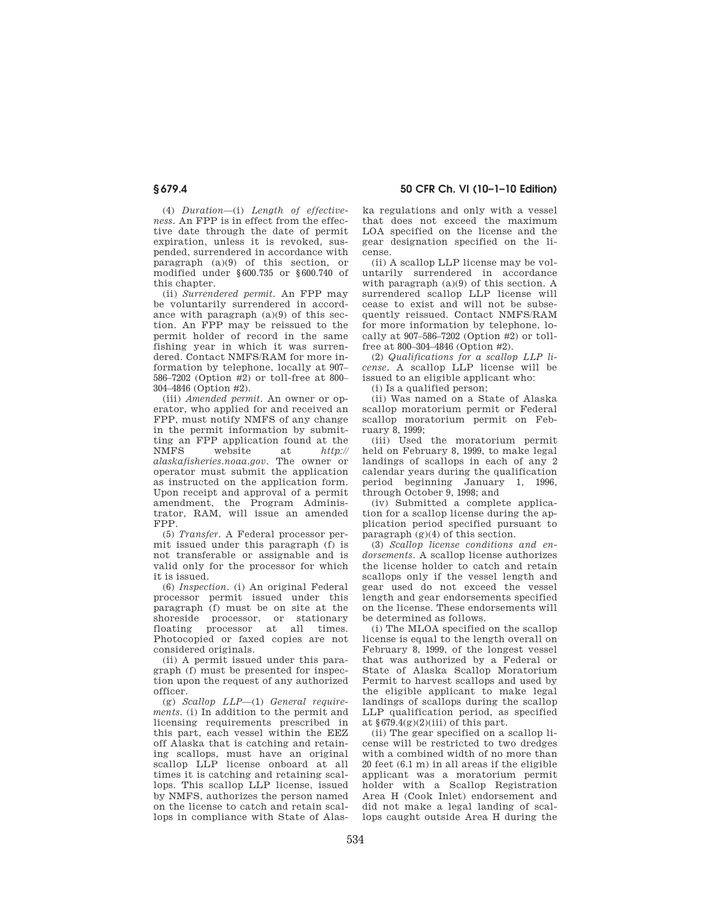(4) *Duration*—(i) *Length of effectiveness*. An FPP is in effect from the effective date through the date of permit expiration, unless it is revoked, suspended, surrendered in accordance with paragraph (a)(9) of this section, or modified under §600.735 or §600.740 of this chapter.

(ii) *Surrendered permit*. An FPP may be voluntarily surrendered in accordance with paragraph (a)(9) of this section. An FPP may be reissued to the permit holder of record in the same fishing year in which it was surrendered. Contact NMFS/RAM for more information by telephone, locally at 907–586–7202 (Option #2) or toll-free at 800–304–4846 (Option #2).

(iii) *Amended permit*. An owner or operator, who applied for and received an FPP, must notify NMFS of any change in the permit information by submitting an FPP application found at the NMFS website at *http://alaskafisheries.noaa.gov*. The owner or operator must submit the application as instructed on the application form. Upon receipt and approval of a permit amendment, the Program Administrator, RAM, will issue an amended FPP.

(5) *Transfer*. A Federal processor permit issued under this paragraph (f) is not transferable or assignable and is valid only for the processor for which it is issued.

(6) *Inspection*. (i) An original Federal processor permit issued under this paragraph (f) must be on site at the shoreside processor, or stationary floating processor at all times. Photocopied or faxed copies are not considered originals.

(ii) A permit issued under this paragraph (f) must be presented for inspection upon the request of any authorized officer.

(g) *Scallop LLP*—(1) *General requirements*. (i) In addition to the permit and licensing requirements prescribed in this part, each vessel within the EEZ off Alaska that is catching and retaining scallops, must have an original scallop LLP license onboard at all times it is catching and retaining scallops. This scallop LLP license, issued by NMFS, authorizes the person named on the license to catch and retain scallops in compliance with State of Alaska regulations and only with a vessel that does not exceed the maximum LOA specified on the license and the gear designation specified on the license.

(ii) A scallop LLP license may be voluntarily surrendered in accordance with paragraph (a)(9) of this section. A surrendered scallop LLP license will cease to exist and will not be subsequently reissued. Contact NMFS/RAM for more information by telephone, locally at 907–586–7202 (Option #2) or toll-free at 800–304–4846 (Option #2).

(2) *Qualifications for a scallop LLP license*. A scallop LLP license will be issued to an eligible applicant who:

(i) Is a qualified person;

(ii) Was named on a State of Alaska scallop moratorium permit or Federal scallop moratorium permit on February 8, 1999;

(iii) Used the moratorium permit held on February 8, 1999, to make legal landings of scallops in each of any 2 calendar years during the qualification period beginning January 1, 1996, through October 9, 1998; and

(iv) Submitted a complete application for a scallop license during the application period specified pursuant to paragraph (g)(4) of this section.

(3) *Scallop license conditions and endorsements*. A scallop license authorizes the license holder to catch and retain scallops only if the vessel length and gear used do not exceed the vessel length and gear endorsements specified on the license. These endorsements will be determined as follows.

(i) The MLOA specified on the scallop license is equal to the length overall on February 8, 1999, of the longest vessel that was authorized by a Federal or State of Alaska Scallop Moratorium Permit to harvest scallops and used by the eligible applicant to make legal landings of scallops during the scallop LLP qualification period, as specified at §679.4(g)(2)(iii) of this part.

(ii) The gear specified on a scallop license will be restricted to two dredges with a combined width of no more than 20 feet (6.1 m) in all areas if the eligible applicant was a moratorium permit holder with a Scallop Registration Area H (Cook Inlet) endorsement and did not make a legal landing of scallops caught outside Area H during the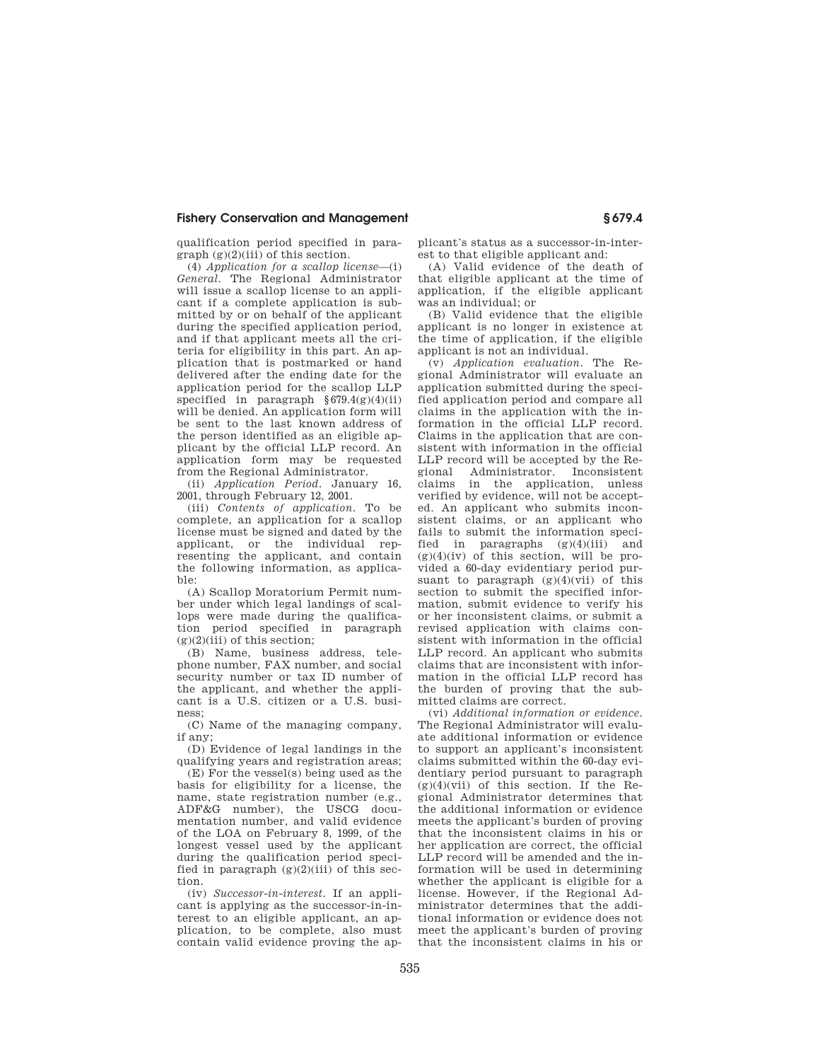qualification period specified in paragraph (g)(2)(iii) of this section.

(4) *Application for a scallop license*—(i) *General*. The Regional Administrator will issue a scallop license to an applicant if a complete application is submitted by or on behalf of the applicant during the specified application period, and if that applicant meets all the criteria for eligibility in this part. An application that is postmarked or hand delivered after the ending date for the application period for the scallop LLP specified in paragraph §679.4(g)(4)(ii) will be denied. An application form will be sent to the last known address of the person identified as an eligible applicant by the official LLP record. An application form may be requested from the Regional Administrator.

(ii) *Application Period*. January 16, 2001, through February 12, 2001.

(iii) *Contents of application*. To be complete, an application for a scallop license must be signed and dated by the applicant, or the individual representing the applicant, and contain the following information, as applicable:

(A) Scallop Moratorium Permit number under which legal landings of scallops were made during the qualification period specified in paragraph (g)(2)(iii) of this section;

(B) Name, business address, telephone number, FAX number, and social security number or tax ID number of the applicant, and whether the applicant is a U.S. citizen or a U.S. business;

(C) Name of the managing company, if any;

(D) Evidence of legal landings in the qualifying years and registration areas;

(E) For the vessel(s) being used as the basis for eligibility for a license, the name, state registration number (e.g., ADF&G number), the USCG documentation number, and valid evidence of the LOA on February 8, 1999, of the longest vessel used by the applicant during the qualification period specified in paragraph (g)(2)(iii) of this section.

(iv) *Successor-in-interest*. If an applicant is applying as the successor-in-interest to an eligible applicant, an application, to be complete, also must contain valid evidence proving the applicant's status as a successor-in-interest to that eligible applicant and:

(A) Valid evidence of the death of that eligible applicant at the time of application, if the eligible applicant was an individual; or

(B) Valid evidence that the eligible applicant is no longer in existence at the time of application, if the eligible applicant is not an individual.

(v) *Application evaluation*. The Regional Administrator will evaluate an application submitted during the specified application period and compare all claims in the application with the information in the official LLP record. Claims in the application that are consistent with information in the official LLP record will be accepted by the Regional Administrator. Inconsistent claims in the application, unless verified by evidence, will not be accepted. An applicant who submits inconsistent claims, or an applicant who fails to submit the information specified in paragraphs (g)(4)(iii) and (g)(4)(iv) of this section, will be provided a 60-day evidentiary period pursuant to paragraph (g)(4)(vii) of this section to submit the specified information, submit evidence to verify his or her inconsistent claims, or submit a revised application with claims consistent with information in the official LLP record. An applicant who submits claims that are inconsistent with information in the official LLP record has the burden of proving that the submitted claims are correct.

(vi) *Additional information or evidence*. The Regional Administrator will evaluate additional information or evidence to support an applicant's inconsistent claims submitted within the 60-day evidentiary period pursuant to paragraph (g)(4)(vii) of this section. If the Regional Administrator determines that the additional information or evidence meets the applicant's burden of proving that the inconsistent claims in his or her application are correct, the official LLP record will be amended and the information will be used in determining whether the applicant is eligible for a license. However, if the Regional Administrator determines that the additional information or evidence does not meet the applicant's burden of proving that the inconsistent claims in his or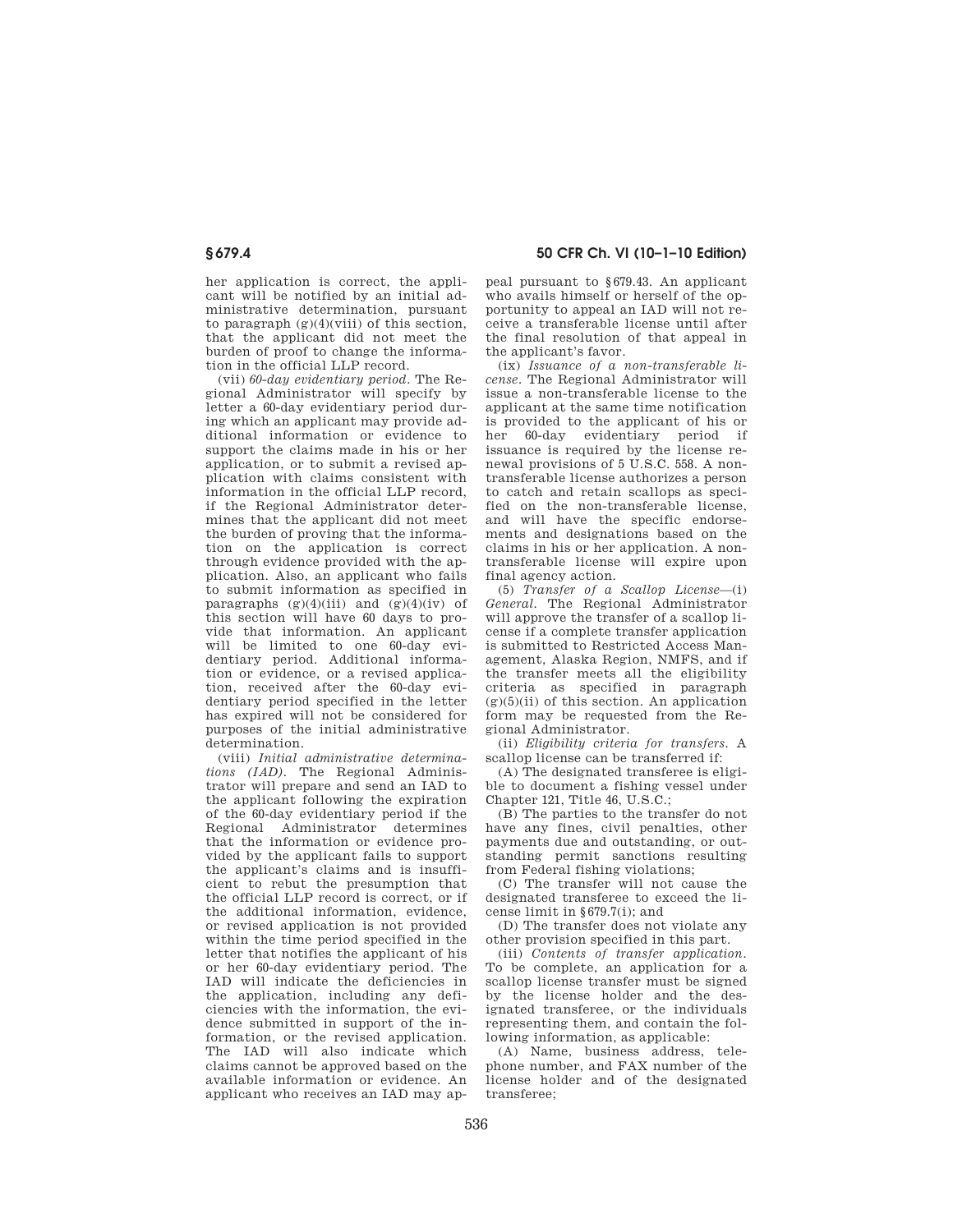her application is correct, the applicant will be notified by an initial administrative determination, pursuant to paragraph (g)(4)(viii) of this section, that the applicant did not meet the burden of proof to change the information in the official LLP record.

(vii) *60-day evidentiary period.* The Regional Administrator will specify by letter a 60-day evidentiary period during which an applicant may provide additional information or evidence to support the claims made in his or her application, or to submit a revised application with claims consistent with information in the official LLP record, if the Regional Administrator determines that the applicant did not meet the burden of proving that the information on the application is correct through evidence provided with the application. Also, an applicant who fails to submit information as specified in paragraphs (g)(4)(iii) and (g)(4)(iv) of this section will have 60 days to provide that information. An applicant will be limited to one 60-day evidentiary period. Additional information or evidence, or a revised application, received after the 60-day evidentiary period specified in the letter has expired will not be considered for purposes of the initial administrative determination.

(viii) *Initial administrative determinations (IAD).* The Regional Administrator will prepare and send an IAD to the applicant following the expiration of the 60-day evidentiary period if the Regional Administrator determines that the information or evidence provided by the applicant fails to support the applicant's claims and is insufficient to rebut the presumption that the official LLP record is correct, or if the additional information, evidence, or revised application is not provided within the time period specified in the letter that notifies the applicant of his or her 60-day evidentiary period. The IAD will indicate the deficiencies in the application, including any deficiencies with the information, the evidence submitted in support of the information, or the revised application. The IAD will also indicate which claims cannot be approved based on the available information or evidence. An applicant who receives an IAD may appeal pursuant to §679.43. An applicant who avails himself or herself of the opportunity to appeal an IAD will not receive a transferable license until after the final resolution of that appeal in the applicant's favor.

(ix) *Issuance of a non-transferable license.* The Regional Administrator will issue a non-transferable license to the applicant at the same time notification is provided to the applicant of his or her 60-day evidentiary period if issuance is required by the license renewal provisions of 5 U.S.C. 558. A non-transferable license authorizes a person to catch and retain scallops as specified on the non-transferable license, and will have the specific endorsements and designations based on the claims in his or her application. A non-transferable license will expire upon final agency action.

(5) *Transfer of a Scallop License*—(i) *General.* The Regional Administrator will approve the transfer of a scallop license if a complete transfer application is submitted to Restricted Access Management, Alaska Region, NMFS, and if the transfer meets all the eligibility criteria as specified in paragraph (g)(5)(ii) of this section. An application form may be requested from the Regional Administrator.

(ii) *Eligibility criteria for transfers.* A scallop license can be transferred if:

(A) The designated transferee is eligible to document a fishing vessel under Chapter 121, Title 46, U.S.C.;

(B) The parties to the transfer do not have any fines, civil penalties, other payments due and outstanding, or outstanding permit sanctions resulting from Federal fishing violations;

(C) The transfer will not cause the designated transferee to exceed the license limit in §679.7(i); and

(D) The transfer does not violate any other provision specified in this part.

(iii) *Contents of transfer application.* To be complete, an application for a scallop license transfer must be signed by the license holder and the designated transferee, or the individuals representing them, and contain the following information, as applicable:

(A) Name, business address, telephone number, and FAX number of the license holder and of the designated transferee;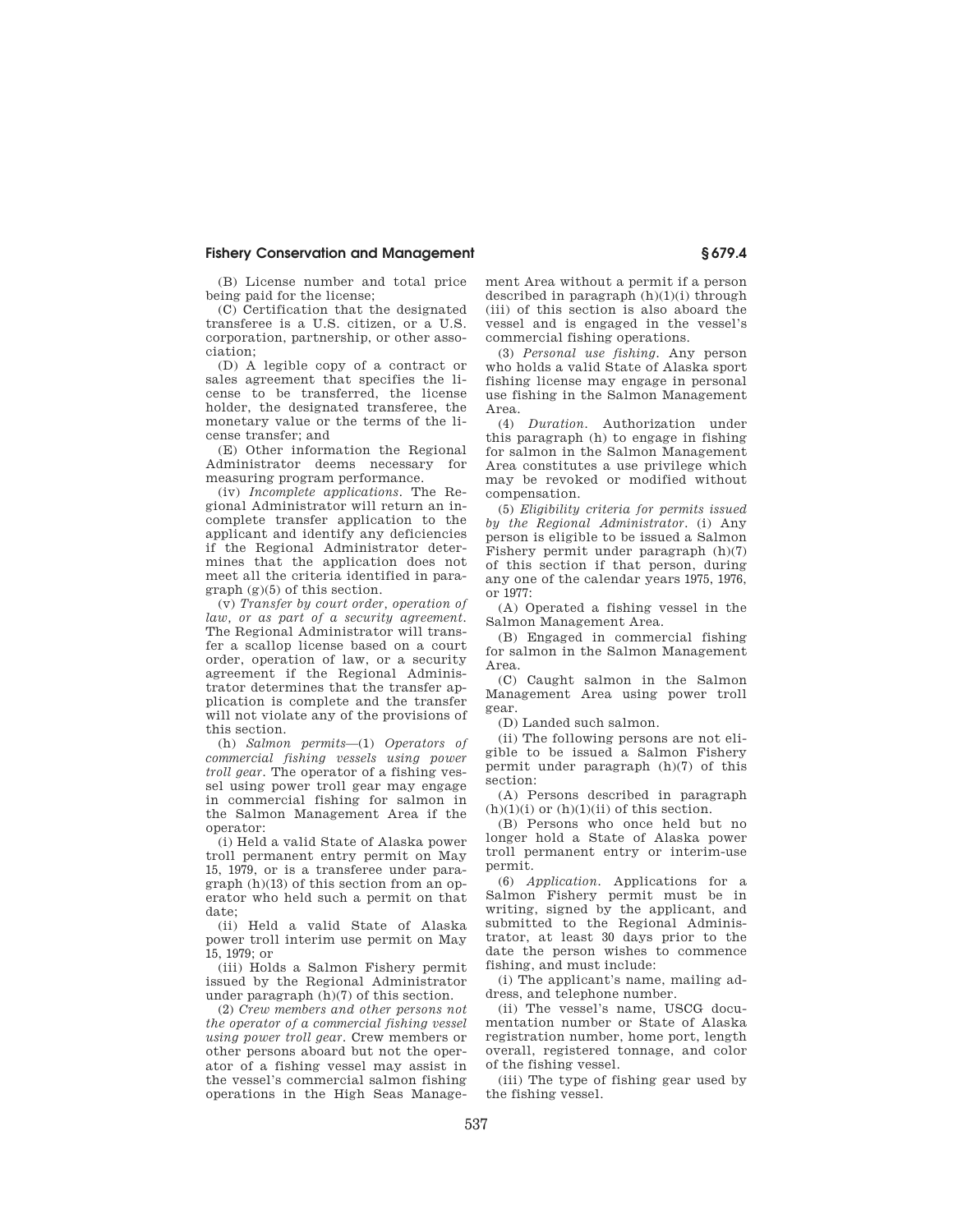(B) License number and total price being paid for the license;

(C) Certification that the designated transferee is a U.S. citizen, or a U.S. corporation, partnership, or other association;

(D) A legible copy of a contract or sales agreement that specifies the license to be transferred, the license holder, the designated transferee, the monetary value or the terms of the license transfer; and

(E) Other information the Regional Administrator deems necessary for measuring program performance.

(iv) *Incomplete applications.* The Regional Administrator will return an incomplete transfer application to the applicant and identify any deficiencies if the Regional Administrator determines that the application does not meet all the criteria identified in paragraph (g)(5) of this section.

(v) *Transfer by court order, operation of law, or as part of a security agreement.* The Regional Administrator will transfer a scallop license based on a court order, operation of law, or a security agreement if the Regional Administrator determines that the transfer application is complete and the transfer will not violate any of the provisions of this section.

(h) *Salmon permits*—(1) *Operators of commercial fishing vessels using power troll gear.* The operator of a fishing vessel using power troll gear may engage in commercial fishing for salmon in the Salmon Management Area if the operator:

(i) Held a valid State of Alaska power troll permanent entry permit on May 15, 1979, or is a transferee under paragraph (h)(13) of this section from an operator who held such a permit on that date;

(ii) Held a valid State of Alaska power troll interim use permit on May 15, 1979; or

(iii) Holds a Salmon Fishery permit issued by the Regional Administrator under paragraph (h)(7) of this section.

(2) *Crew members and other persons not the operator of a commercial fishing vessel using power troll gear.* Crew members or other persons aboard but not the operator of a fishing vessel may assist in the vessel's commercial salmon fishing operations in the High Seas Management Area without a permit if a person described in paragraph (h)(1)(i) through (iii) of this section is also aboard the vessel and is engaged in the vessel's commercial fishing operations.

(3) *Personal use fishing.* Any person who holds a valid State of Alaska sport fishing license may engage in personal use fishing in the Salmon Management Area.

(4) *Duration.* Authorization under this paragraph (h) to engage in fishing for salmon in the Salmon Management Area constitutes a use privilege which may be revoked or modified without compensation.

(5) *Eligibility criteria for permits issued by the Regional Administrator.* (i) Any person is eligible to be issued a Salmon Fishery permit under paragraph (h)(7) of this section if that person, during any one of the calendar years 1975, 1976, or 1977:

(A) Operated a fishing vessel in the Salmon Management Area.

(B) Engaged in commercial fishing for salmon in the Salmon Management Area.

(C) Caught salmon in the Salmon Management Area using power troll gear.

(D) Landed such salmon.

(ii) The following persons are not eligible to be issued a Salmon Fishery permit under paragraph (h)(7) of this section:

(A) Persons described in paragraph (h)(1)(i) or (h)(1)(ii) of this section.

(B) Persons who once held but no longer hold a State of Alaska power troll permanent entry or interim-use permit.

(6) *Application.* Applications for a Salmon Fishery permit must be in writing, signed by the applicant, and submitted to the Regional Administrator, at least 30 days prior to the date the person wishes to commence fishing, and must include:

(i) The applicant's name, mailing address, and telephone number.

(ii) The vessel's name, USCG documentation number or State of Alaska registration number, home port, length overall, registered tonnage, and color of the fishing vessel.

(iii) The type of fishing gear used by the fishing vessel.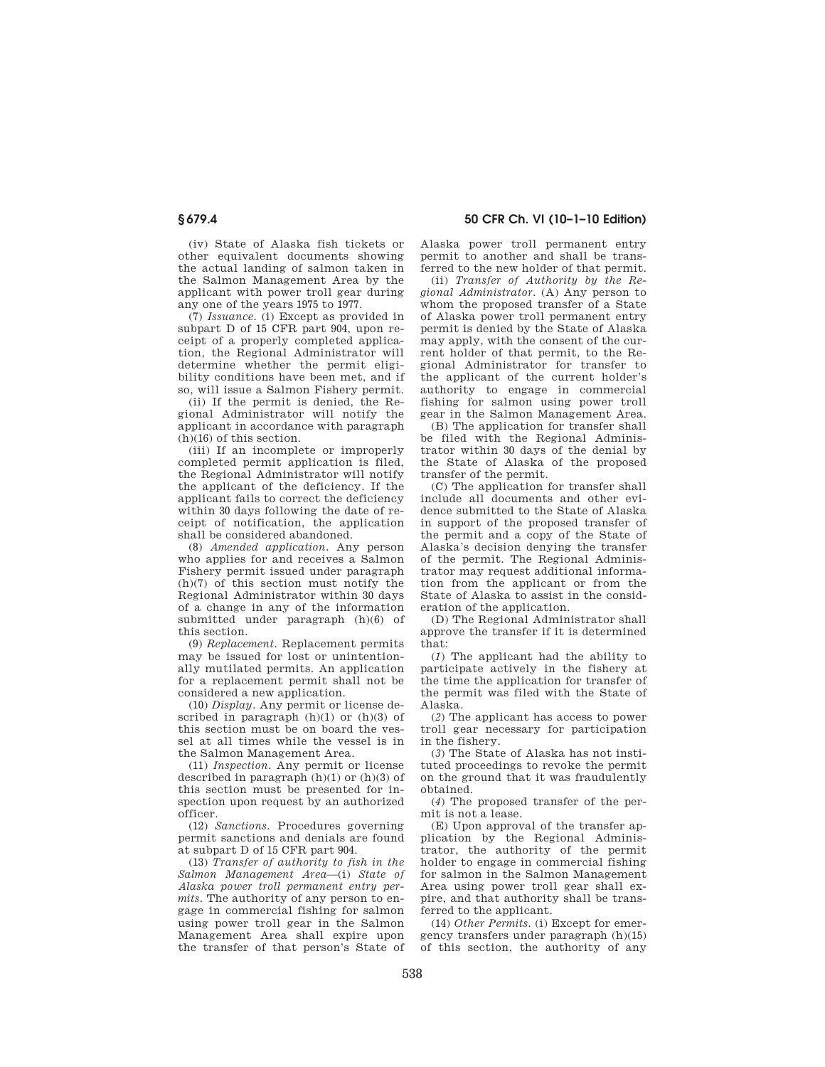(iv) State of Alaska fish tickets or other equivalent documents showing the actual landing of salmon taken in the Salmon Management Area by the applicant with power troll gear during any one of the years 1975 to 1977.

(7) *Issuance.* (i) Except as provided in subpart D of 15 CFR part 904, upon receipt of a properly completed application, the Regional Administrator will determine whether the permit eligibility conditions have been met, and if so, will issue a Salmon Fishery permit.

(ii) If the permit is denied, the Regional Administrator will notify the applicant in accordance with paragraph (h)(16) of this section.

(iii) If an incomplete or improperly completed permit application is filed, the Regional Administrator will notify the applicant of the deficiency. If the applicant fails to correct the deficiency within 30 days following the date of receipt of notification, the application shall be considered abandoned.

(8) *Amended application.* Any person who applies for and receives a Salmon Fishery permit issued under paragraph (h)(7) of this section must notify the Regional Administrator within 30 days of a change in any of the information submitted under paragraph (h)(6) of this section.

(9) *Replacement.* Replacement permits may be issued for lost or unintentionally mutilated permits. An application for a replacement permit shall not be considered a new application.

(10) *Display.* Any permit or license described in paragraph (h)(1) or (h)(3) of this section must be on board the vessel at all times while the vessel is in the Salmon Management Area.

(11) *Inspection.* Any permit or license described in paragraph (h)(1) or (h)(3) of this section must be presented for inspection upon request by an authorized officer.

(12) *Sanctions.* Procedures governing permit sanctions and denials are found at subpart D of 15 CFR part 904.

(13) *Transfer of authority to fish in the Salmon Management Area*—(i) *State of Alaska power troll permanent entry permits.* The authority of any person to engage in commercial fishing for salmon using power troll gear in the Salmon Management Area shall expire upon the transfer of that person's State of Alaska power troll permanent entry permit to another and shall be transferred to the new holder of that permit.

(ii) *Transfer of Authority by the Regional Administrator.* (A) Any person to whom the proposed transfer of a State of Alaska power troll permanent entry permit is denied by the State of Alaska may apply, with the consent of the current holder of that permit, to the Regional Administrator for transfer to the applicant of the current holder's authority to engage in commercial fishing for salmon using power troll gear in the Salmon Management Area.

(B) The application for transfer shall be filed with the Regional Administrator within 30 days of the denial by the State of Alaska of the proposed transfer of the permit.

(C) The application for transfer shall include all documents and other evidence submitted to the State of Alaska in support of the proposed transfer of the permit and a copy of the State of Alaska's decision denying the transfer of the permit. The Regional Administrator may request additional information from the applicant or from the State of Alaska to assist in the consideration of the application.

(D) The Regional Administrator shall approve the transfer if it is determined that:

(*1*) The applicant had the ability to participate actively in the fishery at the time the application for transfer of the permit was filed with the State of Alaska.

(*2*) The applicant has access to power troll gear necessary for participation in the fishery.

(*3*) The State of Alaska has not instituted proceedings to revoke the permit on the ground that it was fraudulently obtained.

(*4*) The proposed transfer of the permit is not a lease.

(E) Upon approval of the transfer application by the Regional Administrator, the authority of the permit holder to engage in commercial fishing for salmon in the Salmon Management Area using power troll gear shall expire, and that authority shall be transferred to the applicant.

(14) *Other Permits.* (i) Except for emergency transfers under paragraph (h)(15) of this section, the authority of any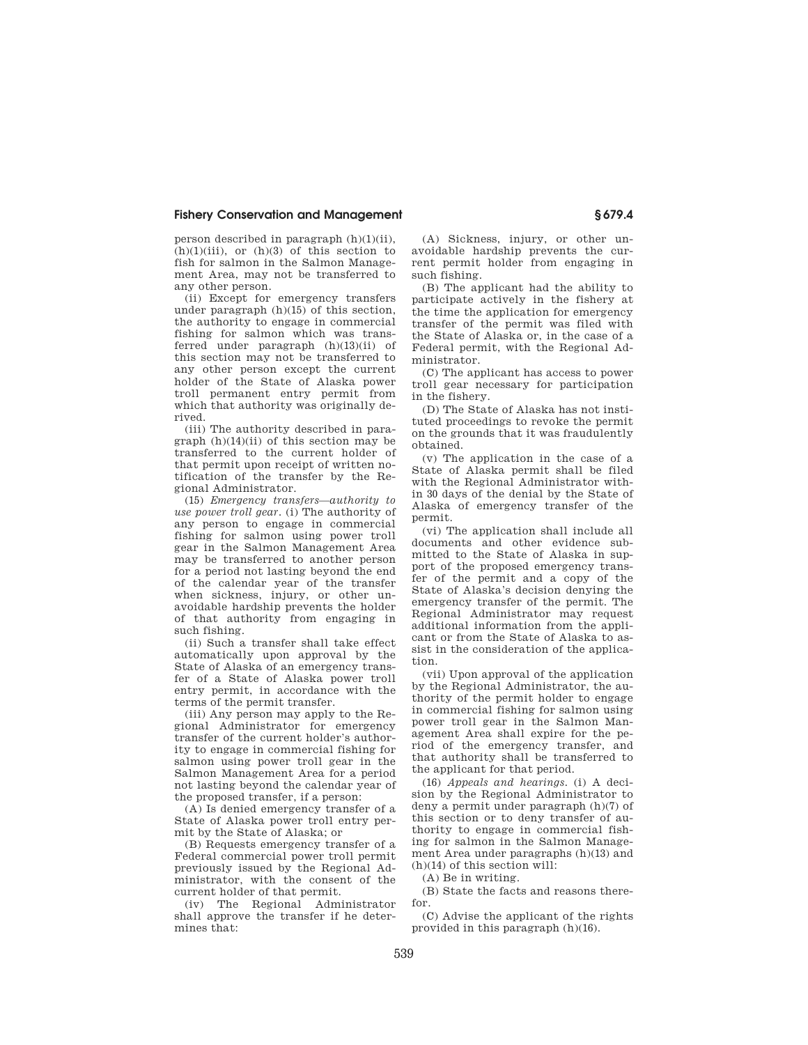person described in paragraph (h)(1)(ii), (h)(1)(iii), or (h)(3) of this section to fish for salmon in the Salmon Management Area, may not be transferred to any other person.

(ii) Except for emergency transfers under paragraph (h)(15) of this section, the authority to engage in commercial fishing for salmon which was transferred under paragraph (h)(13)(ii) of this section may not be transferred to any other person except the current holder of the State of Alaska power troll permanent entry permit from which that authority was originally derived.

(iii) The authority described in paragraph (h)(14)(ii) of this section may be transferred to the current holder of that permit upon receipt of written notification of the transfer by the Regional Administrator.

(15) *Emergency transfers—authority to use power troll gear.* (i) The authority of any person to engage in commercial fishing for salmon using power troll gear in the Salmon Management Area may be transferred to another person for a period not lasting beyond the end of the calendar year of the transfer when sickness, injury, or other unavoidable hardship prevents the holder of that authority from engaging in such fishing.

(ii) Such a transfer shall take effect automatically upon approval by the State of Alaska of an emergency transfer of a State of Alaska power troll entry permit, in accordance with the terms of the permit transfer.

(iii) Any person may apply to the Regional Administrator for emergency transfer of the current holder's authority to engage in commercial fishing for salmon using power troll gear in the Salmon Management Area for a period not lasting beyond the calendar year of the proposed transfer, if a person:

(A) Is denied emergency transfer of a State of Alaska power troll entry permit by the State of Alaska; or

(B) Requests emergency transfer of a Federal commercial power troll permit previously issued by the Regional Administrator, with the consent of the current holder of that permit.

(iv) The Regional Administrator shall approve the transfer if he determines that:

(A) Sickness, injury, or other unavoidable hardship prevents the current permit holder from engaging in such fishing.

(B) The applicant had the ability to participate actively in the fishery at the time the application for emergency transfer of the permit was filed with the State of Alaska or, in the case of a Federal permit, with the Regional Administrator.

(C) The applicant has access to power troll gear necessary for participation in the fishery.

(D) The State of Alaska has not instituted proceedings to revoke the permit on the grounds that it was fraudulently obtained.

(v) The application in the case of a State of Alaska permit shall be filed with the Regional Administrator within 30 days of the denial by the State of Alaska of emergency transfer of the permit.

(vi) The application shall include all documents and other evidence submitted to the State of Alaska in support of the proposed emergency transfer of the permit and a copy of the State of Alaska's decision denying the emergency transfer of the permit. The Regional Administrator may request additional information from the applicant or from the State of Alaska to assist in the consideration of the application.

(vii) Upon approval of the application by the Regional Administrator, the authority of the permit holder to engage in commercial fishing for salmon using power troll gear in the Salmon Management Area shall expire for the period of the emergency transfer, and that authority shall be transferred to the applicant for that period.

(16) *Appeals and hearings.* (i) A decision by the Regional Administrator to deny a permit under paragraph (h)(7) of this section or to deny transfer of authority to engage in commercial fishing for salmon in the Salmon Management Area under paragraphs (h)(13) and (h)(14) of this section will:

(A) Be in writing.

(B) State the facts and reasons therefor.

(C) Advise the applicant of the rights provided in this paragraph (h)(16).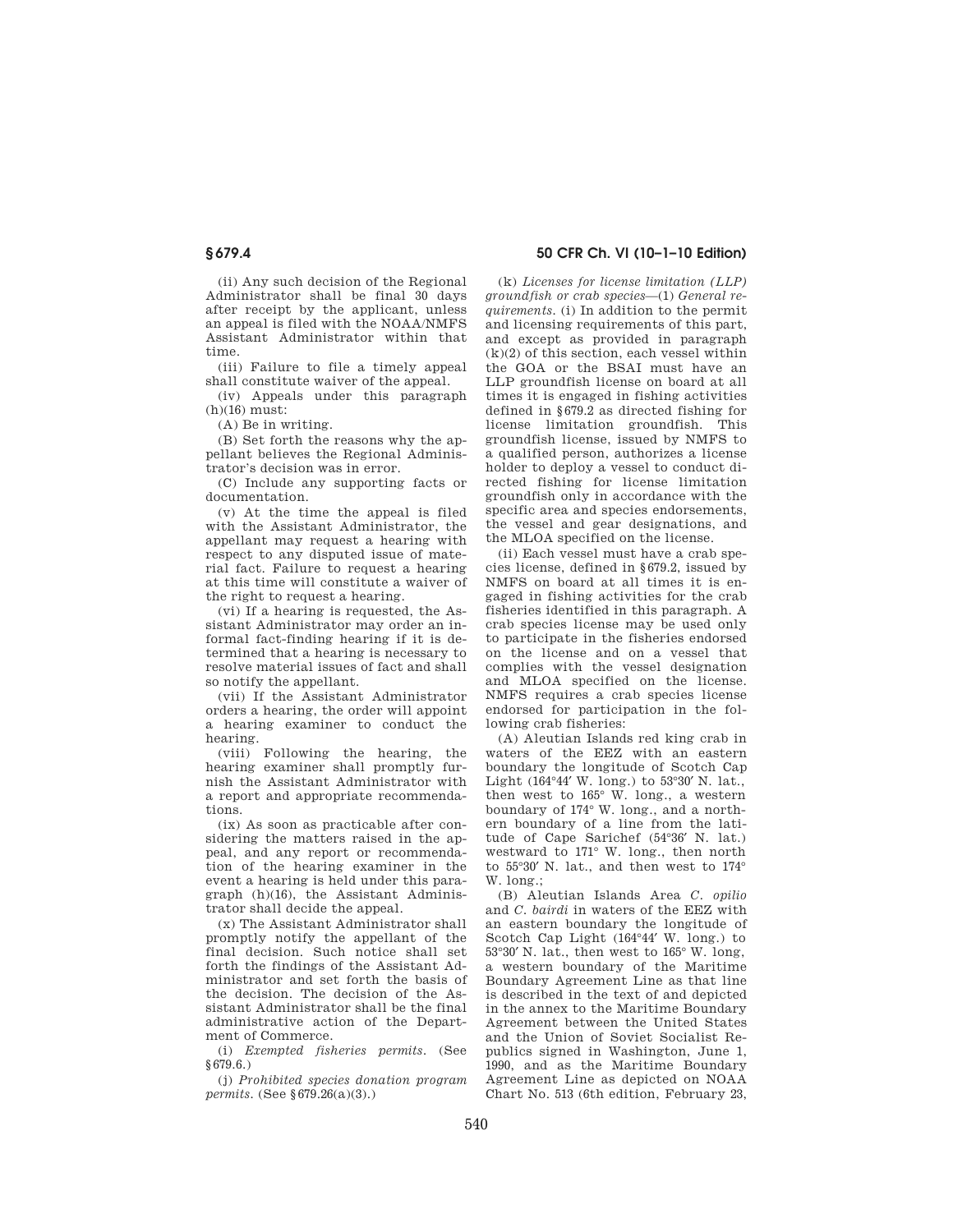(ii) Any such decision of the Regional Administrator shall be final 30 days after receipt by the applicant, unless an appeal is filed with the NOAA/NMFS Assistant Administrator within that time.

(iii) Failure to file a timely appeal shall constitute waiver of the appeal.

(iv) Appeals under this paragraph (h)(16) must:

(A) Be in writing.

(B) Set forth the reasons why the appellant believes the Regional Administrator's decision was in error.

(C) Include any supporting facts or documentation.

(v) At the time the appeal is filed with the Assistant Administrator, the appellant may request a hearing with respect to any disputed issue of material fact. Failure to request a hearing at this time will constitute a waiver of the right to request a hearing.

(vi) If a hearing is requested, the Assistant Administrator may order an informal fact-finding hearing if it is determined that a hearing is necessary to resolve material issues of fact and shall so notify the appellant.

(vii) If the Assistant Administrator orders a hearing, the order will appoint a hearing examiner to conduct the hearing.

(viii) Following the hearing, the hearing examiner shall promptly furnish the Assistant Administrator with a report and appropriate recommendations.

(ix) As soon as practicable after considering the matters raised in the appeal, and any report or recommendation of the hearing examiner in the event a hearing is held under this paragraph (h)(16), the Assistant Administrator shall decide the appeal.

(x) The Assistant Administrator shall promptly notify the appellant of the final decision. Such notice shall set forth the findings of the Assistant Administrator and set forth the basis of the decision. The decision of the Assistant Administrator shall be the final administrative action of the Department of Commerce.

(i) *Exempted fisheries permits.* (See §679.6.)

(j) *Prohibited species donation program permits.* (See §679.26(a)(3).)

(k) *Licenses for license limitation (LLP) groundfish or crab species*—(1) *General requirements.* (i) In addition to the permit and licensing requirements of this part, and except as provided in paragraph (k)(2) of this section, each vessel within the GOA or the BSAI must have an LLP groundfish license on board at all times it is engaged in fishing activities defined in §679.2 as directed fishing for license limitation groundfish. This groundfish license, issued by NMFS to a qualified person, authorizes a license holder to deploy a vessel to conduct directed fishing for license limitation groundfish only in accordance with the specific area and species endorsements, the vessel and gear designations, and the MLOA specified on the license.

(ii) Each vessel must have a crab species license, defined in §679.2, issued by NMFS on board at all times it is engaged in fishing activities for the crab fisheries identified in this paragraph. A crab species license may be used only to participate in the fisheries endorsed on the license and on a vessel that complies with the vessel designation and MLOA specified on the license. NMFS requires a crab species license endorsed for participation in the following crab fisheries:

(A) Aleutian Islands red king crab in waters of the EEZ with an eastern boundary the longitude of Scotch Cap Light (164°44′ W. long.) to 53°30′ N. lat., then west to 165° W. long., a western boundary of 174° W. long., and a northern boundary of a line from the latitude of Cape Sarichef (54°36′ N. lat.) westward to 171° W. long., then north to 55°30′ N. lat., and then west to 174° W. long.;

(B) Aleutian Islands Area *C. opilio* and *C. bairdi* in waters of the EEZ with an eastern boundary the longitude of Scotch Cap Light (164°44′ W. long.) to 53°30′ N. lat., then west to 165° W. long, a western boundary of the Maritime Boundary Agreement Line as that line is described in the text of and depicted in the annex to the Maritime Boundary Agreement between the United States and the Union of Soviet Socialist Republics signed in Washington, June 1, 1990, and as the Maritime Boundary Agreement Line as depicted on NOAA Chart No. 513 (6th edition, February 23,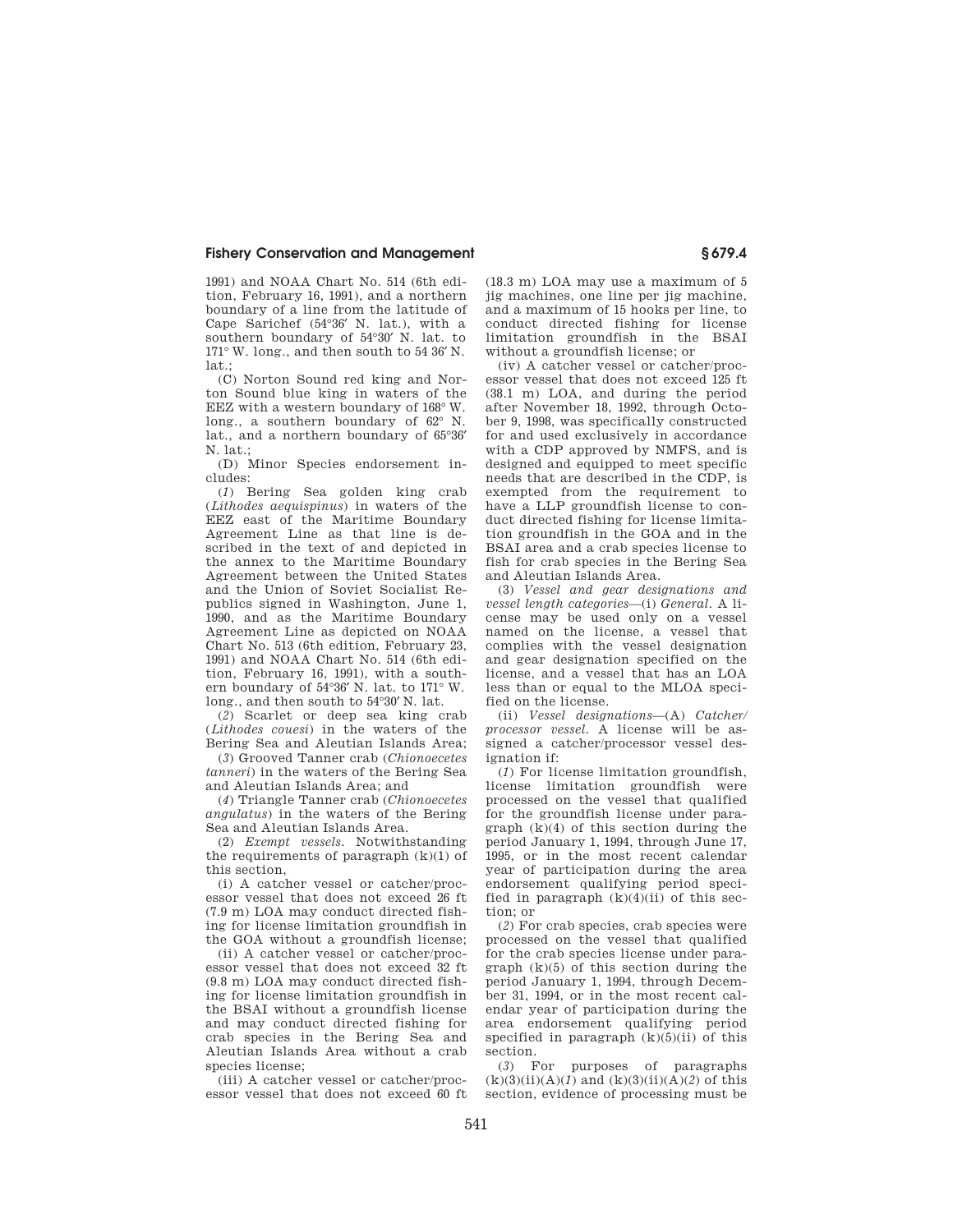1991) and NOAA Chart No. 514 (6th edition, February 16, 1991), and a northern boundary of a line from the latitude of Cape Sarichef (54°36′ N. lat.), with a southern boundary of 54°30′ N. lat. to 171° W. long., and then south to 54 36′ N. lat.;

(C) Norton Sound red king and Norton Sound blue king in waters of the EEZ with a western boundary of 168° W. long., a southern boundary of 62° N. lat., and a northern boundary of 65°36′ N. lat.;

(D) Minor Species endorsement includes:

(*1*) Bering Sea golden king crab (*Lithodes aequispinus*) in waters of the EEZ east of the Maritime Boundary Agreement Line as that line is described in the text of and depicted in the annex to the Maritime Boundary Agreement between the United States and the Union of Soviet Socialist Republics signed in Washington, June 1, 1990, and as the Maritime Boundary Agreement Line as depicted on NOAA Chart No. 513 (6th edition, February 23, 1991) and NOAA Chart No. 514 (6th edition, February 16, 1991), with a southern boundary of 54°36′ N. lat. to 171° W. long., and then south to 54°30′ N. lat.

(*2*) Scarlet or deep sea king crab (*Lithodes couesi*) in the waters of the Bering Sea and Aleutian Islands Area;

(*3*) Grooved Tanner crab (*Chionoecetes tanneri*) in the waters of the Bering Sea and Aleutian Islands Area; and

(*4*) Triangle Tanner crab (*Chionoecetes angulatus*) in the waters of the Bering Sea and Aleutian Islands Area.

(2) *Exempt vessels.* Notwithstanding the requirements of paragraph (k)(1) of this section,

(i) A catcher vessel or catcher/processor vessel that does not exceed 26 ft (7.9 m) LOA may conduct directed fishing for license limitation groundfish in the GOA without a groundfish license;

(ii) A catcher vessel or catcher/processor vessel that does not exceed 32 ft (9.8 m) LOA may conduct directed fishing for license limitation groundfish in the BSAI without a groundfish license and may conduct directed fishing for crab species in the Bering Sea and Aleutian Islands Area without a crab species license;

(iii) A catcher vessel or catcher/processor vessel that does not exceed 60 ft (18.3 m) LOA may use a maximum of 5 jig machines, one line per jig machine, and a maximum of 15 hooks per line, to conduct directed fishing for license limitation groundfish in the BSAI without a groundfish license; or

(iv) A catcher vessel or catcher/processor vessel that does not exceed 125 ft (38.1 m) LOA, and during the period after November 18, 1992, through October 9, 1998, was specifically constructed for and used exclusively in accordance with a CDP approved by NMFS, and is designed and equipped to meet specific needs that are described in the CDP, is exempted from the requirement to have a LLP groundfish license to conduct directed fishing for license limitation groundfish in the GOA and in the BSAI area and a crab species license to fish for crab species in the Bering Sea and Aleutian Islands Area.

(3) *Vessel and gear designations and vessel length categories*—(i) *General.* A license may be used only on a vessel named on the license, a vessel that complies with the vessel designation and gear designation specified on the license, and a vessel that has an LOA less than or equal to the MLOA specified on the license.

(ii) *Vessel designations*—(A) *Catcher/processor vessel.* A license will be assigned a catcher/processor vessel designation if:

(*1*) For license limitation groundfish, license limitation groundfish were processed on the vessel that qualified for the groundfish license under paragraph (k)(4) of this section during the period January 1, 1994, through June 17, 1995, or in the most recent calendar year of participation during the area endorsement qualifying period specified in paragraph (k)(4)(ii) of this section; or

(*2*) For crab species, crab species were processed on the vessel that qualified for the crab species license under paragraph (k)(5) of this section during the period January 1, 1994, through December 31, 1994, or in the most recent calendar year of participation during the area endorsement qualifying period specified in paragraph (k)(5)(ii) of this section.

(*3*) For purposes of paragraphs (k)(3)(ii)(A)(*1*) and (k)(3)(ii)(A)(*2*) of this section, evidence of processing must be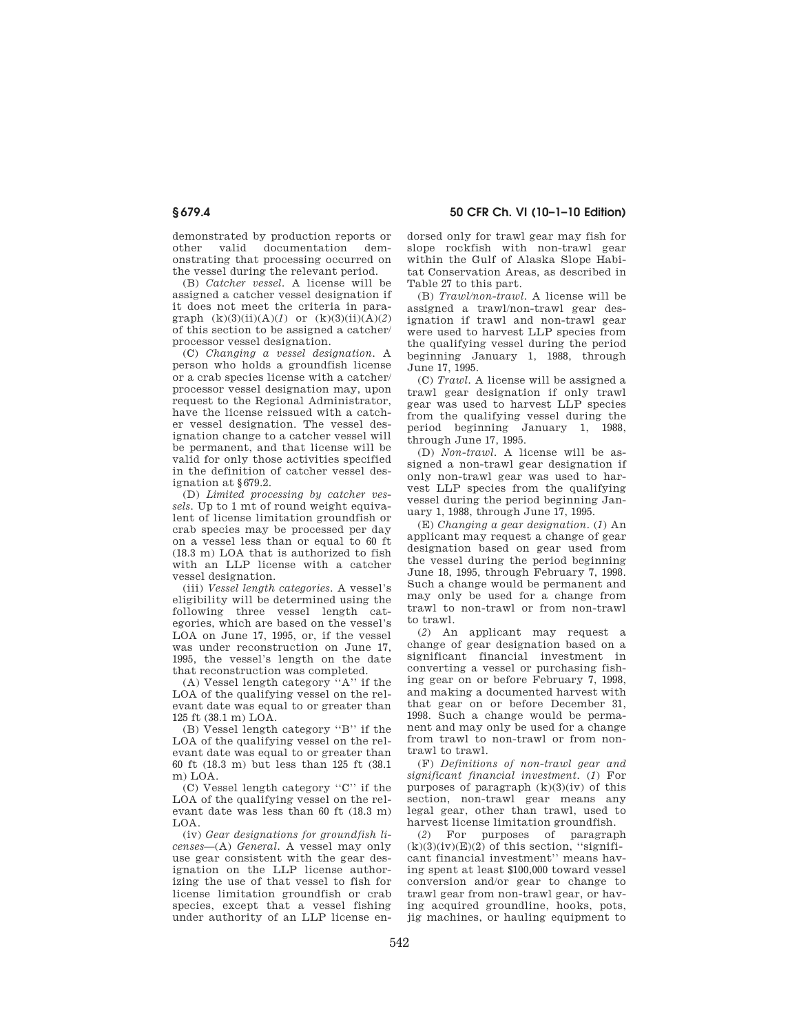demonstrated by production reports or other valid documentation demonstrating that processing occurred on the vessel during the relevant period.

(B) *Catcher vessel.* A license will be assigned a catcher vessel designation if it does not meet the criteria in paragraph (k)(3)(ii)(A)(*1*) or (k)(3)(ii)(A)(*2*) of this section to be assigned a catcher/processor vessel designation.

(C) *Changing a vessel designation.* A person who holds a groundfish license or a crab species license with a catcher/processor vessel designation may, upon request to the Regional Administrator, have the license reissued with a catcher vessel designation. The vessel designation change to a catcher vessel will be permanent, and that license will be valid for only those activities specified in the definition of catcher vessel designation at §679.2.

(D) *Limited processing by catcher vessels.* Up to 1 mt of round weight equivalent of license limitation groundfish or crab species may be processed per day on a vessel less than or equal to 60 ft (18.3 m) LOA that is authorized to fish with an LLP license with a catcher vessel designation.

(iii) *Vessel length categories.* A vessel's eligibility will be determined using the following three vessel length categories, which are based on the vessel's LOA on June 17, 1995, or, if the vessel was under reconstruction on June 17, 1995, the vessel's length on the date that reconstruction was completed.

(A) Vessel length category "A" if the LOA of the qualifying vessel on the relevant date was equal to or greater than 125 ft (38.1 m) LOA.

(B) Vessel length category "B" if the LOA of the qualifying vessel on the relevant date was equal to or greater than 60 ft (18.3 m) but less than 125 ft (38.1 m) LOA.

(C) Vessel length category "C" if the LOA of the qualifying vessel on the relevant date was less than 60 ft (18.3 m) LOA.

(iv) *Gear designations for groundfish licenses*—(A) *General.* A vessel may only use gear consistent with the gear designation on the LLP license authorizing the use of that vessel to fish for license limitation groundfish or crab species, except that a vessel fishing under authority of an LLP license endorsed only for trawl gear may fish for slope rockfish with non-trawl gear within the Gulf of Alaska Slope Habitat Conservation Areas, as described in Table 27 to this part.

(B) *Trawl/non-trawl.* A license will be assigned a trawl/non-trawl gear designation if trawl and non-trawl gear were used to harvest LLP species from the qualifying vessel during the period beginning January 1, 1988, through June 17, 1995.

(C) *Trawl.* A license will be assigned a trawl gear designation if only trawl gear was used to harvest LLP species from the qualifying vessel during the period beginning January 1, 1988, through June 17, 1995.

(D) *Non-trawl.* A license will be assigned a non-trawl gear designation if only non-trawl gear was used to harvest LLP species from the qualifying vessel during the period beginning January 1, 1988, through June 17, 1995.

(E) *Changing a gear designation.* (*1*) An applicant may request a change of gear designation based on gear used from the vessel during the period beginning June 18, 1995, through February 7, 1998. Such a change would be permanent and may only be used for a change from trawl to non-trawl or from non-trawl to trawl.

(*2*) An applicant may request a change of gear designation based on a significant financial investment in converting a vessel or purchasing fishing gear on or before February 7, 1998, and making a documented harvest with that gear on or before December 31, 1998. Such a change would be permanent and may only be used for a change from trawl to non-trawl or from non-trawl to trawl.

(F) *Definitions of non-trawl gear and significant financial investment.* (*1*) For purposes of paragraph (k)(3)(iv) of this section, non-trawl gear means any legal gear, other than trawl, used to harvest license limitation groundfish.

(*2*) For purposes of paragraph (k)(3)(iv)(E)(*2*) of this section, "significant financial investment" means having spent at least $100,000 toward vessel conversion and/or gear to change to trawl gear from non-trawl gear, or having acquired groundline, hooks, pots, jig machines, or hauling equipment to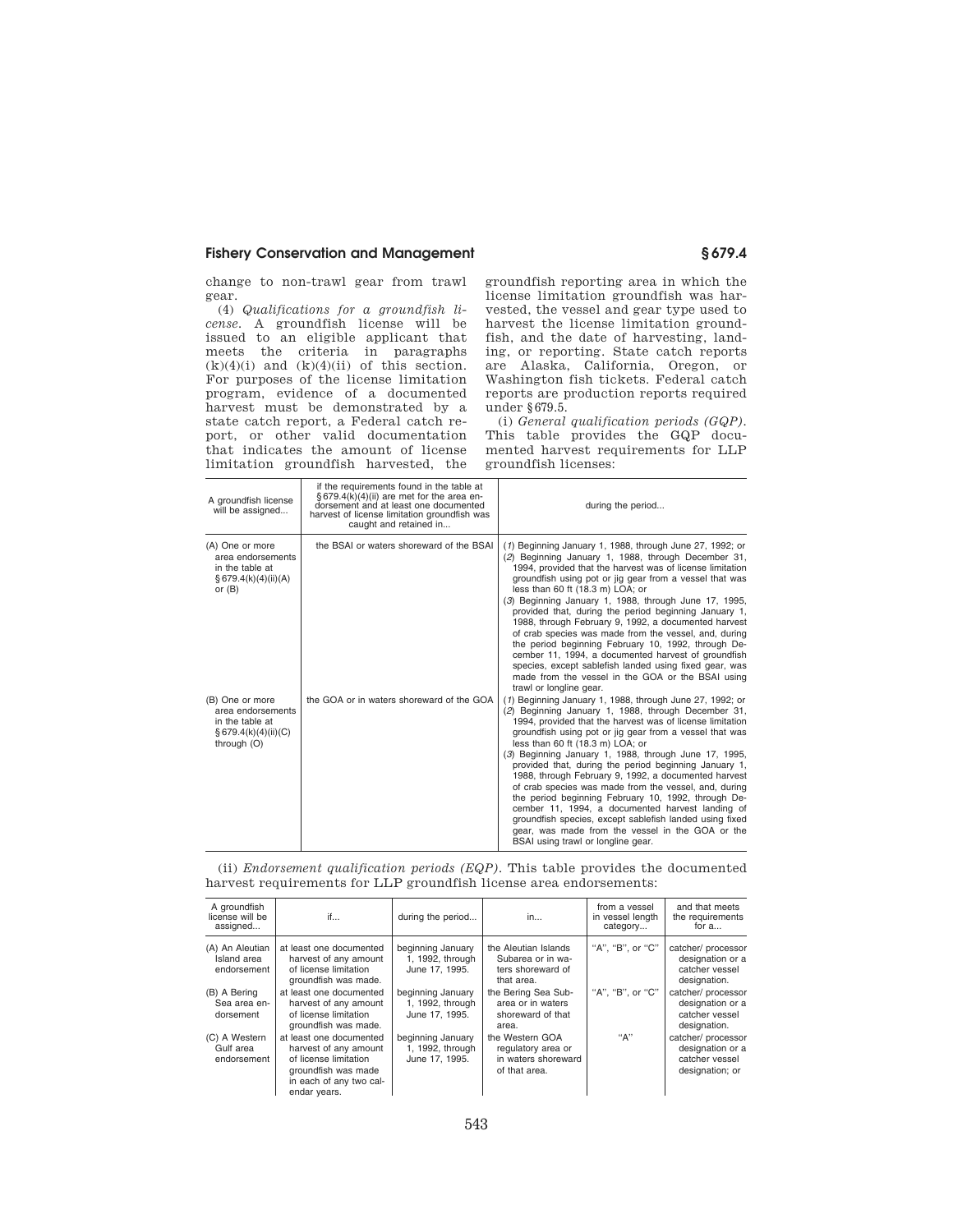change to non-trawl gear from trawl gear.

(4) *Qualifications for a groundfish license.* A groundfish license will be issued to an eligible applicant that meets the criteria in paragraphs (k)(4)(i) and (k)(4)(ii) of this section. For purposes of the license limitation program, evidence of a documented harvest must be demonstrated by a state catch report, a Federal catch report, or other valid documentation that indicates the amount of license limitation groundfish harvested, the groundfish reporting area in which the license limitation groundfish was harvested, the vessel and gear type used to harvest the license limitation groundfish, and the date of harvesting, landing, or reporting. State catch reports are Alaska, California, Oregon, or Washington fish tickets. Federal catch reports are production reports required under §679.5.

(i) *General qualification periods (GQP).* This table provides the GQP documented harvest requirements for LLP groundfish licenses:

| A groundfish license will be assigned... | if the requirements found in the table at §679.4(k)(4)(ii) are met for the area endorsement and at least one documented harvest of license limitation groundfish was caught and retained in... | during the period... |
|---|---|---|
| (A) One or more area endorsements in the table at §679.4(k)(4)(ii)(A) or (B) | the BSAI or waters shoreward of the BSAI | (*1*) Beginning January 1, 1988, through June 27, 1992; or (*2*) Beginning January 1, 1988, through December 31, 1994, provided that the harvest was of license limitation groundfish using pot or jig gear from a vessel that was less than 60 ft (18.3 m) LOA; or (*3*) Beginning January 1, 1988, through June 17, 1995, provided that, during the period beginning January 1, 1988, through February 9, 1992, a documented harvest of crab species was made from the vessel, and, during the period beginning February 10, 1992, through December 11, 1994, a documented harvest of groundfish species, except sablefish landed using fixed gear, was made from the vessel in the GOA or the BSAI using trawl or longline gear. |
| (B) One or more area endorsements in the table at §679.4(k)(4)(ii)(C) through (O) | the GOA or in waters shoreward of the GOA | (*1*) Beginning January 1, 1988, through June 27, 1992; or (*2*) Beginning January 1, 1988, through December 31, 1994, provided that the harvest was of license limitation groundfish using pot or jig gear from a vessel that was less than 60 ft (18.3 m) LOA; or (*3*) Beginning January 1, 1988, through June 17, 1995, provided that, during the period beginning January 1, 1988, through February 9, 1992, a documented harvest of crab species was made from the vessel, and, during the period beginning February 10, 1992, through December 11, 1994, a documented harvest landing of groundfish species, except sablefish landed using fixed gear, was made from the vessel in the GOA or the BSAI using trawl or longline gear. |

(ii) *Endorsement qualification periods (EQP).* This table provides the documented harvest requirements for LLP groundfish license area endorsements:

| A groundfish license will be assigned... | if... | during the period... | in... | from a vessel in vessel length category... | and that meets the requirements for a... |
|---|---|---|---|---|---|
| (A) An Aleutian Island area endorsement | at least one documented harvest of any amount of license limitation groundfish was made. | beginning January 1, 1992, through June 17, 1995. | the Aleutian Islands Subarea or in waters shoreward of that area. | "A", "B", or "C" | catcher/ processor designation or a catcher vessel designation. |
| (B) A Bering Sea area endorsement | at least one documented harvest of any amount of license limitation groundfish was made. | beginning January 1, 1992, through June 17, 1995. | the Bering Sea Subarea or in waters shoreward of that area. | "A", "B", or "C" | catcher/ processor designation or a catcher vessel designation. |
| (C) A Western Gulf area endorsement | at least one documented harvest of any amount of license limitation groundfish was made in each of any two calendar years. | beginning January 1, 1992, through June 17, 1995. | the Western GOA regulatory area or in waters shoreward of that area. | "A" | catcher/ processor designation or a catcher vessel designation; or |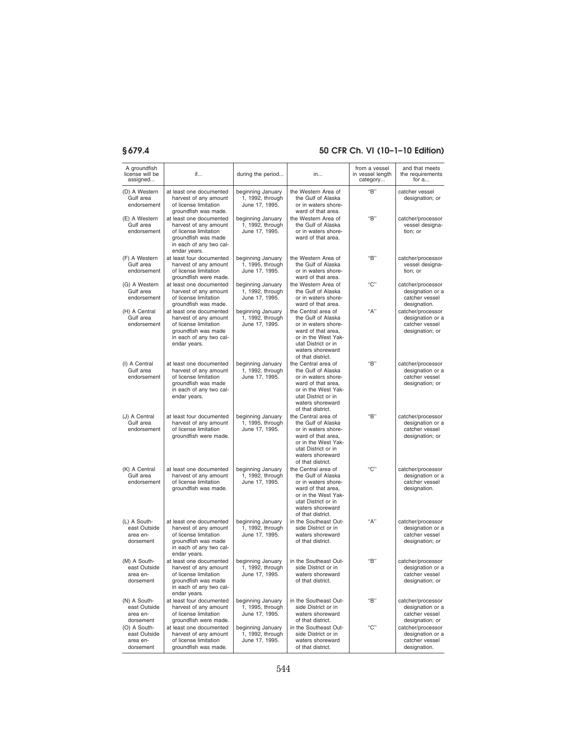| A groundfish license will be assigned... | if... | during the period... | in... | from a vessel in vessel length category... | and that meets the requirements for a... |
|---|---|---|---|---|---|
| (D) A Western Gulf area endorsement | at least one documented harvest of any amount of license limitation groundfish was made. | beginning January 1, 1992, through June 17, 1995. | the Western Area of the Gulf of Alaska or in waters shoreward of that area. | "B" | catcher vessel designation; or |
| (E) A Western Gulf area endorsement | at least one documented harvest of any amount of license limitation groundfish was made in each of any two calendar years. | beginning January 1, 1992, through June 17, 1995. | the Western Area of the Gulf of Alaska or in waters shoreward of that area. | "B" | catcher/processor vessel designation; or |
| (F) A Western Gulf area endorsement | at least four documented harvest of any amount of license limitation groundfish were made. | beginning January 1, 1995, through June 17, 1995. | the Western Area of the Gulf of Alaska or in waters shoreward of that area. | "B" | catcher/processor vessel designation; or |
| (G) A Western Gulf area endorsement | at least one documented harvest of any amount of license limitation groundfish was made. | beginning January 1, 1992, through June 17, 1995. | the Western Area of the Gulf of Alaska or in waters shoreward of that area. | "C" | catcher/processor designation or a catcher vessel designation. |
| (H) A Central Gulf area endorsement | at least one documented harvest of any amount of license limitation groundfish was made in each of any two calendar years. | beginning January 1, 1992, through June 17, 1995. | the Central area of the Gulf of Alaska or in waters shoreward of that area, or in the West Yakutat District or in waters shoreward of that district. | "A" | catcher/processor designation or a catcher vessel designation; or |
| (I) A Central Gulf area endorsement | at least one documented harvest of any amount of license limitation groundfish was made in each of any two calendar years. | beginning January 1, 1992, through June 17, 1995. | the Central area of the Gulf of Alaska or in waters shoreward of that area, or in the West Yakutat District or in waters shoreward of that district. | "B" | catcher/processor designation or a catcher vessel designation; or |
| (J) A Central Gulf area endorsement | at least four documented harvest of any amount of license limitation groundfish were made. | beginning January 1, 1995, through June 17, 1995. | the Central area of the Gulf of Alaska or in waters shoreward of that area, or in the West Yakutat District or in waters shoreward of that district. | "B" | catcher/processor designation or a catcher vessel designation; or |
| (K) A Central Gulf area endorsement | at least one documented harvest of any amount of license limitation groundfish was made. | beginning January 1, 1992, through June 17, 1995. | the Central area of the Gulf of Alaska or in waters shoreward of that area, or in the West Yakutat District or in waters shoreward of that district. | "C" | catcher/processor designation or a catcher vessel designation. |
| (L) A Southeast Outside area endorsement | at least one documented harvest of any amount of license limitation groundfish was made in each of any two calendar years. | beginning January 1, 1992, through June 17, 1995. | in the Southeast Outside District or in waters shoreward of that district. | "A" | catcher/processor designation or a catcher vessel designation; or |
| (M) A Southeast Outside area endorsement | at least one documented harvest of any amount of license limitation groundfish was made in each of any two calendar years. | beginning January 1, 1992, through June 17, 1995. | in the Southeast Outside District or in waters shoreward of that district. | "B" | catcher/processor designation or a catcher vessel designation; or |
| (N) A Southeast Outside area endorsement | at least four documented harvest of any amount of license limitation groundfish were made. | beginning January 1, 1995, through June 17, 1995. | in the Southeast Outside District or in waters shoreward of that district. | "B" | catcher/processor designation or a catcher vessel designation; or |
| (O) A Southeast Outside area endorsement | at least one documented harvest of any amount of license limitation groundfish was made. | beginning January 1, 1992, through June 17, 1995. | in the Southeast Outside District or in waters shoreward of that district. | "C" | catcher/processor designation or a catcher vessel designation. |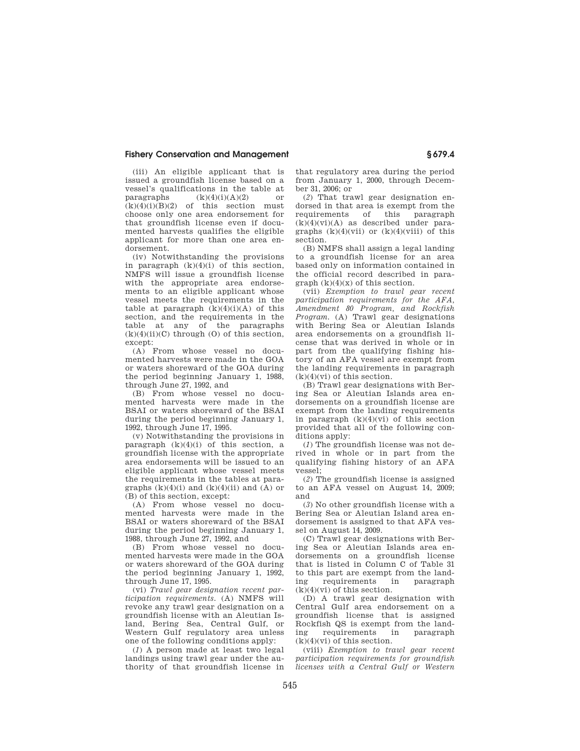(iii) An eligible applicant that is issued a groundfish license based on a vessel's qualifications in the table at paragraphs (k)(4)(i)(A)(*2*) or (k)(4)(i)(B)(*2*) of this section must choose only one area endorsement for that groundfish license even if documented harvests qualifies the eligible applicant for more than one area endorsement.

(iv) Notwithstanding the provisions in paragraph (k)(4)(i) of this section, NMFS will issue a groundfish license with the appropriate area endorsements to an eligible applicant whose vessel meets the requirements in the table at paragraph (k)(4)(i)(A) of this section, and the requirements in the table at any of the paragraphs (k)(4)(ii)(C) through (O) of this section, except:

(A) From whose vessel no documented harvests were made in the GOA or waters shoreward of the GOA during the period beginning January 1, 1988, through June 27, 1992, and

(B) From whose vessel no documented harvests were made in the BSAI or waters shoreward of the BSAI during the period beginning January 1, 1992, through June 17, 1995.

(v) Notwithstanding the provisions in paragraph (k)(4)(i) of this section, a groundfish license with the appropriate area endorsements will be issued to an eligible applicant whose vessel meets the requirements in the tables at paragraphs (k)(4)(i) and (k)(4)(ii) and (A) or (B) of this section, except:

(A) From whose vessel no documented harvests were made in the BSAI or waters shoreward of the BSAI during the period beginning January 1, 1988, through June 27, 1992, and

(B) From whose vessel no documented harvests were made in the GOA or waters shoreward of the GOA during the period beginning January 1, 1992, through June 17, 1995.

(vi) *Trawl gear designation recent participation requirements.* (A) NMFS will revoke any trawl gear designation on a groundfish license with an Aleutian Island, Bering Sea, Central Gulf, or Western Gulf regulatory area unless one of the following conditions apply:

(*1*) A person made at least two legal landings using trawl gear under the authority of that groundfish license in that regulatory area during the period from January 1, 2000, through December 31, 2006; or

(*2*) That trawl gear designation endorsed in that area is exempt from the requirements of this paragraph (k)(4)(vi)(A) as described under paragraphs (k)(4)(vii) or (k)(4)(viii) of this section.

(B) NMFS shall assign a legal landing to a groundfish license for an area based only on information contained in the official record described in paragraph (k)(4)(x) of this section.

(vii) *Exemption to trawl gear recent participation requirements for the AFA, Amendment 80 Program, and Rockfish Program.* (A) Trawl gear designations with Bering Sea or Aleutian Islands area endorsements on a groundfish license that was derived in whole or in part from the qualifying fishing history of an AFA vessel are exempt from the landing requirements in paragraph (k)(4)(vi) of this section.

(B) Trawl gear designations with Bering Sea or Aleutian Islands area endorsements on a groundfish license are exempt from the landing requirements in paragraph (k)(4)(vi) of this section provided that all of the following conditions apply:

(*1*) The groundfish license was not derived in whole or in part from the qualifying fishing history of an AFA vessel;

(*2*) The groundfish license is assigned to an AFA vessel on August 14, 2009; and

(*3*) No other groundfish license with a Bering Sea or Aleutian Island area endorsement is assigned to that AFA vessel on August 14, 2009.

(C) Trawl gear designations with Bering Sea or Aleutian Islands area endorsements on a groundfish license that is listed in Column C of Table 31 to this part are exempt from the landing requirements in paragraph (k)(4)(vi) of this section.

(D) A trawl gear designation with Central Gulf area endorsement on a groundfish license that is assigned Rockfish QS is exempt from the landing requirements in paragraph (k)(4)(vi) of this section.

(viii) *Exemption to trawl gear recent participation requirements for groundfish licenses with a Central Gulf or Western*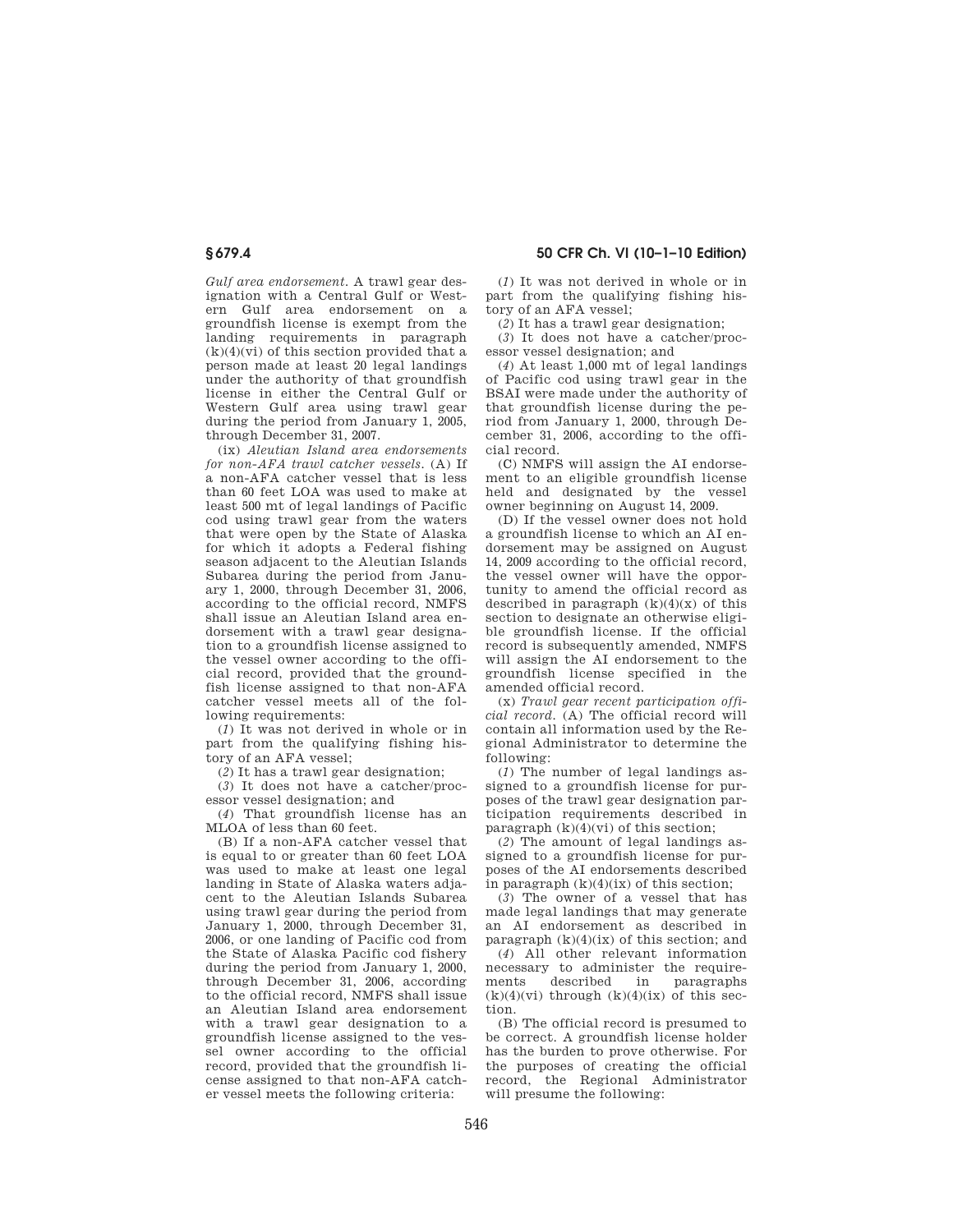*Gulf area endorsement*. A trawl gear designation with a Central Gulf or Western Gulf area endorsement on a groundfish license is exempt from the landing requirements in paragraph (k)(4)(vi) of this section provided that a person made at least 20 legal landings under the authority of that groundfish license in either the Central Gulf or Western Gulf area using trawl gear during the period from January 1, 2005, through December 31, 2007.

(ix) *Aleutian Island area endorsements for non-AFA trawl catcher vessels*. (A) If a non-AFA catcher vessel that is less than 60 feet LOA was used to make at least 500 mt of legal landings of Pacific cod using trawl gear from the waters that were open by the State of Alaska for which it adopts a Federal fishing season adjacent to the Aleutian Islands Subarea during the period from January 1, 2000, through December 31, 2006, according to the official record, NMFS shall issue an Aleutian Island area endorsement with a trawl gear designation to a groundfish license assigned to the vessel owner according to the official record, provided that the groundfish license assigned to that non-AFA catcher vessel meets all of the following requirements:

(*1*) It was not derived in whole or in part from the qualifying fishing history of an AFA vessel;

(*2*) It has a trawl gear designation;

(*3*) It does not have a catcher/processor vessel designation; and

(*4*) That groundfish license has an MLOA of less than 60 feet.

(B) If a non-AFA catcher vessel that is equal to or greater than 60 feet LOA was used to make at least one legal landing in State of Alaska waters adjacent to the Aleutian Islands Subarea using trawl gear during the period from January 1, 2000, through December 31, 2006, or one landing of Pacific cod from the State of Alaska Pacific cod fishery during the period from January 1, 2000, through December 31, 2006, according to the official record, NMFS shall issue an Aleutian Island area endorsement with a trawl gear designation to a groundfish license assigned to the vessel owner according to the official record, provided that the groundfish license assigned to that non-AFA catcher vessel meets the following criteria:

(*1*) It was not derived in whole or in part from the qualifying fishing history of an AFA vessel;

(*2*) It has a trawl gear designation;

(*3*) It does not have a catcher/processor vessel designation; and

(*4*) At least 1,000 mt of legal landings of Pacific cod using trawl gear in the BSAI were made under the authority of that groundfish license during the period from January 1, 2000, through December 31, 2006, according to the official record.

(C) NMFS will assign the AI endorsement to an eligible groundfish license held and designated by the vessel owner beginning on August 14, 2009.

(D) If the vessel owner does not hold a groundfish license to which an AI endorsement may be assigned on August 14, 2009 according to the official record, the vessel owner will have the opportunity to amend the official record as described in paragraph (k)(4)(x) of this section to designate an otherwise eligible groundfish license. If the official record is subsequently amended, NMFS will assign the AI endorsement to the groundfish license specified in the amended official record.

(x) *Trawl gear recent participation official record*. (A) The official record will contain all information used by the Regional Administrator to determine the following:

(*1*) The number of legal landings assigned to a groundfish license for purposes of the trawl gear designation participation requirements described in paragraph (k)(4)(vi) of this section;

(*2*) The amount of legal landings assigned to a groundfish license for purposes of the AI endorsements described in paragraph (k)(4)(ix) of this section;

(*3*) The owner of a vessel that has made legal landings that may generate an AI endorsement as described in paragraph (k)(4)(ix) of this section; and

(*4*) All other relevant information necessary to administer the requirements described in paragraphs (k)(4)(vi) through (k)(4)(ix) of this section.

(B) The official record is presumed to be correct. A groundfish license holder has the burden to prove otherwise. For the purposes of creating the official record, the Regional Administrator will presume the following: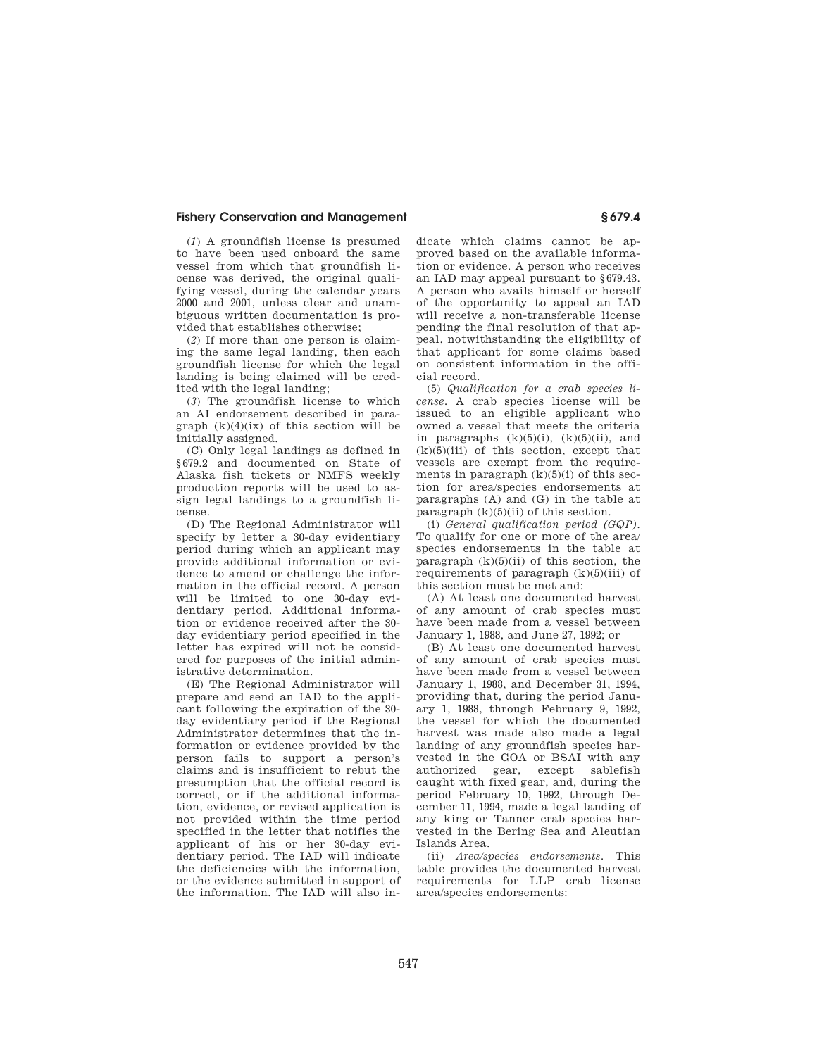(*1*) A groundfish license is presumed to have been used onboard the same vessel from which that groundfish license was derived, the original qualifying vessel, during the calendar years 2000 and 2001, unless clear and unambiguous written documentation is provided that establishes otherwise;

(*2*) If more than one person is claiming the same legal landing, then each groundfish license for which the legal landing is being claimed will be credited with the legal landing;

(*3*) The groundfish license to which an AI endorsement described in paragraph (k)(4)(ix) of this section will be initially assigned.

(C) Only legal landings as defined in §679.2 and documented on State of Alaska fish tickets or NMFS weekly production reports will be used to assign legal landings to a groundfish license.

(D) The Regional Administrator will specify by letter a 30-day evidentiary period during which an applicant may provide additional information or evidence to amend or challenge the information in the official record. A person will be limited to one 30-day evidentiary period. Additional information or evidence received after the 30-day evidentiary period specified in the letter has expired will not be considered for purposes of the initial administrative determination.

(E) The Regional Administrator will prepare and send an IAD to the applicant following the expiration of the 30-day evidentiary period if the Regional Administrator determines that the information or evidence provided by the person fails to support a person's claims and is insufficient to rebut the presumption that the official record is correct, or if the additional information, evidence, or revised application is not provided within the time period specified in the letter that notifies the applicant of his or her 30-day evidentiary period. The IAD will indicate the deficiencies with the information, or the evidence submitted in support of the information. The IAD will also indicate which claims cannot be approved based on the available information or evidence. A person who receives an IAD may appeal pursuant to §679.43. A person who avails himself or herself of the opportunity to appeal an IAD will receive a non-transferable license pending the final resolution of that appeal, notwithstanding the eligibility of that applicant for some claims based on consistent information in the official record.

(5) *Qualification for a crab species license.* A crab species license will be issued to an eligible applicant who owned a vessel that meets the criteria in paragraphs (k)(5)(i), (k)(5)(ii), and (k)(5)(iii) of this section, except that vessels are exempt from the requirements in paragraph (k)(5)(i) of this section for area/species endorsements at paragraphs (A) and (G) in the table at paragraph (k)(5)(ii) of this section.

(i) *General qualification period (GQP).* To qualify for one or more of the area/species endorsements in the table at paragraph (k)(5)(ii) of this section, the requirements of paragraph (k)(5)(iii) of this section must be met and:

(A) At least one documented harvest of any amount of crab species must have been made from a vessel between January 1, 1988, and June 27, 1992; or

(B) At least one documented harvest of any amount of crab species must have been made from a vessel between January 1, 1988, and December 31, 1994, providing that, during the period January 1, 1988, through February 9, 1992, the vessel for which the documented harvest was made also made a legal landing of any groundfish species harvested in the GOA or BSAI with any authorized gear, except sablefish caught with fixed gear, and, during the period February 10, 1992, through December 11, 1994, made a legal landing of any king or Tanner crab species harvested in the Bering Sea and Aleutian Islands Area.

(ii) *Area/species endorsements.* This table provides the documented harvest requirements for LLP crab license area/species endorsements: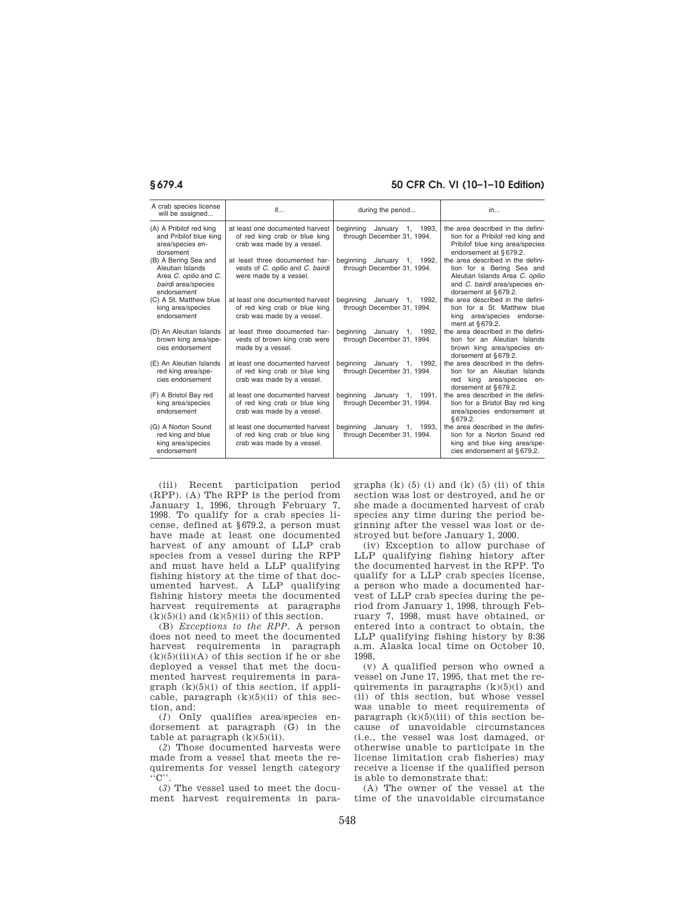| A crab species license will be assigned... | if... | during the period... | in... |
|---|---|---|---|
| (A) A Pribilof red king and Pribilof blue king area/species endorsement | at least one documented harvest of red king crab or blue king crab was made by a vessel. | beginning January 1, 1993, through December 31, 1994. | the area described in the definition for a Pribilof red king and Pribilof blue king area/species endorsement at §679.2. |
| (B) A Bering Sea and Aleutian Islands Area *C. opilio* and *C. bairdi* area/species endorsement | at least three documented harvests of *C. opilio* and *C. bairdi* were made by a vessel. | beginning January 1, 1992, through December 31, 1994. | the area described in the definition for a Bering Sea and Aleutian Islands Area *C. opilio* and *C. bairdi* area/species endorsement at §679.2. |
| (C) A St. Matthew blue king area/species endorsement | at least one documented harvest of red king crab or blue king crab was made by a vessel. | beginning January 1, 1992, through December 31, 1994. | the area described in the definition for a St. Matthew blue king area/species endorsement at §679.2. |
| (D) An Aleutian Islands brown king area/species endorsement | at least three documented harvests of brown king crab were made by a vessel. | beginning January 1, 1992, through December 31, 1994. | the area described in the definition for an Aleutian Islands brown king area/species endorsement at §679.2. |
| (E) An Aleutian Islands red king area/species endorsement | at least one documented harvest of red king crab or blue king crab was made by a vessel. | beginning January 1, 1992, through December 31, 1994. | the area described in the definition for an Aleutian Islands red king area/species endorsement at §679.2. |
| (F) A Bristol Bay red king area/species endorsement | at least one documented harvest of red king crab or blue king crab was made by a vessel. | beginning January 1, 1991, through December 31, 1994. | the area described in the definition for a Bristol Bay red king area/species endorsement at §679.2. |
| (G) A Norton Sound red king and blue king area/species endorsement | at least one documented harvest of red king crab or blue king crab was made by a vessel. | beginning January 1, 1993, through December 31, 1994. | the area described in the definition for a Norton Sound red king and blue king area/species endorsement at §679.2. |

(iii) Recent participation period (RPP). (A) The RPP is the period from January 1, 1996, through February 7, 1998. To qualify for a crab species license, defined at §679.2, a person must have made at least one documented harvest of any amount of LLP crab species from a vessel during the RPP and must have held a LLP qualifying fishing history at the time of that documented harvest. A LLP qualifying fishing history meets the documented harvest requirements at paragraphs (k)(5)(i) and (k)(5)(ii) of this section.

(B) *Exceptions to the RPP.* A person does not need to meet the documented harvest requirements in paragraph (k)(5)(iii)(A) of this section if he or she deployed a vessel that met the documented harvest requirements in paragraph (k)(5)(i) of this section, if applicable, paragraph (k)(5)(ii) of this section, and:

(*1*) Only qualifies area/species endorsement at paragraph (G) in the table at paragraph (k)(5)(ii).

(*2*) Those documented harvests were made from a vessel that meets the requirements for vessel length category "C".

(*3*) The vessel used to meet the document harvest requirements in paragraphs (k) (5) (i) and (k) (5) (ii) of this section was lost or destroyed, and he or she made a documented harvest of crab species any time during the period beginning after the vessel was lost or destroyed but before January 1, 2000.

(iv) Exception to allow purchase of LLP qualifying fishing history after the documented harvest in the RPP. To qualify for a LLP crab species license, a person who made a documented harvest of LLP crab species during the period from January 1, 1998, through February 7, 1998, must have obtained, or entered into a contract to obtain, the LLP qualifying fishing history by 8:36 a.m. Alaska local time on October 10, 1998,

(v) A qualified person who owned a vessel on June 17, 1995, that met the requirements in paragraphs (k)(5)(i) and (ii) of this section, but whose vessel was unable to meet requirements of paragraph (k)(5)(iii) of this section because of unavoidable circumstances (i.e., the vessel was lost damaged, or otherwise unable to participate in the license limitation crab fisheries) may receive a license if the qualified person is able to demonstrate that:

(A) The owner of the vessel at the time of the unavoidable circumstance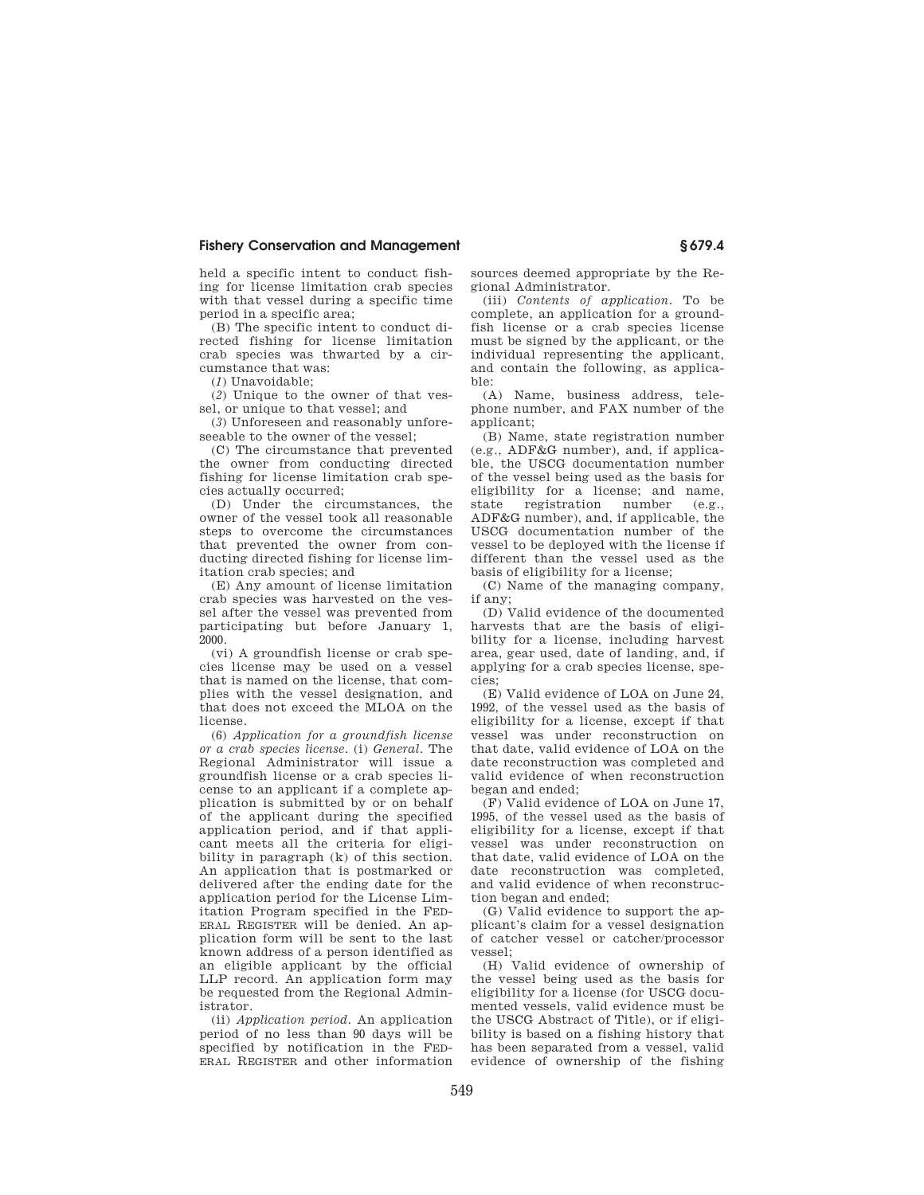held a specific intent to conduct fishing for license limitation crab species with that vessel during a specific time period in a specific area;

(B) The specific intent to conduct directed fishing for license limitation crab species was thwarted by a circumstance that was:

(*1*) Unavoidable;

(*2*) Unique to the owner of that vessel, or unique to that vessel; and

(*3*) Unforeseen and reasonably unforeseeable to the owner of the vessel;

(C) The circumstance that prevented the owner from conducting directed fishing for license limitation crab species actually occurred;

(D) Under the circumstances, the owner of the vessel took all reasonable steps to overcome the circumstances that prevented the owner from conducting directed fishing for license limitation crab species; and

(E) Any amount of license limitation crab species was harvested on the vessel after the vessel was prevented from participating but before January 1, 2000.

(vi) A groundfish license or crab species license may be used on a vessel that is named on the license, that complies with the vessel designation, and that does not exceed the MLOA on the license.

(6) *Application for a groundfish license or a crab species license.* (i) *General.* The Regional Administrator will issue a groundfish license or a crab species license to an applicant if a complete application is submitted by or on behalf of the applicant during the specified application period, and if that applicant meets all the criteria for eligibility in paragraph (k) of this section. An application that is postmarked or delivered after the ending date for the application period for the License Limitation Program specified in the FEDERAL REGISTER will be denied. An application form will be sent to the last known address of a person identified as an eligible applicant by the official LLP record. An application form may be requested from the Regional Administrator.

(ii) *Application period.* An application period of no less than 90 days will be specified by notification in the FEDERAL REGISTER and other information sources deemed appropriate by the Regional Administrator.

(iii) *Contents of application.* To be complete, an application for a groundfish license or a crab species license must be signed by the applicant, or the individual representing the applicant, and contain the following, as applicable:

(A) Name, business address, telephone number, and FAX number of the applicant;

(B) Name, state registration number (e.g., ADF&G number), and, if applicable, the USCG documentation number of the vessel being used as the basis for eligibility for a license; and name, state registration number (e.g., ADF&G number), and, if applicable, the USCG documentation number of the vessel to be deployed with the license if different than the vessel used as the basis of eligibility for a license;

(C) Name of the managing company, if any;

(D) Valid evidence of the documented harvests that are the basis of eligibility for a license, including harvest area, gear used, date of landing, and, if applying for a crab species license, species;

(E) Valid evidence of LOA on June 24, 1992, of the vessel used as the basis of eligibility for a license, except if that vessel was under reconstruction on that date, valid evidence of LOA on the date reconstruction was completed and valid evidence of when reconstruction began and ended;

(F) Valid evidence of LOA on June 17, 1995, of the vessel used as the basis of eligibility for a license, except if that vessel was under reconstruction on that date, valid evidence of LOA on the date reconstruction was completed, and valid evidence of when reconstruction began and ended;

(G) Valid evidence to support the applicant's claim for a vessel designation of catcher vessel or catcher/processor vessel;

(H) Valid evidence of ownership of the vessel being used as the basis for eligibility for a license (for USCG documented vessels, valid evidence must be the USCG Abstract of Title), or if eligibility is based on a fishing history that has been separated from a vessel, valid evidence of ownership of the fishing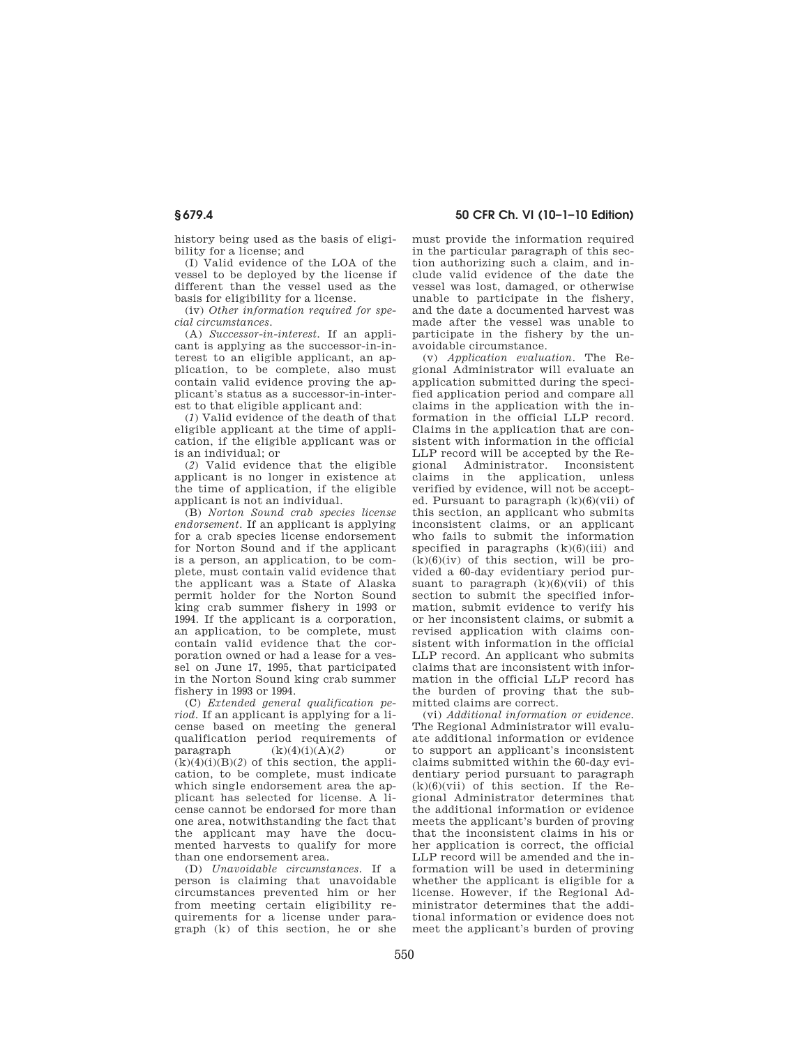history being used as the basis of eligibility for a license; and

(I) Valid evidence of the LOA of the vessel to be deployed by the license if different than the vessel used as the basis for eligibility for a license.

(iv) *Other information required for special circumstances.*

(A) *Successor-in-interest.* If an applicant is applying as the successor-in-interest to an eligible applicant, an application, to be complete, also must contain valid evidence proving the applicant's status as a successor-in-interest to that eligible applicant and:

(*1*) Valid evidence of the death of that eligible applicant at the time of application, if the eligible applicant was or is an individual; or

(*2*) Valid evidence that the eligible applicant is no longer in existence at the time of application, if the eligible applicant is not an individual.

(B) *Norton Sound crab species license endorsement.* If an applicant is applying for a crab species license endorsement for Norton Sound and if the applicant is a person, an application, to be complete, must contain valid evidence that the applicant was a State of Alaska permit holder for the Norton Sound king crab summer fishery in 1993 or 1994. If the applicant is a corporation, an application, to be complete, must contain valid evidence that the corporation owned or had a lease for a vessel on June 17, 1995, that participated in the Norton Sound king crab summer fishery in 1993 or 1994.

(C) *Extended general qualification period.* If an applicant is applying for a license based on meeting the general qualification period requirements of paragraph (k)(4)(i)(A)(*2*) or (k)(4)(i)(B)(*2*) of this section, the application, to be complete, must indicate which single endorsement area the applicant has selected for license. A license cannot be endorsed for more than one area, notwithstanding the fact that the applicant may have the documented harvests to qualify for more than one endorsement area.

(D) *Unavoidable circumstances.* If a person is claiming that unavoidable circumstances prevented him or her from meeting certain eligibility requirements for a license under paragraph (k) of this section, he or she must provide the information required in the particular paragraph of this section authorizing such a claim, and include valid evidence of the date the vessel was lost, damaged, or otherwise unable to participate in the fishery, and the date a documented harvest was made after the vessel was unable to participate in the fishery by the unavoidable circumstance.

(v) *Application evaluation.* The Regional Administrator will evaluate an application submitted during the specified application period and compare all claims in the application with the information in the official LLP record. Claims in the application that are consistent with information in the official LLP record will be accepted by the Regional Administrator. Inconsistent claims in the application, unless verified by evidence, will not be accepted. Pursuant to paragraph (k)(6)(vii) of this section, an applicant who submits inconsistent claims, or an applicant who fails to submit the information specified in paragraphs (k)(6)(iii) and (k)(6)(iv) of this section, will be provided a 60-day evidentiary period pursuant to paragraph (k)(6)(vii) of this section to submit the specified information, submit evidence to verify his or her inconsistent claims, or submit a revised application with claims consistent with information in the official LLP record. An applicant who submits claims that are inconsistent with information in the official LLP record has the burden of proving that the submitted claims are correct.

(vi) *Additional information or evidence.* The Regional Administrator will evaluate additional information or evidence to support an applicant's inconsistent claims submitted within the 60-day evidentiary period pursuant to paragraph (k)(6)(vii) of this section. If the Regional Administrator determines that the additional information or evidence meets the applicant's burden of proving that the inconsistent claims in his or her application is correct, the official LLP record will be amended and the information will be used in determining whether the applicant is eligible for a license. However, if the Regional Administrator determines that the additional information or evidence does not meet the applicant's burden of proving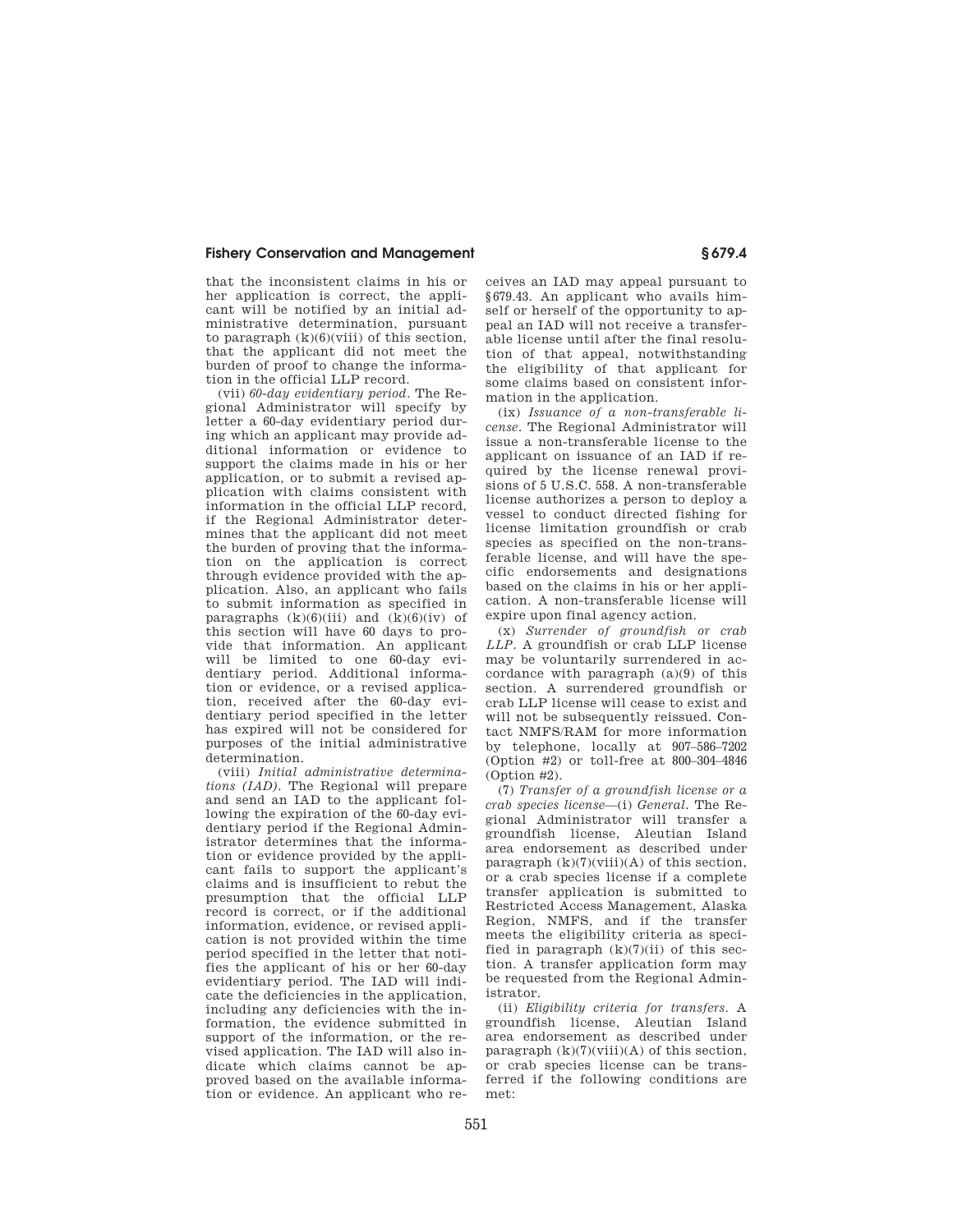that the inconsistent claims in his or her application is correct, the applicant will be notified by an initial administrative determination, pursuant to paragraph (k)(6)(viii) of this section, that the applicant did not meet the burden of proof to change the information in the official LLP record.

(vii) *60-day evidentiary period.* The Regional Administrator will specify by letter a 60-day evidentiary period during which an applicant may provide additional information or evidence to support the claims made in his or her application, or to submit a revised application with claims consistent with information in the official LLP record, if the Regional Administrator determines that the applicant did not meet the burden of proving that the information on the application is correct through evidence provided with the application. Also, an applicant who fails to submit information as specified in paragraphs (k)(6)(iii) and (k)(6)(iv) of this section will have 60 days to provide that information. An applicant will be limited to one 60-day evidentiary period. Additional information or evidence, or a revised application, received after the 60-day evidentiary period specified in the letter has expired will not be considered for purposes of the initial administrative determination.

(viii) *Initial administrative determinations (IAD).* The Regional will prepare and send an IAD to the applicant following the expiration of the 60-day evidentiary period if the Regional Administrator determines that the information or evidence provided by the applicant fails to support the applicant's claims and is insufficient to rebut the presumption that the official LLP record is correct, or if the additional information, evidence, or revised application is not provided within the time period specified in the letter that notifies the applicant of his or her 60-day evidentiary period. The IAD will indicate the deficiencies in the application, including any deficiencies with the information, the evidence submitted in support of the information, or the revised application. The IAD will also indicate which claims cannot be approved based on the available information or evidence. An applicant who receives an IAD may appeal pursuant to §679.43. An applicant who avails himself or herself of the opportunity to appeal an IAD will not receive a transferable license until after the final resolution of that appeal, notwithstanding the eligibility of that applicant for some claims based on consistent information in the application.

(ix) *Issuance of a non-transferable license.* The Regional Administrator will issue a non-transferable license to the applicant on issuance of an IAD if required by the license renewal provisions of 5 U.S.C. 558. A non-transferable license authorizes a person to deploy a vessel to conduct directed fishing for license limitation groundfish or crab species as specified on the non-transferable license, and will have the specific endorsements and designations based on the claims in his or her application. A non-transferable license will expire upon final agency action.

(x) *Surrender of groundfish or crab LLP.* A groundfish or crab LLP license may be voluntarily surrendered in accordance with paragraph (a)(9) of this section. A surrendered groundfish or crab LLP license will cease to exist and will not be subsequently reissued. Contact NMFS/RAM for more information by telephone, locally at 907–586–7202 (Option #2) or toll-free at 800–304–4846 (Option #2).

(7) *Transfer of a groundfish license or a crab species license*—(i) *General.* The Regional Administrator will transfer a groundfish license, Aleutian Island area endorsement as described under paragraph (k)(7)(viii)(A) of this section, or a crab species license if a complete transfer application is submitted to Restricted Access Management, Alaska Region, NMFS, and if the transfer meets the eligibility criteria as specified in paragraph (k)(7)(ii) of this section. A transfer application form may be requested from the Regional Administrator.

(ii) *Eligibility criteria for transfers.* A groundfish license, Aleutian Island area endorsement as described under paragraph (k)(7)(viii)(A) of this section, or crab species license can be transferred if the following conditions are met: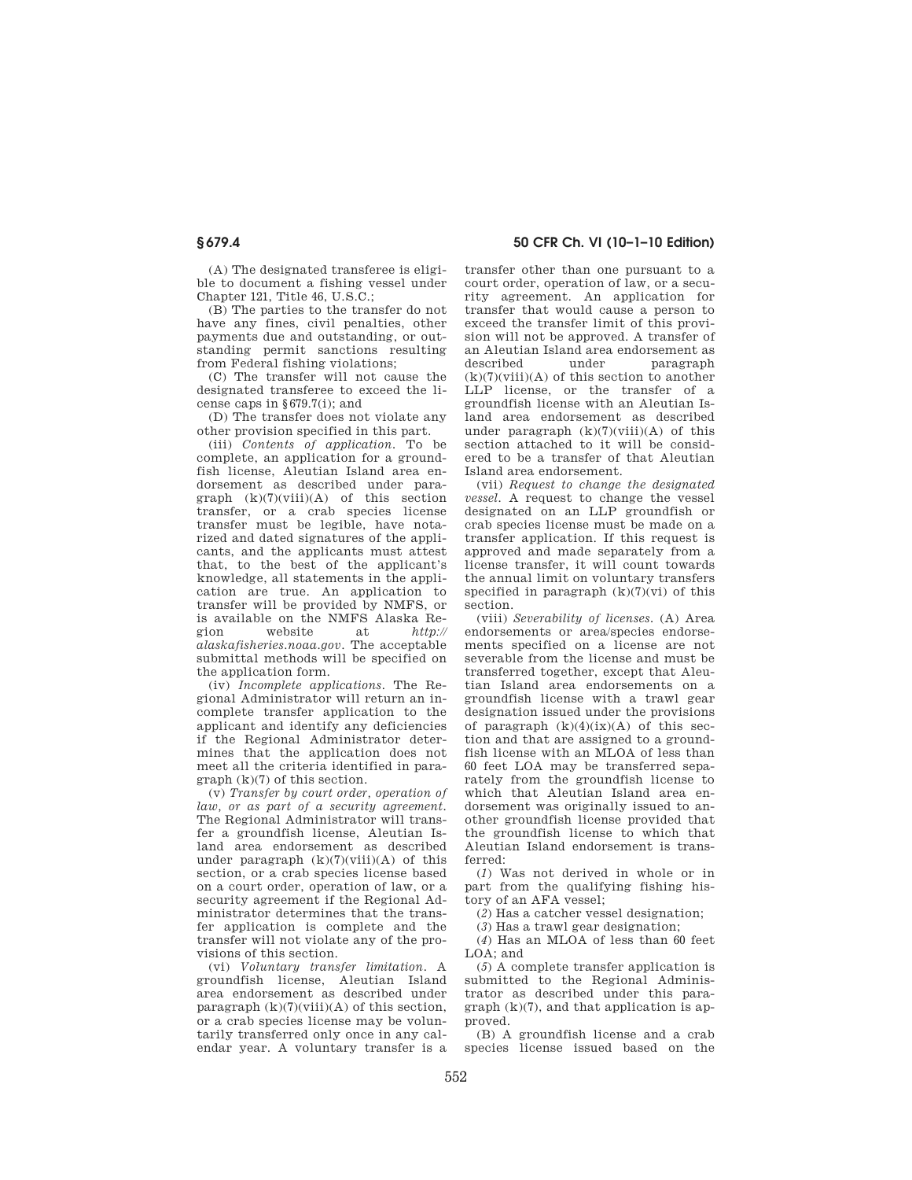(A) The designated transferee is eligible to document a fishing vessel under Chapter 121, Title 46, U.S.C.;

(B) The parties to the transfer do not have any fines, civil penalties, other payments due and outstanding, or outstanding permit sanctions resulting from Federal fishing violations;

(C) The transfer will not cause the designated transferee to exceed the license caps in §679.7(i); and

(D) The transfer does not violate any other provision specified in this part.

(iii) *Contents of application.* To be complete, an application for a groundfish license, Aleutian Island area endorsement as described under paragraph (k)(7)(viii)(A) of this section transfer, or a crab species license transfer must be legible, have notarized and dated signatures of the applicants, and the applicants must attest that, to the best of the applicant's knowledge, all statements in the application are true. An application to transfer will be provided by NMFS, or is available on the NMFS Alaska Region website at *http://alaskafisheries.noaa.gov*. The acceptable submittal methods will be specified on the application form.

(iv) *Incomplete applications.* The Regional Administrator will return an incomplete transfer application to the applicant and identify any deficiencies if the Regional Administrator determines that the application does not meet all the criteria identified in paragraph (k)(7) of this section.

(v) *Transfer by court order, operation of law, or as part of a security agreement.* The Regional Administrator will transfer a groundfish license, Aleutian Island area endorsement as described under paragraph (k)(7)(viii)(A) of this section, or a crab species license based on a court order, operation of law, or a security agreement if the Regional Administrator determines that the transfer application is complete and the transfer will not violate any of the provisions of this section.

(vi) *Voluntary transfer limitation.* A groundfish license, Aleutian Island area endorsement as described under paragraph (k)(7)(viii)(A) of this section, or a crab species license may be voluntarily transferred only once in any calendar year. A voluntary transfer is a transfer other than one pursuant to a court order, operation of law, or a security agreement. An application for transfer that would cause a person to exceed the transfer limit of this provision will not be approved. A transfer of an Aleutian Island area endorsement as described under paragraph (k)(7)(viii)(A) of this section to another LLP license, or the transfer of a groundfish license with an Aleutian Island area endorsement as described under paragraph (k)(7)(viii)(A) of this section attached to it will be considered to be a transfer of that Aleutian Island area endorsement.

(vii) *Request to change the designated vessel.* A request to change the vessel designated on an LLP groundfish or crab species license must be made on a transfer application. If this request is approved and made separately from a license transfer, it will count towards the annual limit on voluntary transfers specified in paragraph (k)(7)(vi) of this section.

(viii) *Severability of licenses.* (A) Area endorsements or area/species endorsements specified on a license are not severable from the license and must be transferred together, except that Aleutian Island area endorsements on a groundfish license with a trawl gear designation issued under the provisions of paragraph (k)(4)(ix)(A) of this section and that are assigned to a groundfish license with an MLOA of less than 60 feet LOA may be transferred separately from the groundfish license to which that Aleutian Island area endorsement was originally issued to another groundfish license provided that the groundfish license to which that Aleutian Island endorsement is transferred:

(*1*) Was not derived in whole or in part from the qualifying fishing history of an AFA vessel;

(*2*) Has a catcher vessel designation;

(*3*) Has a trawl gear designation;

(*4*) Has an MLOA of less than 60 feet LOA; and

(*5*) A complete transfer application is submitted to the Regional Administrator as described under this paragraph (k)(7), and that application is approved.

(B) A groundfish license and a crab species license issued based on the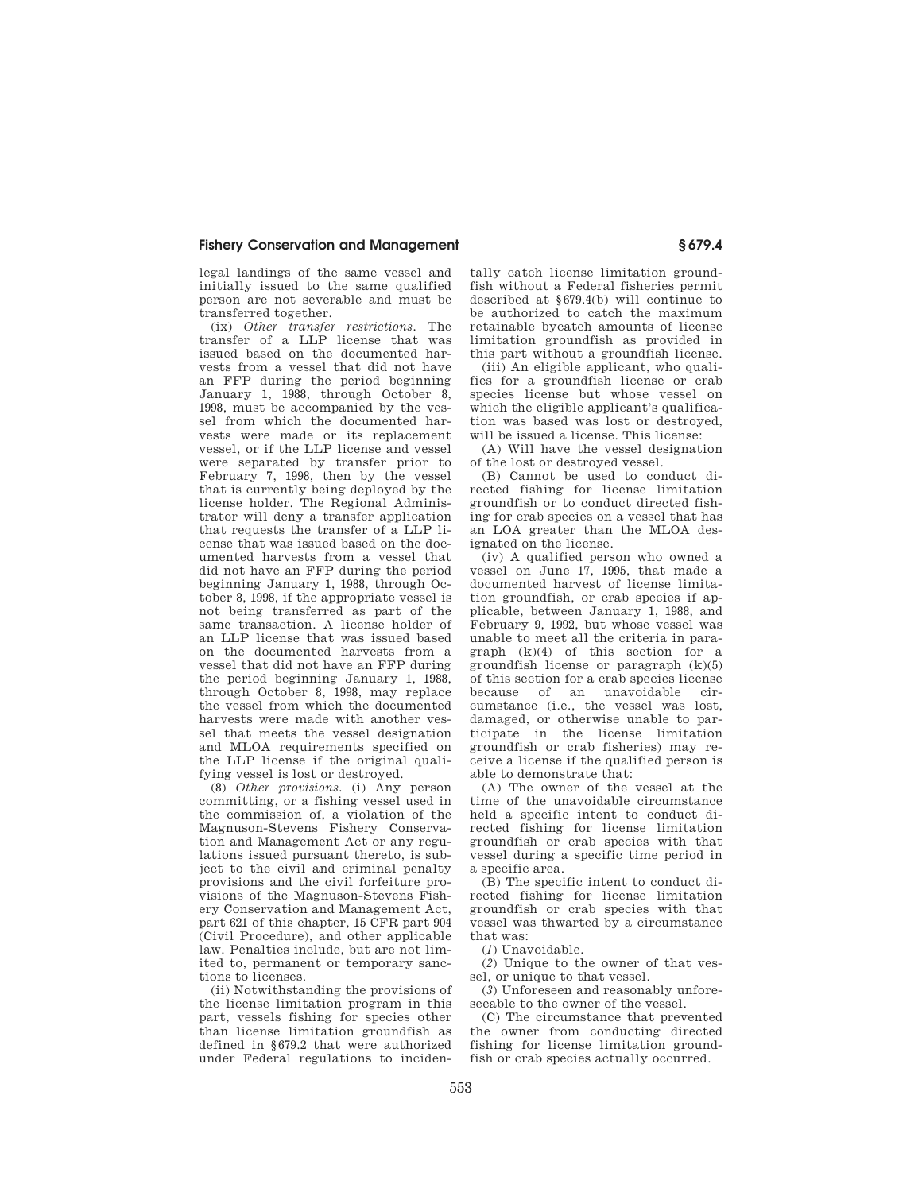legal landings of the same vessel and initially issued to the same qualified person are not severable and must be transferred together.

(ix) *Other transfer restrictions.* The transfer of a LLP license that was issued based on the documented harvests from a vessel that did not have an FFP during the period beginning January 1, 1988, through October 8, 1998, must be accompanied by the vessel from which the documented harvests were made or its replacement vessel, or if the LLP license and vessel were separated by transfer prior to February 7, 1998, then by the vessel that is currently being deployed by the license holder. The Regional Administrator will deny a transfer application that requests the transfer of a LLP license that was issued based on the documented harvests from a vessel that did not have an FFP during the period beginning January 1, 1988, through October 8, 1998, if the appropriate vessel is not being transferred as part of the same transaction. A license holder of an LLP license that was issued based on the documented harvests from a vessel that did not have an FFP during the period beginning January 1, 1988, through October 8, 1998, may replace the vessel from which the documented harvests were made with another vessel that meets the vessel designation and MLOA requirements specified on the LLP license if the original qualifying vessel is lost or destroyed.

(8) *Other provisions.* (i) Any person committing, or a fishing vessel used in the commission of, a violation of the Magnuson-Stevens Fishery Conservation and Management Act or any regulations issued pursuant thereto, is subject to the civil and criminal penalty provisions and the civil forfeiture provisions of the Magnuson-Stevens Fishery Conservation and Management Act, part 621 of this chapter, 15 CFR part 904 (Civil Procedure), and other applicable law. Penalties include, but are not limited to, permanent or temporary sanctions to licenses.

(ii) Notwithstanding the provisions of the license limitation program in this part, vessels fishing for species other than license limitation groundfish as defined in §679.2 that were authorized under Federal regulations to incidentally catch license limitation groundfish without a Federal fisheries permit described at §679.4(b) will continue to be authorized to catch the maximum retainable bycatch amounts of license limitation groundfish as provided in this part without a groundfish license.

(iii) An eligible applicant, who qualifies for a groundfish license or crab species license but whose vessel on which the eligible applicant's qualification was based was lost or destroyed, will be issued a license. This license:

(A) Will have the vessel designation of the lost or destroyed vessel.

(B) Cannot be used to conduct directed fishing for license limitation groundfish or to conduct directed fishing for crab species on a vessel that has an LOA greater than the MLOA designated on the license.

(iv) A qualified person who owned a vessel on June 17, 1995, that made a documented harvest of license limitation groundfish, or crab species if applicable, between January 1, 1988, and February 9, 1992, but whose vessel was unable to meet all the criteria in paragraph (k)(4) of this section for a groundfish license or paragraph (k)(5) of this section for a crab species license because of an unavoidable circumstance (i.e., the vessel was lost, damaged, or otherwise unable to participate in the license limitation groundfish or crab fisheries) may receive a license if the qualified person is able to demonstrate that:

(A) The owner of the vessel at the time of the unavoidable circumstance held a specific intent to conduct directed fishing for license limitation groundfish or crab species with that vessel during a specific time period in a specific area.

(B) The specific intent to conduct directed fishing for license limitation groundfish or crab species with that vessel was thwarted by a circumstance that was:

(*1*) Unavoidable.

(*2*) Unique to the owner of that vessel, or unique to that vessel.

(*3*) Unforeseen and reasonably unforeseeable to the owner of the vessel.

(C) The circumstance that prevented the owner from conducting directed fishing for license limitation groundfish or crab species actually occurred.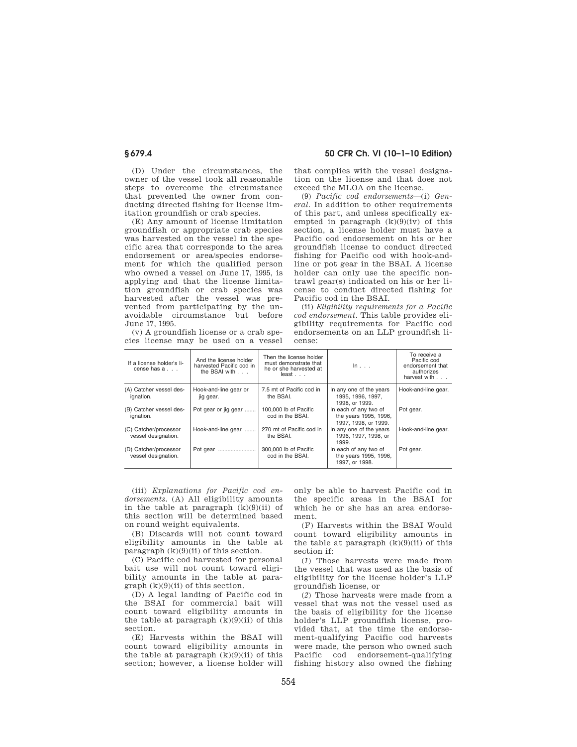(D) Under the circumstances, the owner of the vessel took all reasonable steps to overcome the circumstance that prevented the owner from conducting directed fishing for license limitation groundfish or crab species.

(E) Any amount of license limitation groundfish or appropriate crab species was harvested on the vessel in the specific area that corresponds to the area endorsement or area/species endorsement for which the qualified person who owned a vessel on June 17, 1995, is applying and that the license limitation groundfish or crab species was harvested after the vessel was prevented from participating by the unavoidable circumstance but before June 17, 1995.

(v) A groundfish license or a crab species license may be used on a vessel that complies with the vessel designation on the license and that does not exceed the MLOA on the license.

(9) *Pacific cod endorsements*—(i) *General.* In addition to other requirements of this part, and unless specifically exempted in paragraph (k)(9)(iv) of this section, a license holder must have a Pacific cod endorsement on his or her groundfish license to conduct directed fishing for Pacific cod with hook-and-line or pot gear in the BSAI. A license holder can only use the specific non-trawl gear(s) indicated on his or her license to conduct directed fishing for Pacific cod in the BSAI.

(ii) *Eligibility requirements for a Pacific cod endorsement.* This table provides eligibility requirements for Pacific cod endorsements on an LLP groundfish license:

| If a license holder's license has a . . . | And the license holder harvested Pacific cod in the BSAI with . . . | Then the license holder must demonstrate that he or she harvested at least . . . | In . . . | To receive a Pacific cod endorsement that authorizes harvest with . . . |
|---|---|---|---|---|
| (A) Catcher vessel designation. | Hook-and-line gear or jig gear. | 7.5 mt of Pacific cod in the BSAI. | In any one of the years 1995, 1996, 1997, 1998, or 1999. | Hook-and-line gear. |
| (B) Catcher vessel designation. | Pot gear or jig gear | 100,000 lb of Pacific cod in the BSAI. | In each of any two of the years 1995, 1996, 1997, 1998, or 1999. | Pot gear. |
| (C) Catcher/processor vessel designation. | Hook-and-line gear | 270 mt of Pacific cod in the BSAI. | In any one of the years 1996, 1997, 1998, or 1999. | Hook-and-line gear. |
| (D) Catcher/processor vessel designation. | Pot gear | 300,000 lb of Pacific cod in the BSAI. | In each of any two of the years 1995, 1996, 1997, or 1998. | Pot gear. |

(iii) *Explanations for Pacific cod endorsements.* (A) All eligibility amounts in the table at paragraph (k)(9)(ii) of this section will be determined based on round weight equivalents.

(B) Discards will not count toward eligibility amounts in the table at paragraph (k)(9)(ii) of this section.

(C) Pacific cod harvested for personal bait use will not count toward eligibility amounts in the table at paragraph (k)(9)(ii) of this section.

(D) A legal landing of Pacific cod in the BSAI for commercial bait will count toward eligibility amounts in the table at paragraph (k)(9)(ii) of this section.

(E) Harvests within the BSAI will count toward eligibility amounts in the table at paragraph (k)(9)(ii) of this section; however, a license holder will only be able to harvest Pacific cod in the specific areas in the BSAI for which he or she has an area endorsement.

(F) Harvests within the BSAI Would count toward eligibility amounts in the table at paragraph (k)(9)(ii) of this section if:

(*1*) Those harvests were made from the vessel that was used as the basis of eligibility for the license holder's LLP groundfish license, or

(*2*) Those harvests were made from a vessel that was not the vessel used as the basis of eligibility for the license holder's LLP groundfish license, provided that, at the time the endorsement-qualifying Pacific cod harvests were made, the person who owned such Pacific cod endorsement-qualifying fishing history also owned the fishing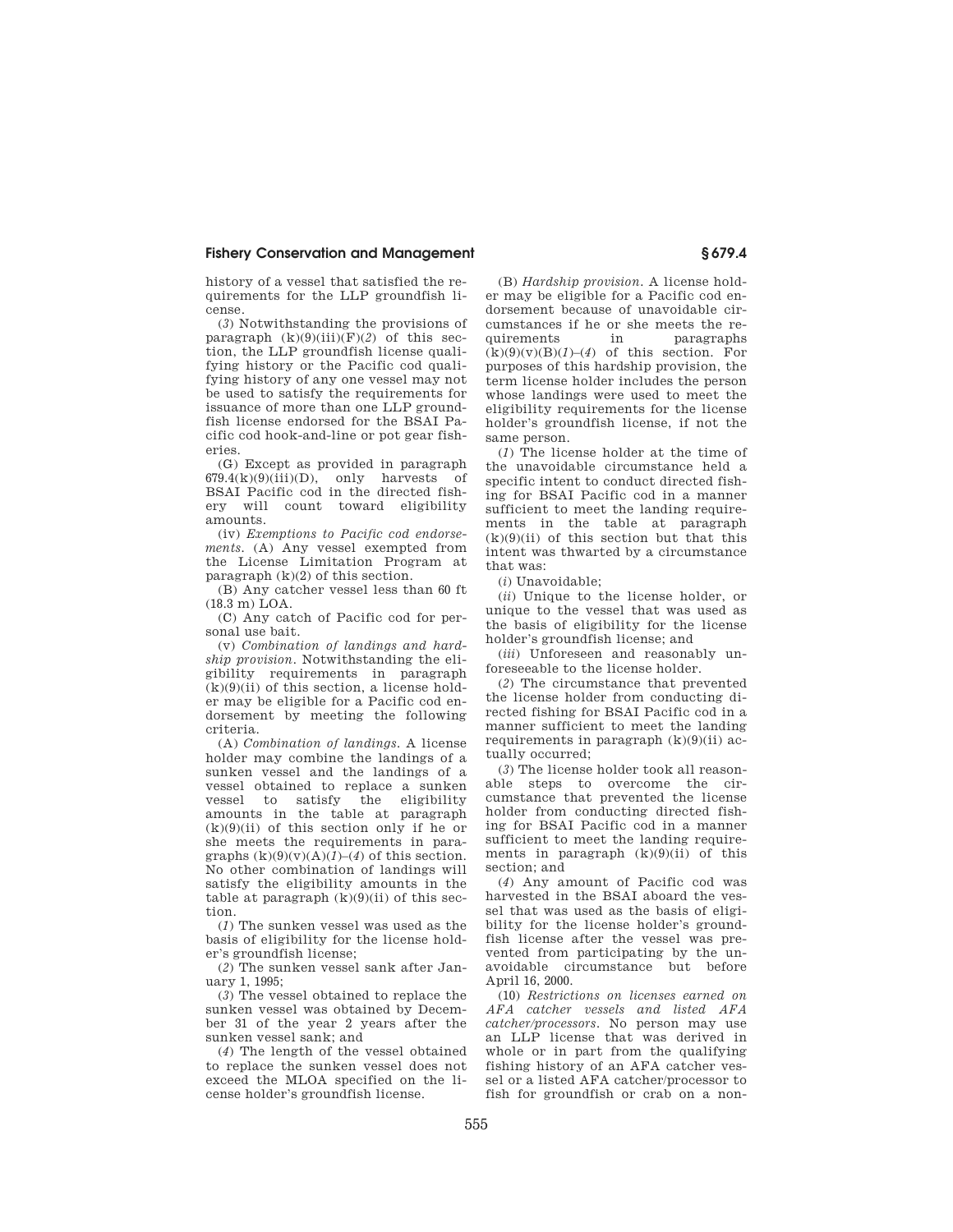history of a vessel that satisfied the requirements for the LLP groundfish license.

(*3*) Notwithstanding the provisions of paragraph (k)(9)(iii)(F)(*2*) of this section, the LLP groundfish license qualifying history or the Pacific cod qualifying history of any one vessel may not be used to satisfy the requirements for issuance of more than one LLP groundfish license endorsed for the BSAI Pacific cod hook-and-line or pot gear fisheries.

(G) Except as provided in paragraph 679.4(k)(9)(iii)(D), only harvests of BSAI Pacific cod in the directed fishery will count toward eligibility amounts.

(iv) *Exemptions to Pacific cod endorsements.* (A) Any vessel exempted from the License Limitation Program at paragraph (k)(2) of this section.

(B) Any catcher vessel less than 60 ft (18.3 m) LOA.

(C) Any catch of Pacific cod for personal use bait.

(v) *Combination of landings and hardship provision.* Notwithstanding the eligibility requirements in paragraph (k)(9)(ii) of this section, a license holder may be eligible for a Pacific cod endorsement by meeting the following criteria.

(A) *Combination of landings.* A license holder may combine the landings of a sunken vessel and the landings of a vessel obtained to replace a sunken vessel to satisfy the eligibility amounts in the table at paragraph (k)(9)(ii) of this section only if he or she meets the requirements in paragraphs (k)(9)(v)(A)(*1*)–(*4*) of this section. No other combination of landings will satisfy the eligibility amounts in the table at paragraph (k)(9)(ii) of this section.

(*1*) The sunken vessel was used as the basis of eligibility for the license holder's groundfish license;

(*2*) The sunken vessel sank after January 1, 1995;

(*3*) The vessel obtained to replace the sunken vessel was obtained by December 31 of the year 2 years after the sunken vessel sank; and

(*4*) The length of the vessel obtained to replace the sunken vessel does not exceed the MLOA specified on the license holder's groundfish license.

(B) *Hardship provision.* A license holder may be eligible for a Pacific cod endorsement because of unavoidable circumstances if he or she meets the requirements in paragraphs (k)(9)(v)(B)(*1*)–(*4*) of this section. For purposes of this hardship provision, the term license holder includes the person whose landings were used to meet the eligibility requirements for the license holder's groundfish license, if not the same person.

(*1*) The license holder at the time of the unavoidable circumstance held a specific intent to conduct directed fishing for BSAI Pacific cod in a manner sufficient to meet the landing requirements in the table at paragraph (k)(9)(ii) of this section but that this intent was thwarted by a circumstance that was:

(*i*) Unavoidable;

(*ii*) Unique to the license holder, or unique to the vessel that was used as the basis of eligibility for the license holder's groundfish license; and

(*iii*) Unforeseen and reasonably unforeseeable to the license holder.

(*2*) The circumstance that prevented the license holder from conducting directed fishing for BSAI Pacific cod in a manner sufficient to meet the landing requirements in paragraph (k)(9)(ii) actually occurred;

(*3*) The license holder took all reasonable steps to overcome the circumstance that prevented the license holder from conducting directed fishing for BSAI Pacific cod in a manner sufficient to meet the landing requirements in paragraph (k)(9)(ii) of this section; and

(*4*) Any amount of Pacific cod was harvested in the BSAI aboard the vessel that was used as the basis of eligibility for the license holder's groundfish license after the vessel was prevented from participating by the unavoidable circumstance but before April 16, 2000.

(10) *Restrictions on licenses earned on AFA catcher vessels and listed AFA catcher/processors.* No person may use an LLP license that was derived in whole or in part from the qualifying fishing history of an AFA catcher vessel or a listed AFA catcher/processor to fish for groundfish or crab on a non-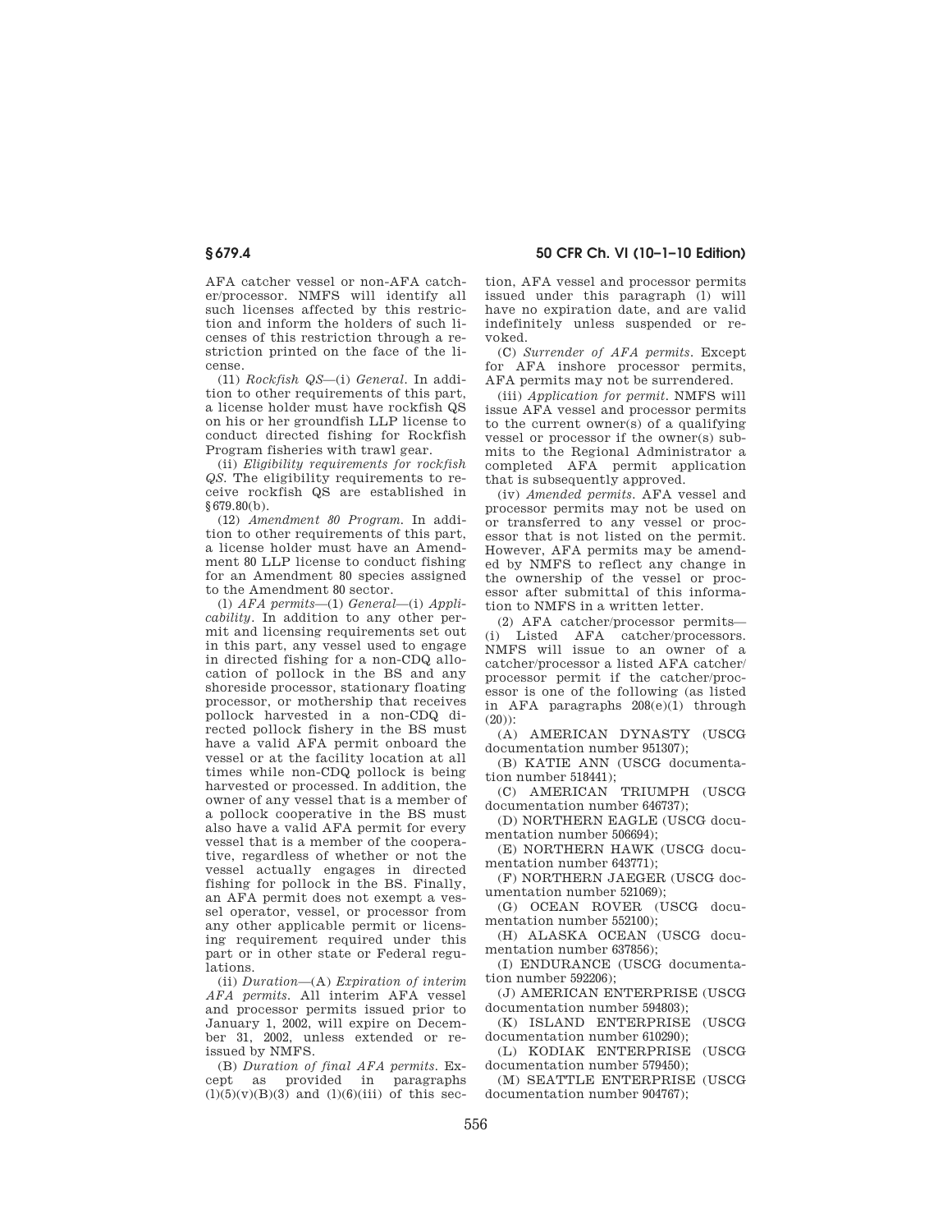AFA catcher vessel or non-AFA catcher/processor. NMFS will identify all such licenses affected by this restriction and inform the holders of such licenses of this restriction through a restriction printed on the face of the license.

(11) *Rockfish QS*—(i) *General.* In addition to other requirements of this part, a license holder must have rockfish QS on his or her groundfish LLP license to conduct directed fishing for Rockfish Program fisheries with trawl gear.

(ii) *Eligibility requirements for rockfish QS.* The eligibility requirements to receive rockfish QS are established in §679.80(b).

(12) *Amendment 80 Program.* In addition to other requirements of this part, a license holder must have an Amendment 80 LLP license to conduct fishing for an Amendment 80 species assigned to the Amendment 80 sector.

(l) *AFA permits*—(1) *General*—(i) *Applicability.* In addition to any other permit and licensing requirements set out in this part, any vessel used to engage in directed fishing for a non-CDQ allocation of pollock in the BS and any shoreside processor, stationary floating processor, or mothership that receives pollock harvested in a non-CDQ directed pollock fishery in the BS must have a valid AFA permit onboard the vessel or at the facility location at all times while non-CDQ pollock is being harvested or processed. In addition, the owner of any vessel that is a member of a pollock cooperative in the BS must also have a valid AFA permit for every vessel that is a member of the cooperative, regardless of whether or not the vessel actually engages in directed fishing for pollock in the BS. Finally, an AFA permit does not exempt a vessel operator, vessel, or processor from any other applicable permit or licensing requirement required under this part or in other state or Federal regulations.

(ii) *Duration*—(A) *Expiration of interim AFA permits.* All interim AFA vessel and processor permits issued prior to January 1, 2002, will expire on December 31, 2002, unless extended or reissued by NMFS.

(B) *Duration of final AFA permits.* Except as provided in paragraphs (l)(5)(v)(B)(3) and (l)(6)(iii) of this section, AFA vessel and processor permits issued under this paragraph (l) will have no expiration date, and are valid indefinitely unless suspended or revoked.

(C) *Surrender of AFA permits.* Except for AFA inshore processor permits, AFA permits may not be surrendered.

(iii) *Application for permit.* NMFS will issue AFA vessel and processor permits to the current owner(s) of a qualifying vessel or processor if the owner(s) submits to the Regional Administrator a completed AFA permit application that is subsequently approved.

(iv) *Amended permits.* AFA vessel and processor permits may not be used on or transferred to any vessel or processor that is not listed on the permit. However, AFA permits may be amended by NMFS to reflect any change in the ownership of the vessel or processor after submittal of this information to NMFS in a written letter.

(2) AFA catcher/processor permits—(i) Listed AFA catcher/processors. NMFS will issue to an owner of a catcher/processor a listed AFA catcher/processor permit if the catcher/processor is one of the following (as listed in AFA paragraphs 208(e)(1) through (20)):

(A) AMERICAN DYNASTY (USCG documentation number 951307);

(B) KATIE ANN (USCG documentation number 518441);

(C) AMERICAN TRIUMPH (USCG documentation number 646737);

(D) NORTHERN EAGLE (USCG documentation number 506694);

(E) NORTHERN HAWK (USCG documentation number 643771);

(F) NORTHERN JAEGER (USCG documentation number 521069);

(G) OCEAN ROVER (USCG documentation number 552100);

(H) ALASKA OCEAN (USCG documentation number 637856);

(I) ENDURANCE (USCG documentation number 592206);

(J) AMERICAN ENTERPRISE (USCG documentation number 594803);

(K) ISLAND ENTERPRISE (USCG documentation number 610290);

(L) KODIAK ENTERPRISE (USCG documentation number 579450);

(M) SEATTLE ENTERPRISE (USCG documentation number 904767);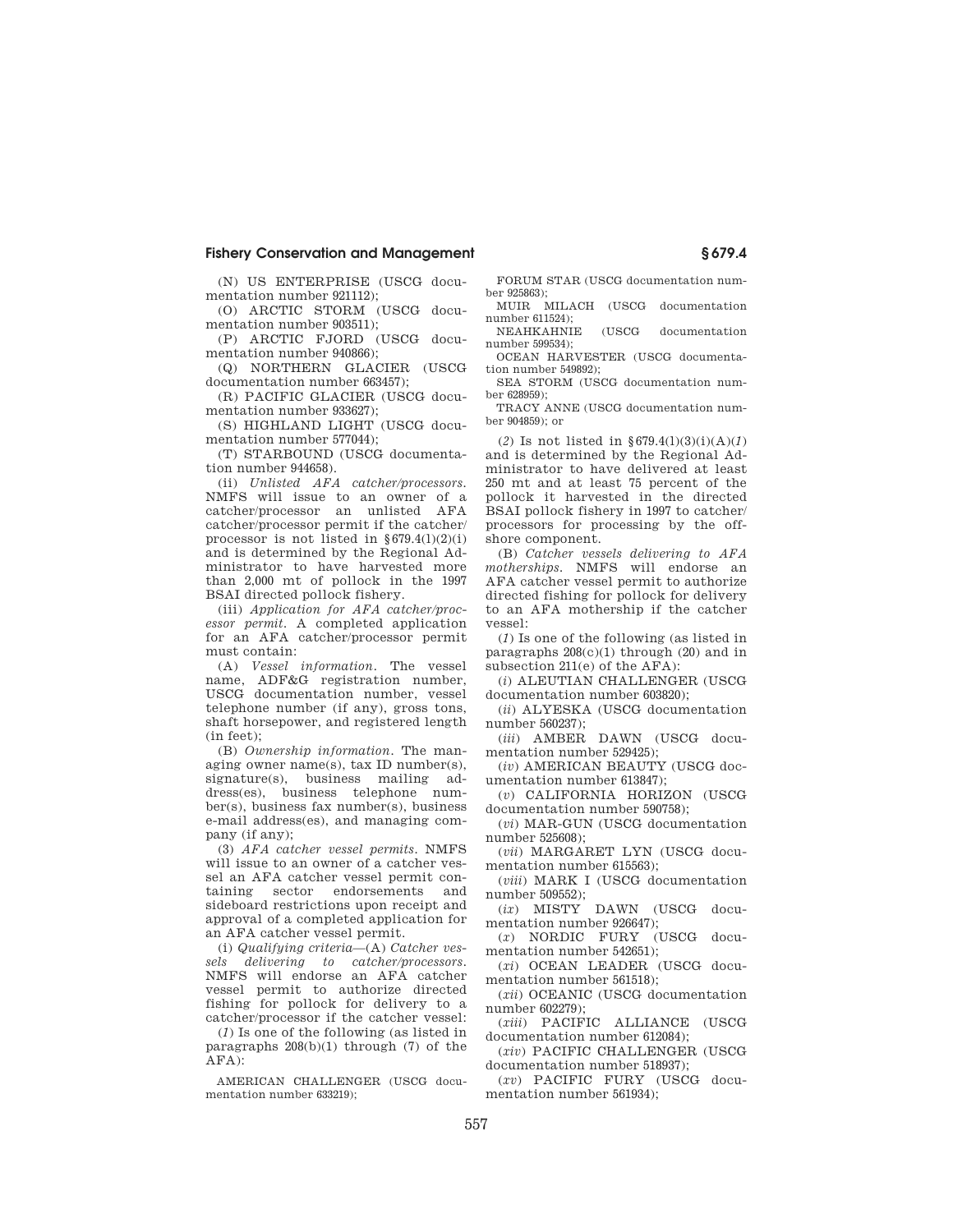(N) US ENTERPRISE (USCG documentation number 921112);

(O) ARCTIC STORM (USCG documentation number 903511);

(P) ARCTIC FJORD (USCG documentation number 940866);

(Q) NORTHERN GLACIER (USCG documentation number 663457);

(R) PACIFIC GLACIER (USCG documentation number 933627);

(S) HIGHLAND LIGHT (USCG documentation number 577044);

(T) STARBOUND (USCG documentation number 944658).

(ii) *Unlisted AFA catcher/processors.* NMFS will issue to an owner of a catcher/processor an unlisted AFA catcher/processor permit if the catcher/processor is not listed in §679.4(l)(2)(i) and is determined by the Regional Administrator to have harvested more than 2,000 mt of pollock in the 1997 BSAI directed pollock fishery.

(iii) *Application for AFA catcher/processor permit.* A completed application for an AFA catcher/processor permit must contain:

(A) *Vessel information.* The vessel name, ADF&G registration number, USCG documentation number, vessel telephone number (if any), gross tons, shaft horsepower, and registered length (in feet);

(B) *Ownership information.* The managing owner name(s), tax ID number(s), signature(s), business mailing address(es), business telephone number(s), business fax number(s), business e-mail address(es), and managing company (if any);

(3) *AFA catcher vessel permits.* NMFS will issue to an owner of a catcher vessel an AFA catcher vessel permit containing sector endorsements and sideboard restrictions upon receipt and approval of a completed application for an AFA catcher vessel permit.

(i) *Qualifying criteria*—(A) *Catcher vessels delivering to catcher/processors.* NMFS will endorse an AFA catcher vessel permit to authorize directed fishing for pollock for delivery to a catcher/processor if the catcher vessel:

(*1*) Is one of the following (as listed in paragraphs 208(b)(1) through (7) of the AFA):

AMERICAN CHALLENGER (USCG documentation number 633219);

FORUM STAR (USCG documentation number 925863);

MUIR MILACH (USCG documentation number 611524);

NEAHKAHNIE (USCG documentation number 599534);

OCEAN HARVESTER (USCG documentation number 549892);

SEA STORM (USCG documentation number 628959);

TRACY ANNE (USCG documentation number 904859); or

(*2*) Is not listed in §679.4(l)(3)(i)(A)(*1*) and is determined by the Regional Administrator to have delivered at least 250 mt and at least 75 percent of the pollock it harvested in the directed BSAI pollock fishery in 1997 to catcher/processors for processing by the offshore component.

(B) *Catcher vessels delivering to AFA motherships.* NMFS will endorse an AFA catcher vessel permit to authorize directed fishing for pollock for delivery to an AFA mothership if the catcher vessel:

(*1*) Is one of the following (as listed in paragraphs 208(c)(1) through (20) and in subsection 211(e) of the AFA):

(*i*) ALEUTIAN CHALLENGER (USCG documentation number 603820);

(*ii*) ALYESKA (USCG documentation number 560237);

(*iii*) AMBER DAWN (USCG documentation number 529425);

(*iv*) AMERICAN BEAUTY (USCG documentation number 613847);

(*v*) CALIFORNIA HORIZON (USCG documentation number 590758);

(*vi*) MAR-GUN (USCG documentation number 525608);

(*vii*) MARGARET LYN (USCG documentation number 615563);

(*viii*) MARK I (USCG documentation number 509552);

(*ix*) MISTY DAWN (USCG documentation number 926647);

(*x*) NORDIC FURY (USCG documentation number 542651);

(*xi*) OCEAN LEADER (USCG documentation number 561518);

(*xii*) OCEANIC (USCG documentation number 602279);

(*xiii*) PACIFIC ALLIANCE (USCG documentation number 612084);

(*xiv*) PACIFIC CHALLENGER (USCG documentation number 518937);

(*xv*) PACIFIC FURY (USCG documentation number 561934);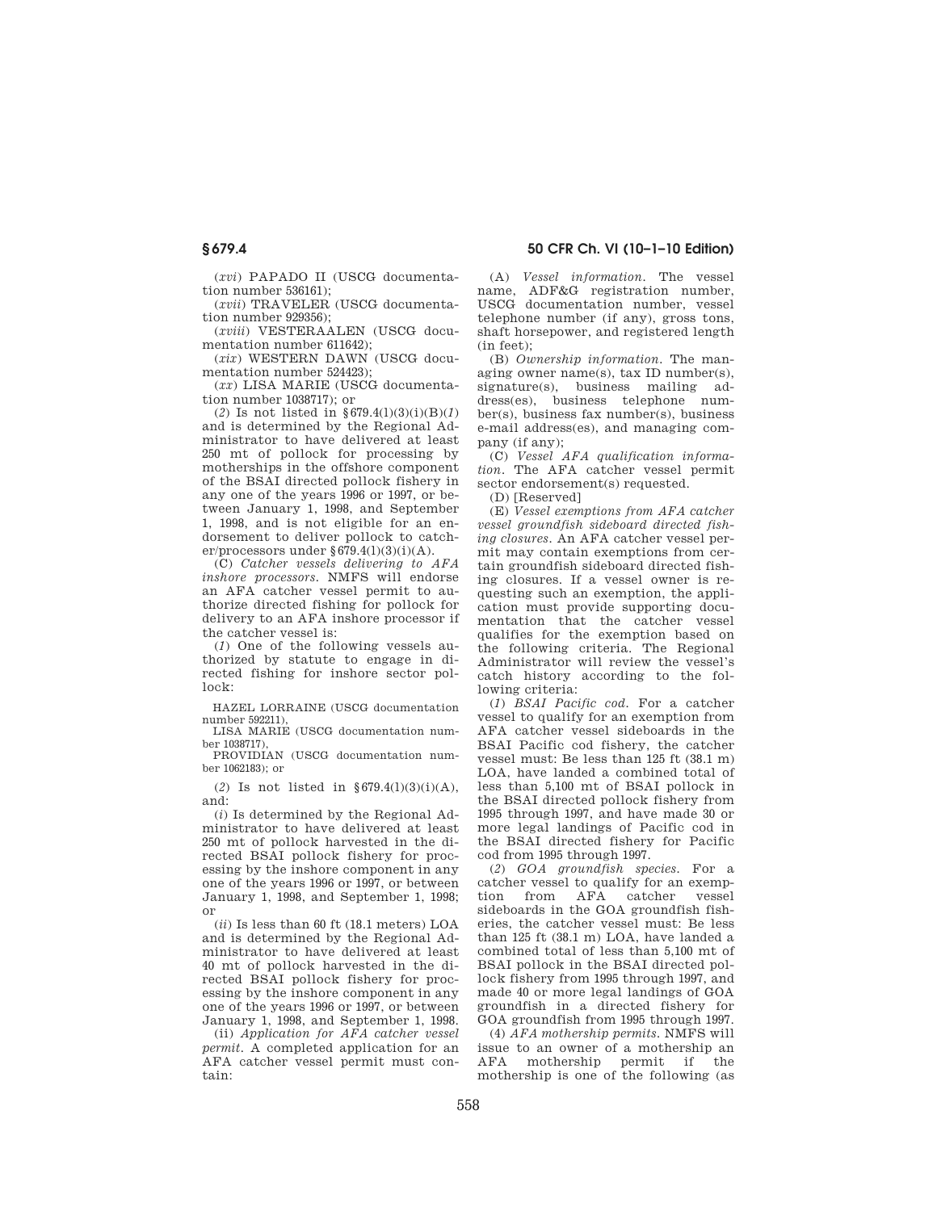(*xvi*) PAPADO II (USCG documentation number 536161);

(*xvii*) TRAVELER (USCG documentation number 929356);

(*xviii*) VESTERAALEN (USCG documentation number 611642);

(*xix*) WESTERN DAWN (USCG documentation number 524423);

(*xx*) LISA MARIE (USCG documentation number 1038717); or

(*2*) Is not listed in §679.4(l)(3)(i)(B)(*1*) and is determined by the Regional Administrator to have delivered at least 250 mt of pollock for processing by motherships in the offshore component of the BSAI directed pollock fishery in any one of the years 1996 or 1997, or between January 1, 1998, and September 1, 1998, and is not eligible for an endorsement to deliver pollock to catcher/processors under §679.4(l)(3)(i)(A).

(C) *Catcher vessels delivering to AFA inshore processors.* NMFS will endorse an AFA catcher vessel permit to authorize directed fishing for pollock for delivery to an AFA inshore processor if the catcher vessel is:

(*1*) One of the following vessels authorized by statute to engage in directed fishing for inshore sector pollock:

HAZEL LORRAINE (USCG documentation number 592211),
LISA MARIE (USCG documentation number 1038717),
PROVIDIAN (USCG documentation number 1062183); or

(*2*) Is not listed in §679.4(l)(3)(i)(A), and:

(*i*) Is determined by the Regional Administrator to have delivered at least 250 mt of pollock harvested in the directed BSAI pollock fishery for processing by the inshore component in any one of the years 1996 or 1997, or between January 1, 1998, and September 1, 1998; or

(*ii*) Is less than 60 ft (18.1 meters) LOA and is determined by the Regional Administrator to have delivered at least 40 mt of pollock harvested in the directed BSAI pollock fishery for processing by the inshore component in any one of the years 1996 or 1997, or between January 1, 1998, and September 1, 1998.

(ii) *Application for AFA catcher vessel permit.* A completed application for an AFA catcher vessel permit must contain:

(A) *Vessel information.* The vessel name, ADF&G registration number, USCG documentation number, vessel telephone number (if any), gross tons, shaft horsepower, and registered length (in feet);

(B) *Ownership information.* The managing owner name(s), tax ID number(s), signature(s), business mailing address(es), business telephone number(s), business fax number(s), business e-mail address(es), and managing company (if any);

(C) *Vessel AFA qualification information.* The AFA catcher vessel permit sector endorsement(s) requested.

(D) [Reserved]

(E) *Vessel exemptions from AFA catcher vessel groundfish sideboard directed fishing closures.* An AFA catcher vessel permit may contain exemptions from certain groundfish sideboard directed fishing closures. If a vessel owner is requesting such an exemption, the application must provide supporting documentation that the catcher vessel qualifies for the exemption based on the following criteria. The Regional Administrator will review the vessel's catch history according to the following criteria:

(*1*) *BSAI Pacific cod.* For a catcher vessel to qualify for an exemption from AFA catcher vessel sideboards in the BSAI Pacific cod fishery, the catcher vessel must: Be less than 125 ft (38.1 m) LOA, have landed a combined total of less than 5,100 mt of BSAI pollock in the BSAI directed pollock fishery from 1995 through 1997, and have made 30 or more legal landings of Pacific cod in the BSAI directed fishery for Pacific cod from 1995 through 1997.

(*2*) *GOA groundfish species.* For a catcher vessel to qualify for an exemption from AFA catcher vessel sideboards in the GOA groundfish fisheries, the catcher vessel must: Be less than 125 ft (38.1 m) LOA, have landed a combined total of less than 5,100 mt of BSAI pollock in the BSAI directed pollock fishery from 1995 through 1997, and made 40 or more legal landings of GOA groundfish in a directed fishery for GOA groundfish from 1995 through 1997.

(4) *AFA mothership permits.* NMFS will issue to an owner of a mothership an AFA mothership permit if the mothership is one of the following (as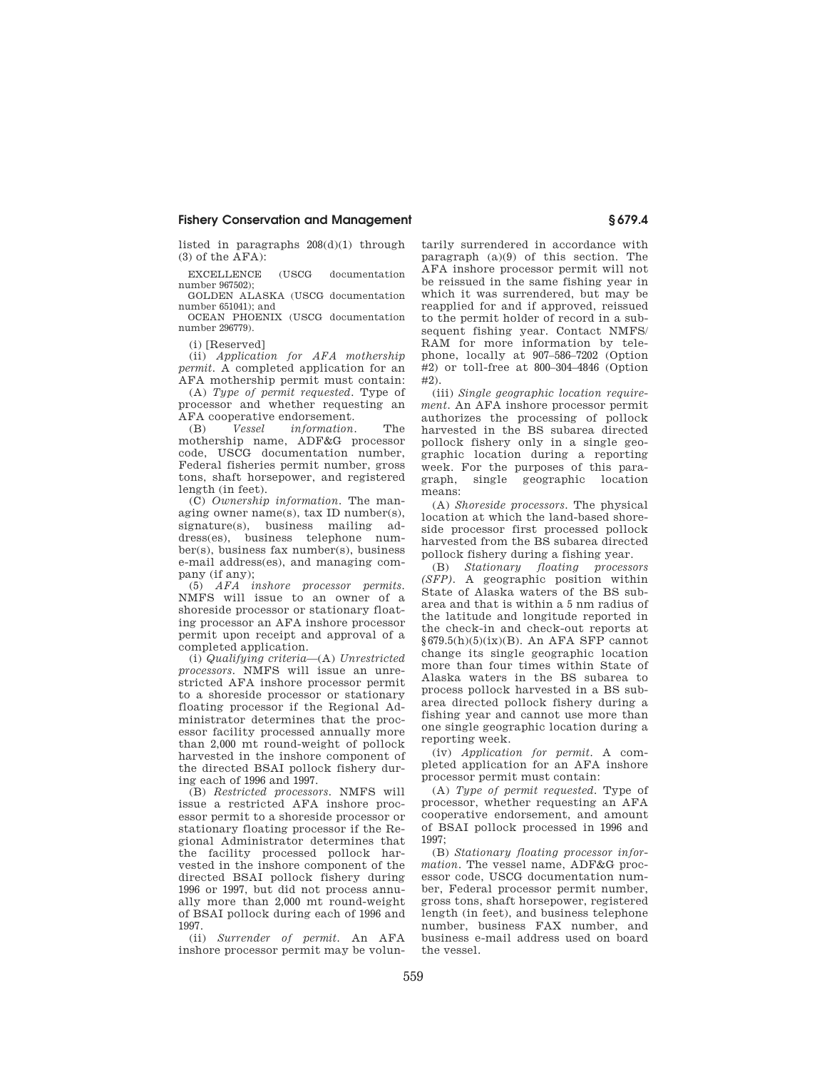listed in paragraphs 208(d)(1) through (3) of the AFA):

EXCELLENCE (USCG documentation number 967502);

GOLDEN ALASKA (USCG documentation number 651041); and

OCEAN PHOENIX (USCG documentation number 296779).

(i) [Reserved]

(ii) *Application for AFA mothership permit.* A completed application for an AFA mothership permit must contain:

(A) *Type of permit requested.* Type of processor and whether requesting an AFA cooperative endorsement.

(B) *Vessel information.* The mothership name, ADF&G processor code, USCG documentation number, Federal fisheries permit number, gross tons, shaft horsepower, and registered length (in feet).

(C) *Ownership information.* The managing owner name(s), tax ID number(s), signature(s), business mailing address(es), business telephone number(s), business fax number(s), business e-mail address(es), and managing company (if any);

(5) *AFA inshore processor permits.* NMFS will issue to an owner of a shoreside processor or stationary floating processor an AFA inshore processor permit upon receipt and approval of a completed application.

(i) *Qualifying criteria*—(A) *Unrestricted processors.* NMFS will issue an unrestricted AFA inshore processor permit to a shoreside processor or stationary floating processor if the Regional Administrator determines that the processor facility processed annually more than 2,000 mt round-weight of pollock harvested in the inshore component of the directed BSAI pollock fishery during each of 1996 and 1997.

(B) *Restricted processors.* NMFS will issue a restricted AFA inshore processor permit to a shoreside processor or stationary floating processor if the Regional Administrator determines that the facility processed pollock harvested in the inshore component of the directed BSAI pollock fishery during 1996 or 1997, but did not process annually more than 2,000 mt round-weight of BSAI pollock during each of 1996 and 1997.

(ii) *Surrender of permit.* An AFA inshore processor permit may be voluntarily surrendered in accordance with paragraph (a)(9) of this section. The AFA inshore processor permit will not be reissued in the same fishing year in which it was surrendered, but may be reapplied for and if approved, reissued to the permit holder of record in a subsequent fishing year. Contact NMFS/RAM for more information by telephone, locally at 907–586–7202 (Option #2) or toll-free at 800–304–4846 (Option #2).

(iii) *Single geographic location requirement.* An AFA inshore processor permit authorizes the processing of pollock harvested in the BS subarea directed pollock fishery only in a single geographic location during a reporting week. For the purposes of this paragraph, single geographic location means:

(A) *Shoreside processors.* The physical location at which the land-based shoreside processor first processed pollock harvested from the BS subarea directed pollock fishery during a fishing year.

(B) *Stationary floating processors (SFP).* A geographic position within State of Alaska waters of the BS subarea and that is within a 5 nm radius of the latitude and longitude reported in the check-in and check-out reports at §679.5(h)(5)(ix)(B). An AFA SFP cannot change its single geographic location more than four times within State of Alaska waters in the BS subarea to process pollock harvested in a BS subarea directed pollock fishery during a fishing year and cannot use more than one single geographic location during a reporting week.

(iv) *Application for permit.* A completed application for an AFA inshore processor permit must contain:

(A) *Type of permit requested.* Type of processor, whether requesting an AFA cooperative endorsement, and amount of BSAI pollock processed in 1996 and 1997;

(B) *Stationary floating processor information.* The vessel name, ADF&G processor code, USCG documentation number, Federal processor permit number, gross tons, shaft horsepower, registered length (in feet), and business telephone number, business FAX number, and business e-mail address used on board the vessel.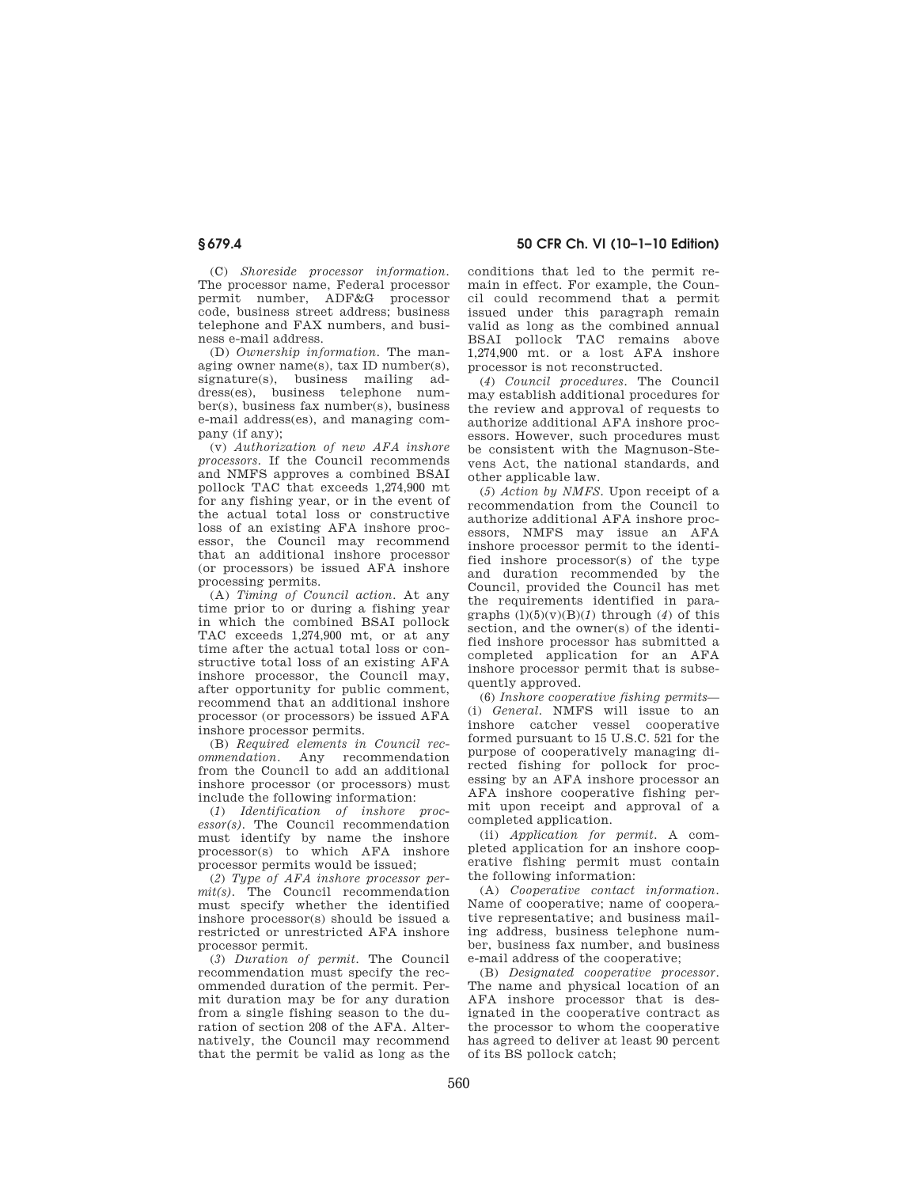(C) *Shoreside processor information.* The processor name, Federal processor permit number, ADF&G processor code, business street address; business telephone and FAX numbers, and business e-mail address.

(D) *Ownership information.* The managing owner name(s), tax ID number(s), signature(s), business mailing address(es), business telephone number(s), business fax number(s), business e-mail address(es), and managing company (if any);

(v) *Authorization of new AFA inshore processors.* If the Council recommends and NMFS approves a combined BSAI pollock TAC that exceeds 1,274,900 mt for any fishing year, or in the event of the actual total loss or constructive loss of an existing AFA inshore processor, the Council may recommend that an additional inshore processor (or processors) be issued AFA inshore processing permits.

(A) *Timing of Council action.* At any time prior to or during a fishing year in which the combined BSAI pollock TAC exceeds 1,274,900 mt, or at any time after the actual total loss or constructive total loss of an existing AFA inshore processor, the Council may, after opportunity for public comment, recommend that an additional inshore processor (or processors) be issued AFA inshore processor permits.

(B) *Required elements in Council recommendation.* Any recommendation from the Council to add an additional inshore processor (or processors) must include the following information:

(*1*) *Identification of inshore processor(s).* The Council recommendation must identify by name the inshore processor(s) to which AFA inshore processor permits would be issued;

(*2*) *Type of AFA inshore processor permit(s).* The Council recommendation must specify whether the identified inshore processor(s) should be issued a restricted or unrestricted AFA inshore processor permit.

(*3*) *Duration of permit.* The Council recommendation must specify the recommended duration of the permit. Permit duration may be for any duration from a single fishing season to the duration of section 208 of the AFA. Alternatively, the Council may recommend that the permit be valid as long as the conditions that led to the permit remain in effect. For example, the Council could recommend that a permit issued under this paragraph remain valid as long as the combined annual BSAI pollock TAC remains above 1,274,900 mt. or a lost AFA inshore processor is not reconstructed.

(*4*) *Council procedures.* The Council may establish additional procedures for the review and approval of requests to authorize additional AFA inshore processors. However, such procedures must be consistent with the Magnuson-Stevens Act, the national standards, and other applicable law.

(*5*) *Action by NMFS.* Upon receipt of a recommendation from the Council to authorize additional AFA inshore processors, NMFS may issue an AFA inshore processor permit to the identified inshore processor(s) of the type and duration recommended by the Council, provided the Council has met the requirements identified in paragraphs (l)(5)(v)(B)(*1*) through (*4*) of this section, and the owner(s) of the identified inshore processor has submitted a completed application for an AFA inshore processor permit that is subsequently approved.

(6) *Inshore cooperative fishing permits*—(i) *General.* NMFS will issue to an inshore catcher vessel cooperative formed pursuant to 15 U.S.C. 521 for the purpose of cooperatively managing directed fishing for pollock for processing by an AFA inshore processor an AFA inshore cooperative fishing permit upon receipt and approval of a completed application.

(ii) *Application for permit.* A completed application for an inshore cooperative fishing permit must contain the following information:

(A) *Cooperative contact information.* Name of cooperative; name of cooperative representative; and business mailing address, business telephone number, business fax number, and business e-mail address of the cooperative;

(B) *Designated cooperative processor.* The name and physical location of an AFA inshore processor that is designated in the cooperative contract as the processor to whom the cooperative has agreed to deliver at least 90 percent of its BS pollock catch;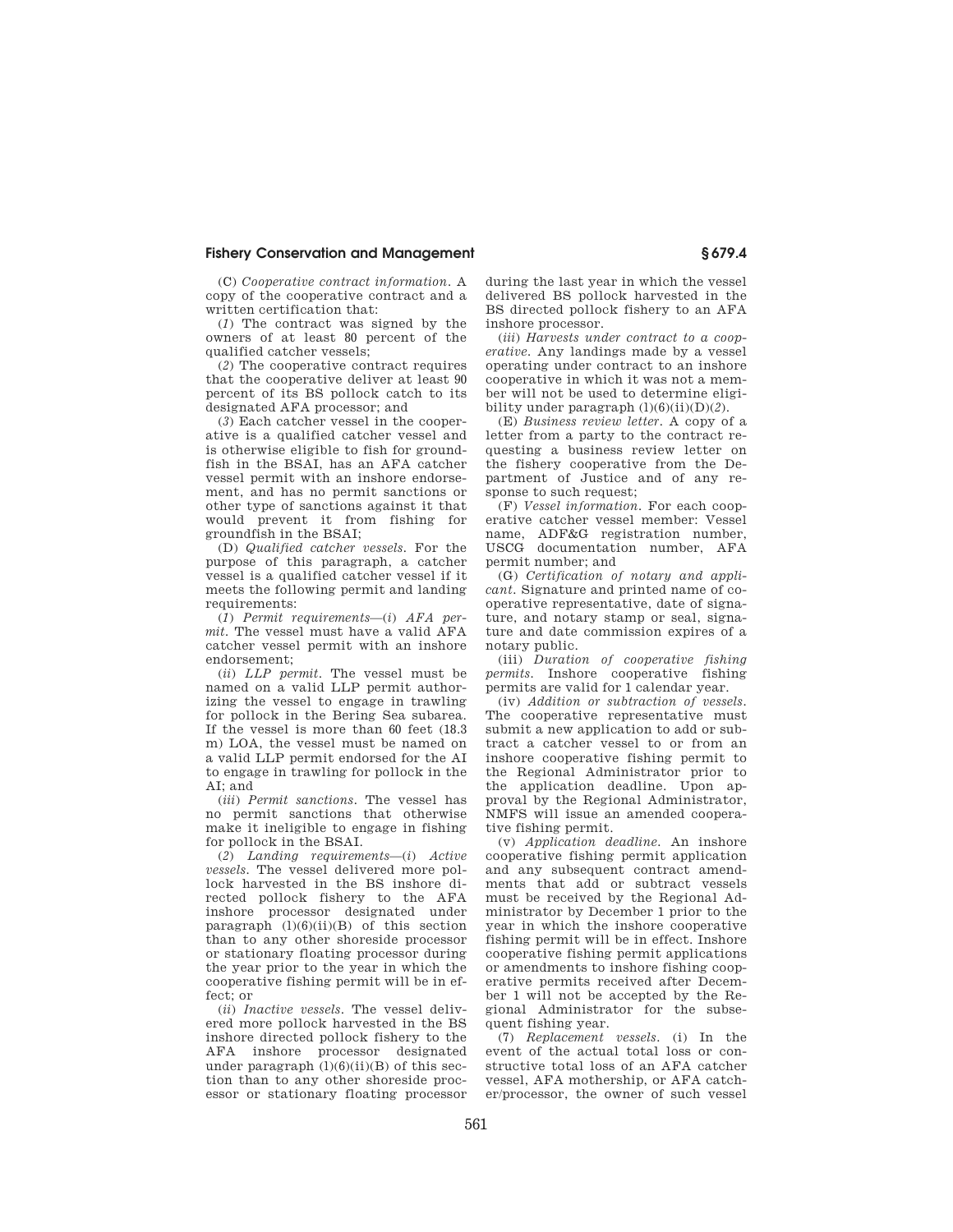(C) *Cooperative contract information.* A copy of the cooperative contract and a written certification that:

(*1*) The contract was signed by the owners of at least 80 percent of the qualified catcher vessels;

(*2*) The cooperative contract requires that the cooperative deliver at least 90 percent of its BS pollock catch to its designated AFA processor; and

(*3*) Each catcher vessel in the cooperative is a qualified catcher vessel and is otherwise eligible to fish for groundfish in the BSAI, has an AFA catcher vessel permit with an inshore endorsement, and has no permit sanctions or other type of sanctions against it that would prevent it from fishing for groundfish in the BSAI;

(D) *Qualified catcher vessels.* For the purpose of this paragraph, a catcher vessel is a qualified catcher vessel if it meets the following permit and landing requirements:

(*1*) *Permit requirements*—(*i*) *AFA permit.* The vessel must have a valid AFA catcher vessel permit with an inshore endorsement;

(*ii*) *LLP permit.* The vessel must be named on a valid LLP permit authorizing the vessel to engage in trawling for pollock in the Bering Sea subarea. If the vessel is more than 60 feet (18.3 m) LOA, the vessel must be named on a valid LLP permit endorsed for the AI to engage in trawling for pollock in the AI; and

(*iii*) *Permit sanctions.* The vessel has no permit sanctions that otherwise make it ineligible to engage in fishing for pollock in the BSAI.

(*2*) *Landing requirements*—(*i*) *Active vessels.* The vessel delivered more pollock harvested in the BS inshore directed pollock fishery to the AFA inshore processor designated under paragraph (l)(6)(ii)(B) of this section than to any other shoreside processor or stationary floating processor during the year prior to the year in which the cooperative fishing permit will be in effect; or

(*ii*) *Inactive vessels.* The vessel delivered more pollock harvested in the BS inshore directed pollock fishery to the AFA inshore processor designated under paragraph (l)(6)(ii)(B) of this section than to any other shoreside processor or stationary floating processor during the last year in which the vessel delivered BS pollock harvested in the BS directed pollock fishery to an AFA inshore processor.

(*iii*) *Harvests under contract to a cooperative.* Any landings made by a vessel operating under contract to an inshore cooperative in which it was not a member will not be used to determine eligibility under paragraph (l)(6)(ii)(D)(*2*).

(E) *Business review letter.* A copy of a letter from a party to the contract requesting a business review letter on the fishery cooperative from the Department of Justice and of any response to such request;

(F) *Vessel information.* For each cooperative catcher vessel member: Vessel name, ADF&G registration number, USCG documentation number, AFA permit number; and

(G) *Certification of notary and applicant.* Signature and printed name of cooperative representative, date of signature, and notary stamp or seal, signature and date commission expires of a notary public.

(iii) *Duration of cooperative fishing permits.* Inshore cooperative fishing permits are valid for 1 calendar year.

(iv) *Addition or subtraction of vessels.* The cooperative representative must submit a new application to add or subtract a catcher vessel to or from an inshore cooperative fishing permit to the Regional Administrator prior to the application deadline. Upon approval by the Regional Administrator, NMFS will issue an amended cooperative fishing permit.

(v) *Application deadline.* An inshore cooperative fishing permit application and any subsequent contract amendments that add or subtract vessels must be received by the Regional Administrator by December 1 prior to the year in which the inshore cooperative fishing permit will be in effect. Inshore cooperative fishing permit applications or amendments to inshore fishing cooperative permits received after December 1 will not be accepted by the Regional Administrator for the subsequent fishing year.

(7) *Replacement vessels.* (i) In the event of the actual total loss or constructive total loss of an AFA catcher vessel, AFA mothership, or AFA catcher/processor, the owner of such vessel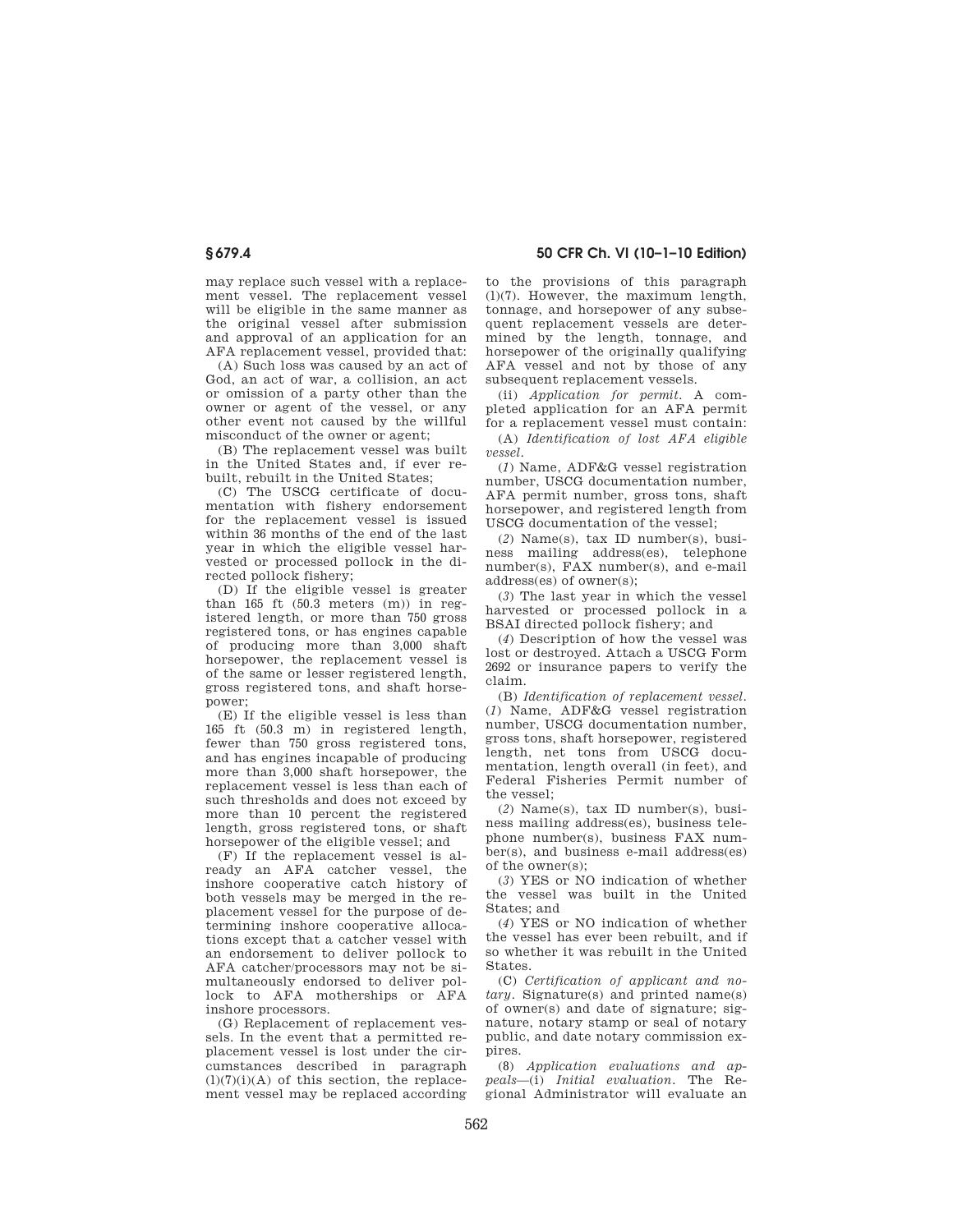may replace such vessel with a replacement vessel. The replacement vessel will be eligible in the same manner as the original vessel after submission and approval of an application for an AFA replacement vessel, provided that:

(A) Such loss was caused by an act of God, an act of war, a collision, an act or omission of a party other than the owner or agent of the vessel, or any other event not caused by the willful misconduct of the owner or agent;

(B) The replacement vessel was built in the United States and, if ever rebuilt, rebuilt in the United States;

(C) The USCG certificate of documentation with fishery endorsement for the replacement vessel is issued within 36 months of the end of the last year in which the eligible vessel harvested or processed pollock in the directed pollock fishery;

(D) If the eligible vessel is greater than 165 ft (50.3 meters (m)) in registered length, or more than 750 gross registered tons, or has engines capable of producing more than 3,000 shaft horsepower, the replacement vessel is of the same or lesser registered length, gross registered tons, and shaft horsepower;

(E) If the eligible vessel is less than 165 ft (50.3 m) in registered length, fewer than 750 gross registered tons, and has engines incapable of producing more than 3,000 shaft horsepower, the replacement vessel is less than each of such thresholds and does not exceed by more than 10 percent the registered length, gross registered tons, or shaft horsepower of the eligible vessel; and

(F) If the replacement vessel is already an AFA catcher vessel, the inshore cooperative catch history of both vessels may be merged in the replacement vessel for the purpose of determining inshore cooperative allocations except that a catcher vessel with an endorsement to deliver pollock to AFA catcher/processors may not be simultaneously endorsed to deliver pollock to AFA motherships or AFA inshore processors.

(G) Replacement of replacement vessels. In the event that a permitted replacement vessel is lost under the circumstances described in paragraph (l)(7)(i)(A) of this section, the replacement vessel may be replaced according to the provisions of this paragraph (l)(7). However, the maximum length, tonnage, and horsepower of any subsequent replacement vessels are determined by the length, tonnage, and horsepower of the originally qualifying AFA vessel and not by those of any subsequent replacement vessels.

(ii) *Application for permit.* A completed application for an AFA permit for a replacement vessel must contain:

(A) *Identification of lost AFA eligible vessel.*

(*1*) Name, ADF&G vessel registration number, USCG documentation number, AFA permit number, gross tons, shaft horsepower, and registered length from USCG documentation of the vessel;

(*2*) Name(s), tax ID number(s), business mailing address(es), telephone number(s), FAX number(s), and e-mail address(es) of owner(s);

(*3*) The last year in which the vessel harvested or processed pollock in a BSAI directed pollock fishery; and

(*4*) Description of how the vessel was lost or destroyed. Attach a USCG Form 2692 or insurance papers to verify the claim.

(B) *Identification of replacement vessel.* (*1*) Name, ADF&G vessel registration number, USCG documentation number, gross tons, shaft horsepower, registered length, net tons from USCG documentation, length overall (in feet), and Federal Fisheries Permit number of the vessel;

(*2*) Name(s), tax ID number(s), business mailing address(es), business telephone number(s), business FAX number(s), and business e-mail address(es) of the owner(s);

(*3*) YES or NO indication of whether the vessel was built in the United States; and

(*4*) YES or NO indication of whether the vessel has ever been rebuilt, and if so whether it was rebuilt in the United States.

(C) *Certification of applicant and notary.* Signature(s) and printed name(s) of owner(s) and date of signature; signature, notary stamp or seal of notary public, and date notary commission expires.

(8) *Application evaluations and appeals*—(i) *Initial evaluation.* The Regional Administrator will evaluate an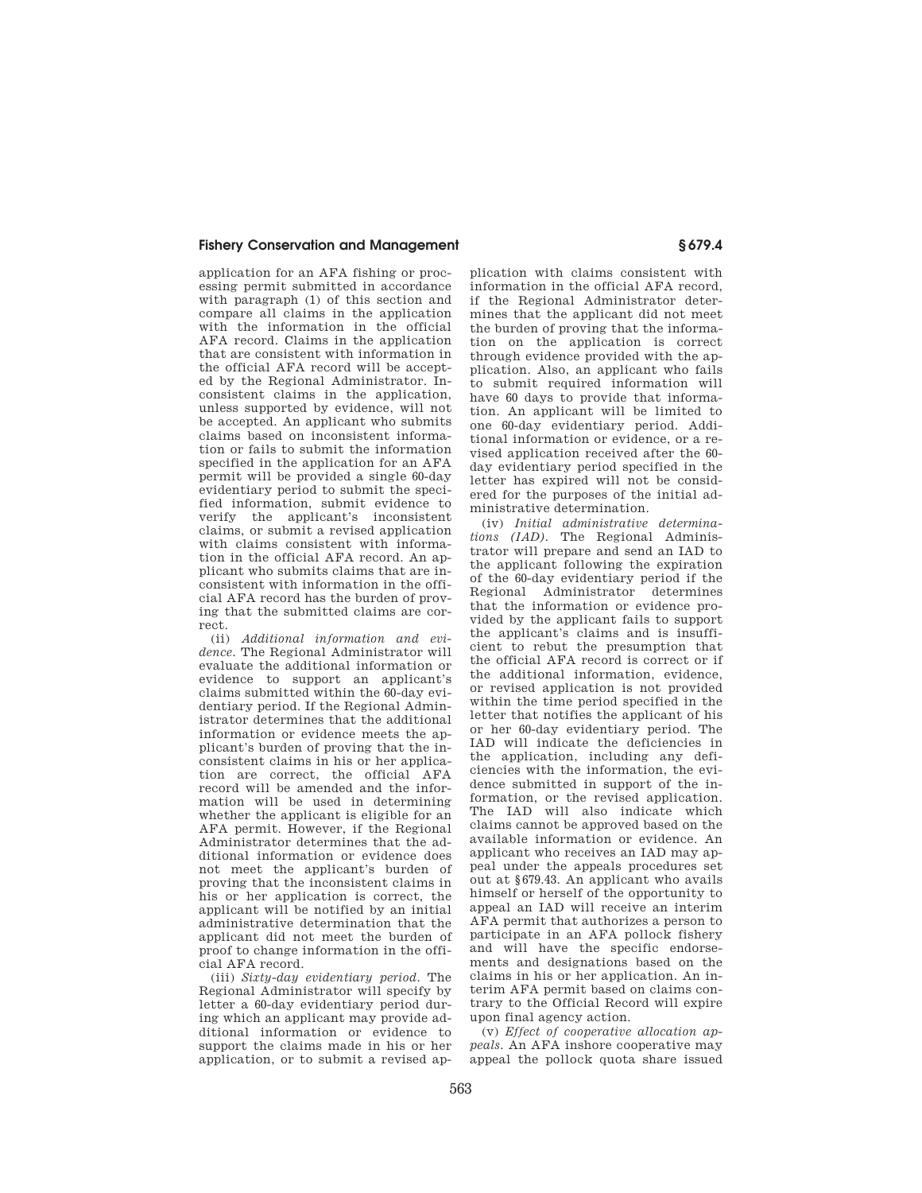application for an AFA fishing or processing permit submitted in accordance with paragraph (l) of this section and compare all claims in the application with the information in the official AFA record. Claims in the application that are consistent with information in the official AFA record will be accepted by the Regional Administrator. Inconsistent claims in the application, unless supported by evidence, will not be accepted. An applicant who submits claims based on inconsistent information or fails to submit the information specified in the application for an AFA permit will be provided a single 60-day evidentiary period to submit the specified information, submit evidence to verify the applicant's inconsistent claims, or submit a revised application with claims consistent with information in the official AFA record. An applicant who submits claims that are inconsistent with information in the official AFA record has the burden of proving that the submitted claims are correct.

(ii) *Additional information and evidence.* The Regional Administrator will evaluate the additional information or evidence to support an applicant's claims submitted within the 60-day evidentiary period. If the Regional Administrator determines that the additional information or evidence meets the applicant's burden of proving that the inconsistent claims in his or her application are correct, the official AFA record will be amended and the information will be used in determining whether the applicant is eligible for an AFA permit. However, if the Regional Administrator determines that the additional information or evidence does not meet the applicant's burden of proving that the inconsistent claims in his or her application is correct, the applicant will be notified by an initial administrative determination that the applicant did not meet the burden of proof to change information in the official AFA record.

(iii) *Sixty-day evidentiary period.* The Regional Administrator will specify by letter a 60-day evidentiary period during which an applicant may provide additional information or evidence to support the claims made in his or her application, or to submit a revised application with claims consistent with information in the official AFA record, if the Regional Administrator determines that the applicant did not meet the burden of proving that the information on the application is correct through evidence provided with the application. Also, an applicant who fails to submit required information will have 60 days to provide that information. An applicant will be limited to one 60-day evidentiary period. Additional information or evidence, or a revised application received after the 60-day evidentiary period specified in the letter has expired will not be considered for the purposes of the initial administrative determination.

(iv) *Initial administrative determinations (IAD).* The Regional Administrator will prepare and send an IAD to the applicant following the expiration of the 60-day evidentiary period if the Regional Administrator determines that the information or evidence provided by the applicant fails to support the applicant's claims and is insufficient to rebut the presumption that the official AFA record is correct or if the additional information, evidence, or revised application is not provided within the time period specified in the letter that notifies the applicant of his or her 60-day evidentiary period. The IAD will indicate the deficiencies in the application, including any deficiencies with the information, the evidence submitted in support of the information, or the revised application. The IAD will also indicate which claims cannot be approved based on the available information or evidence. An applicant who receives an IAD may appeal under the appeals procedures set out at §679.43. An applicant who avails himself or herself of the opportunity to appeal an IAD will receive an interim AFA permit that authorizes a person to participate in an AFA pollock fishery and will have the specific endorsements and designations based on the claims in his or her application. An interim AFA permit based on claims contrary to the Official Record will expire upon final agency action.

(v) *Effect of cooperative allocation appeals.* An AFA inshore cooperative may appeal the pollock quota share issued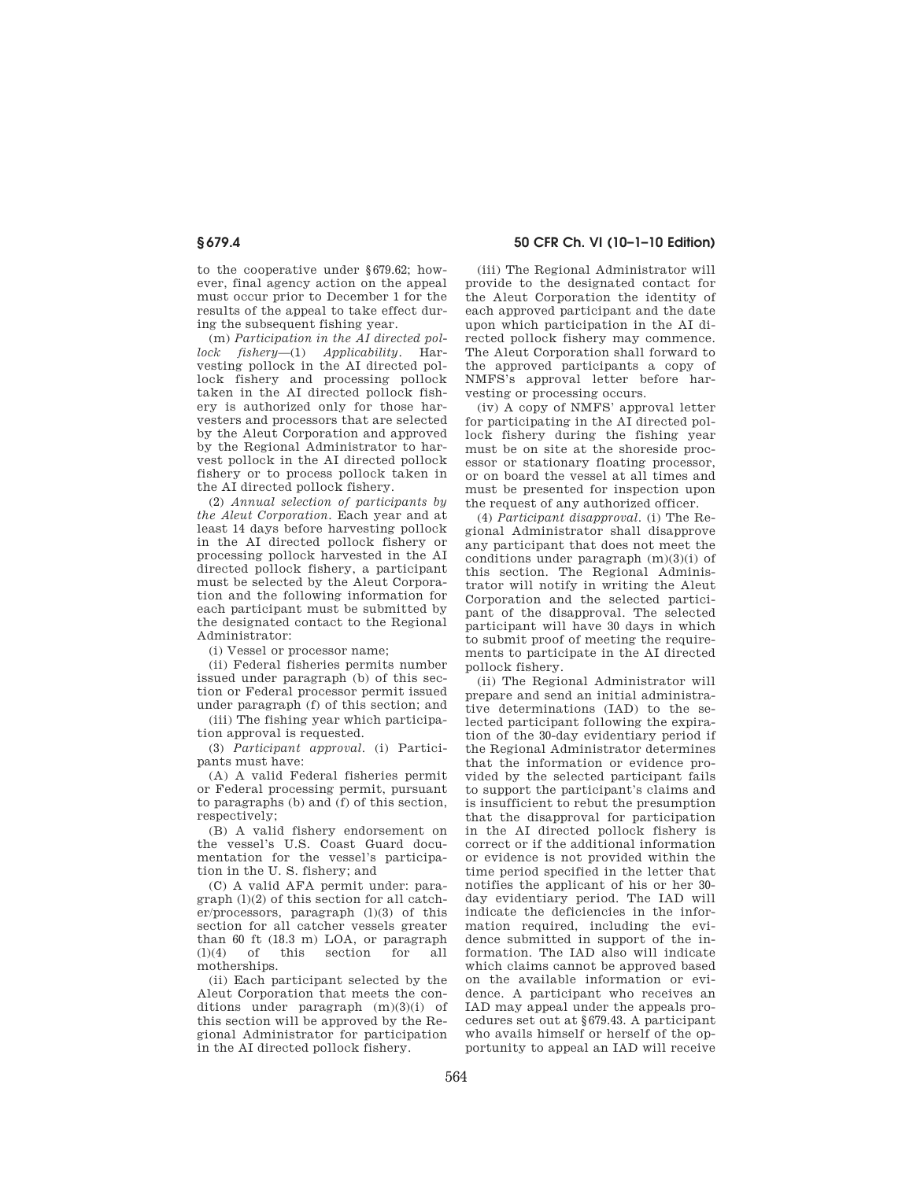to the cooperative under §679.62; however, final agency action on the appeal must occur prior to December 1 for the results of the appeal to take effect during the subsequent fishing year.

(m) *Participation in the AI directed pollock fishery*—(1) *Applicability*. Harvesting pollock in the AI directed pollock fishery and processing pollock taken in the AI directed pollock fishery is authorized only for those harvesters and processors that are selected by the Aleut Corporation and approved by the Regional Administrator to harvest pollock in the AI directed pollock fishery or to process pollock taken in the AI directed pollock fishery.

(2) *Annual selection of participants by the Aleut Corporation*. Each year and at least 14 days before harvesting pollock in the AI directed pollock fishery or processing pollock harvested in the AI directed pollock fishery, a participant must be selected by the Aleut Corporation and the following information for each participant must be submitted by the designated contact to the Regional Administrator:

(i) Vessel or processor name;

(ii) Federal fisheries permits number issued under paragraph (b) of this section or Federal processor permit issued under paragraph (f) of this section; and

(iii) The fishing year which participation approval is requested.

(3) *Participant approval*. (i) Participants must have:

(A) A valid Federal fisheries permit or Federal processing permit, pursuant to paragraphs (b) and (f) of this section, respectively;

(B) A valid fishery endorsement on the vessel's U.S. Coast Guard documentation for the vessel's participation in the U. S. fishery; and

(C) A valid AFA permit under: paragraph (l)(2) of this section for all catcher/processors, paragraph (l)(3) of this section for all catcher vessels greater than 60 ft (18.3 m) LOA, or paragraph (l)(4) of this section for all motherships.

(ii) Each participant selected by the Aleut Corporation that meets the conditions under paragraph (m)(3)(i) of this section will be approved by the Regional Administrator for participation in the AI directed pollock fishery.

(iii) The Regional Administrator will provide to the designated contact for the Aleut Corporation the identity of each approved participant and the date upon which participation in the AI directed pollock fishery may commence. The Aleut Corporation shall forward to the approved participants a copy of NMFS's approval letter before harvesting or processing occurs.

(iv) A copy of NMFS' approval letter for participating in the AI directed pollock fishery during the fishing year must be on site at the shoreside processor or stationary floating processor, or on board the vessel at all times and must be presented for inspection upon the request of any authorized officer.

(4) *Participant disapproval*. (i) The Regional Administrator shall disapprove any participant that does not meet the conditions under paragraph (m)(3)(i) of this section. The Regional Administrator will notify in writing the Aleut Corporation and the selected participant of the disapproval. The selected participant will have 30 days in which to submit proof of meeting the requirements to participate in the AI directed pollock fishery.

(ii) The Regional Administrator will prepare and send an initial administrative determinations (IAD) to the selected participant following the expiration of the 30-day evidentiary period if the Regional Administrator determines that the information or evidence provided by the selected participant fails to support the participant's claims and is insufficient to rebut the presumption that the disapproval for participation in the AI directed pollock fishery is correct or if the additional information or evidence is not provided within the time period specified in the letter that notifies the applicant of his or her 30-day evidentiary period. The IAD will indicate the deficiencies in the information required, including the evidence submitted in support of the information. The IAD also will indicate which claims cannot be approved based on the available information or evidence. A participant who receives an IAD may appeal under the appeals procedures set out at §679.43. A participant who avails himself or herself of the opportunity to appeal an IAD will receive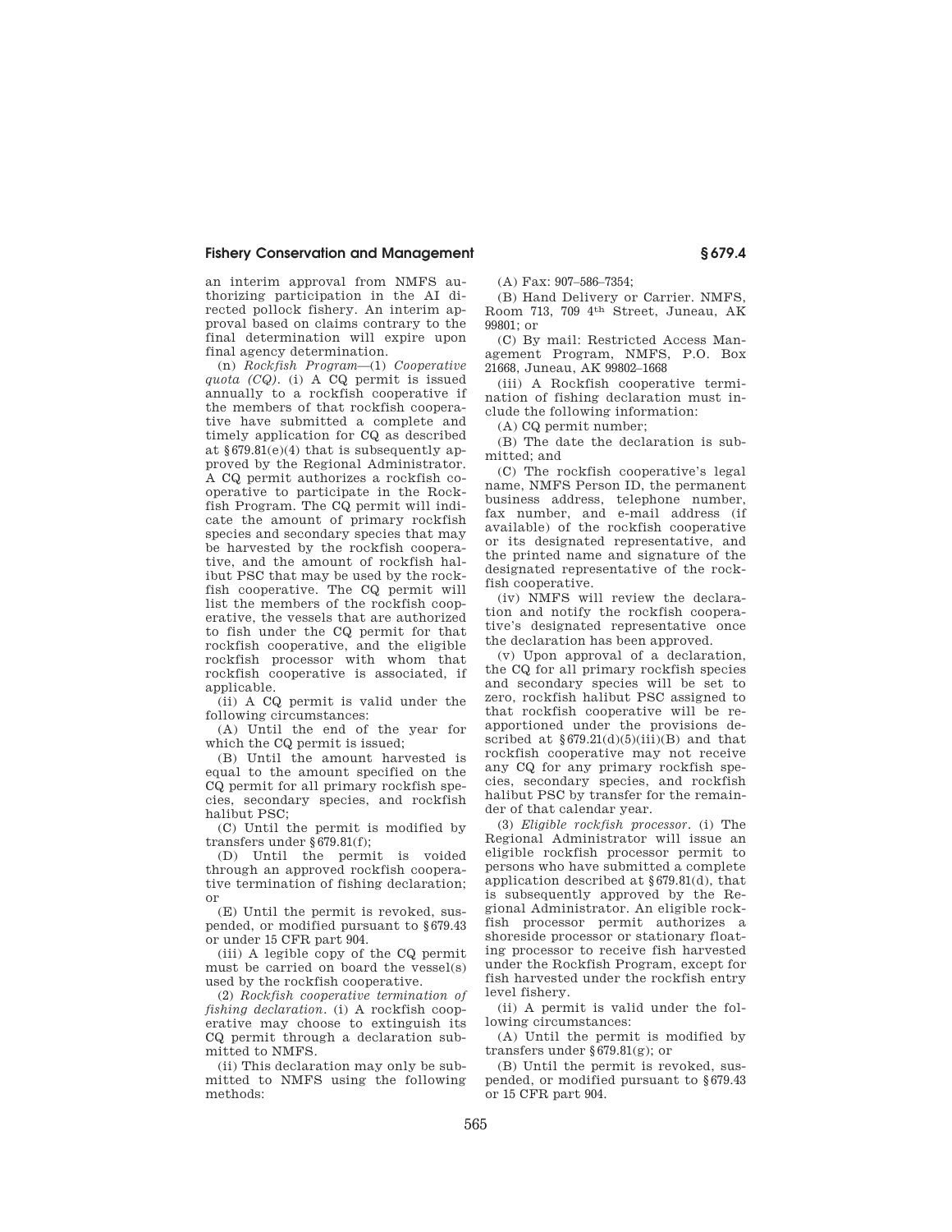an interim approval from NMFS authorizing participation in the AI directed pollock fishery. An interim approval based on claims contrary to the final determination will expire upon final agency determination.

(n) *Rockfish Program*—(1) *Cooperative quota (CQ).* (i) A CQ permit is issued annually to a rockfish cooperative if the members of that rockfish cooperative have submitted a complete and timely application for CQ as described at §679.81(e)(4) that is subsequently approved by the Regional Administrator. A CQ permit authorizes a rockfish cooperative to participate in the Rockfish Program. The CQ permit will indicate the amount of primary rockfish species and secondary species that may be harvested by the rockfish cooperative, and the amount of rockfish halibut PSC that may be used by the rockfish cooperative. The CQ permit will list the members of the rockfish cooperative, the vessels that are authorized to fish under the CQ permit for that rockfish cooperative, and the eligible rockfish processor with whom that rockfish cooperative is associated, if applicable.

(ii) A CQ permit is valid under the following circumstances:

(A) Until the end of the year for which the CQ permit is issued;

(B) Until the amount harvested is equal to the amount specified on the CQ permit for all primary rockfish species, secondary species, and rockfish halibut PSC;

(C) Until the permit is modified by transfers under §679.81(f);

(D) Until the permit is voided through an approved rockfish cooperative termination of fishing declaration; or

(E) Until the permit is revoked, suspended, or modified pursuant to §679.43 or under 15 CFR part 904.

(iii) A legible copy of the CQ permit must be carried on board the vessel(s) used by the rockfish cooperative.

(2) *Rockfish cooperative termination of fishing declaration.* (i) A rockfish cooperative may choose to extinguish its CQ permit through a declaration submitted to NMFS.

(ii) This declaration may only be submitted to NMFS using the following methods:

(A) Fax: 907–586–7354;

(B) Hand Delivery or Carrier. NMFS, Room 713, 709 4th Street, Juneau, AK 99801; or

(C) By mail: Restricted Access Management Program, NMFS, P.O. Box 21668, Juneau, AK 99802–1668

(iii) A Rockfish cooperative termination of fishing declaration must include the following information:

(A) CQ permit number;

(B) The date the declaration is submitted; and

(C) The rockfish cooperative's legal name, NMFS Person ID, the permanent business address, telephone number, fax number, and e-mail address (if available) of the rockfish cooperative or its designated representative, and the printed name and signature of the designated representative of the rockfish cooperative.

(iv) NMFS will review the declaration and notify the rockfish cooperative's designated representative once the declaration has been approved.

(v) Upon approval of a declaration, the CQ for all primary rockfish species and secondary species will be set to zero, rockfish halibut PSC assigned to that rockfish cooperative will be reapportioned under the provisions described at §679.21(d)(5)(iii)(B) and that rockfish cooperative may not receive any CQ for any primary rockfish species, secondary species, and rockfish halibut PSC by transfer for the remainder of that calendar year.

(3) *Eligible rockfish processor.* (i) The Regional Administrator will issue an eligible rockfish processor permit to persons who have submitted a complete application described at §679.81(d), that is subsequently approved by the Regional Administrator. An eligible rockfish processor permit authorizes a shoreside processor or stationary floating processor to receive fish harvested under the Rockfish Program, except for fish harvested under the rockfish entry level fishery.

(ii) A permit is valid under the following circumstances:

(A) Until the permit is modified by transfers under §679.81(g); or

(B) Until the permit is revoked, suspended, or modified pursuant to §679.43 or 15 CFR part 904.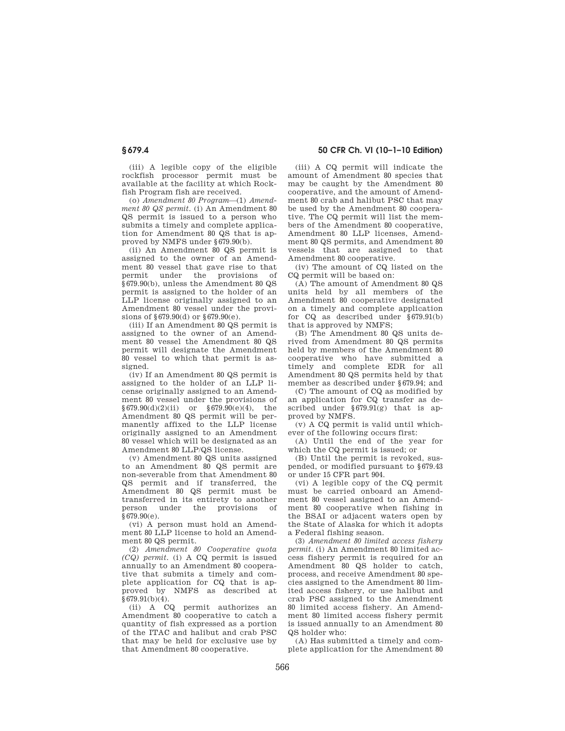(iii) A legible copy of the eligible rockfish processor permit must be available at the facility at which Rockfish Program fish are received.

(o) *Amendment 80 Program*—(1) *Amendment 80 QS permit.* (i) An Amendment 80 QS permit is issued to a person who submits a timely and complete application for Amendment 80 QS that is approved by NMFS under §679.90(b).

(ii) An Amendment 80 QS permit is assigned to the owner of an Amendment 80 vessel that gave rise to that permit under the provisions of §679.90(b), unless the Amendment 80 QS permit is assigned to the holder of an LLP license originally assigned to an Amendment 80 vessel under the provisions of §679.90(d) or §679.90(e).

(iii) If an Amendment 80 QS permit is assigned to the owner of an Amendment 80 vessel the Amendment 80 QS permit will designate the Amendment 80 vessel to which that permit is assigned.

(iv) If an Amendment 80 QS permit is assigned to the holder of an LLP license originally assigned to an Amendment 80 vessel under the provisions of §679.90(d)(2)(ii) or §679.90(e)(4), the Amendment 80 QS permit will be permanently affixed to the LLP license originally assigned to an Amendment 80 vessel which will be designated as an Amendment 80 LLP/QS license.

(v) Amendment 80 QS units assigned to an Amendment 80 QS permit are non-severable from that Amendment 80 QS permit and if transferred, the Amendment 80 QS permit must be transferred in its entirety to another person under the provisions of §679.90(e).

(vi) A person must hold an Amendment 80 LLP license to hold an Amendment 80 QS permit.

(2) *Amendment 80 Cooperative quota (CQ) permit.* (i) A CQ permit is issued annually to an Amendment 80 cooperative that submits a timely and complete application for CQ that is approved by NMFS as described at §679.91(b)(4).

(ii) A CQ permit authorizes an Amendment 80 cooperative to catch a quantity of fish expressed as a portion of the ITAC and halibut and crab PSC that may be held for exclusive use by that Amendment 80 cooperative.

(iii) A CQ permit will indicate the amount of Amendment 80 species that may be caught by the Amendment 80 cooperative, and the amount of Amendment 80 crab and halibut PSC that may be used by the Amendment 80 cooperative. The CQ permit will list the members of the Amendment 80 cooperative, Amendment 80 LLP licenses, Amendment 80 QS permits, and Amendment 80 vessels that are assigned to that Amendment 80 cooperative.

(iv) The amount of CQ listed on the CQ permit will be based on:

(A) The amount of Amendment 80 QS units held by all members of the Amendment 80 cooperative designated on a timely and complete application for CQ as described under §679.91(b) that is approved by NMFS;

(B) The Amendment 80 QS units derived from Amendment 80 QS permits held by members of the Amendment 80 cooperative who have submitted a timely and complete EDR for all Amendment 80 QS permits held by that member as described under §679.94; and

(C) The amount of CQ as modified by an application for CQ transfer as described under §679.91(g) that is approved by NMFS.

(v) A CQ permit is valid until whichever of the following occurs first:

(A) Until the end of the year for which the CQ permit is issued; or

(B) Until the permit is revoked, suspended, or modified pursuant to §679.43 or under 15 CFR part 904.

(vi) A legible copy of the CQ permit must be carried onboard an Amendment 80 vessel assigned to an Amendment 80 cooperative when fishing in the BSAI or adjacent waters open by the State of Alaska for which it adopts a Federal fishing season.

(3) *Amendment 80 limited access fishery permit.* (i) An Amendment 80 limited access fishery permit is required for an Amendment 80 QS holder to catch, process, and receive Amendment 80 species assigned to the Amendment 80 limited access fishery, or use halibut and crab PSC assigned to the Amendment 80 limited access fishery. An Amendment 80 limited access fishery permit is issued annually to an Amendment 80 QS holder who:

(A) Has submitted a timely and complete application for the Amendment 80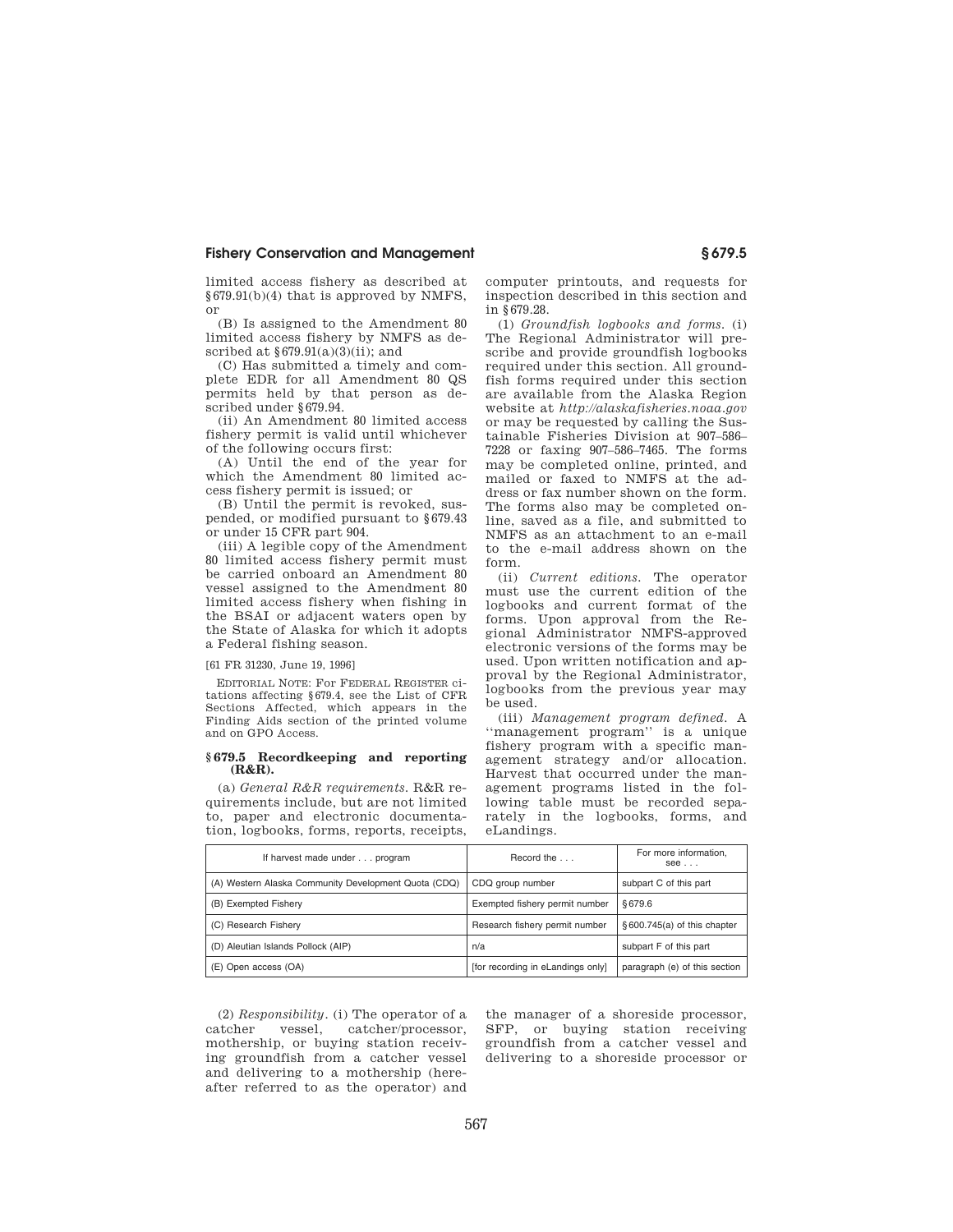limited access fishery as described at §679.91(b)(4) that is approved by NMFS, or

(B) Is assigned to the Amendment 80 limited access fishery by NMFS as described at §679.91(a)(3)(ii); and

(C) Has submitted a timely and complete EDR for all Amendment 80 QS permits held by that person as described under §679.94.

(ii) An Amendment 80 limited access fishery permit is valid until whichever of the following occurs first:

(A) Until the end of the year for which the Amendment 80 limited access fishery permit is issued; or

(B) Until the permit is revoked, suspended, or modified pursuant to §679.43 or under 15 CFR part 904.

(iii) A legible copy of the Amendment 80 limited access fishery permit must be carried onboard an Amendment 80 vessel assigned to the Amendment 80 limited access fishery when fishing in the BSAI or adjacent waters open by the State of Alaska for which it adopts a Federal fishing season.

[61 FR 31230, June 19, 1996]

EDITORIAL NOTE: For FEDERAL REGISTER citations affecting §679.4, see the List of CFR Sections Affected, which appears in the Finding Aids section of the printed volume and on GPO Access.

### §679.5 Recordkeeping and reporting (R&R).

(a) *General R&R requirements.* R&R requirements include, but are not limited to, paper and electronic documentation, logbooks, forms, reports, receipts, computer printouts, and requests for inspection described in this section and in §679.28.

(1) *Groundfish logbooks and forms.* (i) The Regional Administrator will prescribe and provide groundfish logbooks required under this section. All groundfish forms required under this section are available from the Alaska Region website at *http://alaskafisheries.noaa.gov* or may be requested by calling the Sustainable Fisheries Division at 907–586–7228 or faxing 907–586–7465. The forms may be completed online, printed, and mailed or faxed to NMFS at the address or fax number shown on the form. The forms also may be completed online, saved as a file, and submitted to NMFS as an attachment to an e-mail to the e-mail address shown on the form.

(ii) *Current editions.* The operator must use the current edition of the logbooks and current format of the forms. Upon approval from the Regional Administrator NMFS-approved electronic versions of the forms may be used. Upon written notification and approval by the Regional Administrator, logbooks from the previous year may be used.

(iii) *Management program defined.* A ''management program'' is a unique fishery program with a specific management strategy and/or allocation. Harvest that occurred under the management programs listed in the following table must be recorded separately in the logbooks, forms, and eLandings.

| If harvest made under . . . program | Record the . . . | For more information, see . . . |
|---|---|---|
| (A) Western Alaska Community Development Quota (CDQ) | CDQ group number | subpart C of this part |
| (B) Exempted Fishery | Exempted fishery permit number | §679.6 |
| (C) Research Fishery | Research fishery permit number | §600.745(a) of this chapter |
| (D) Aleutian Islands Pollock (AIP) | n/a | subpart F of this part |
| (E) Open access (OA) | [for recording in eLandings only] | paragraph (e) of this section |

(2) *Responsibility.* (i) The operator of a catcher vessel, catcher/processor, mothership, or buying station receiving groundfish from a catcher vessel and delivering to a mothership (hereafter referred to as the operator) and the manager of a shoreside processor, SFP, or buying station receiving groundfish from a catcher vessel and delivering to a shoreside processor or